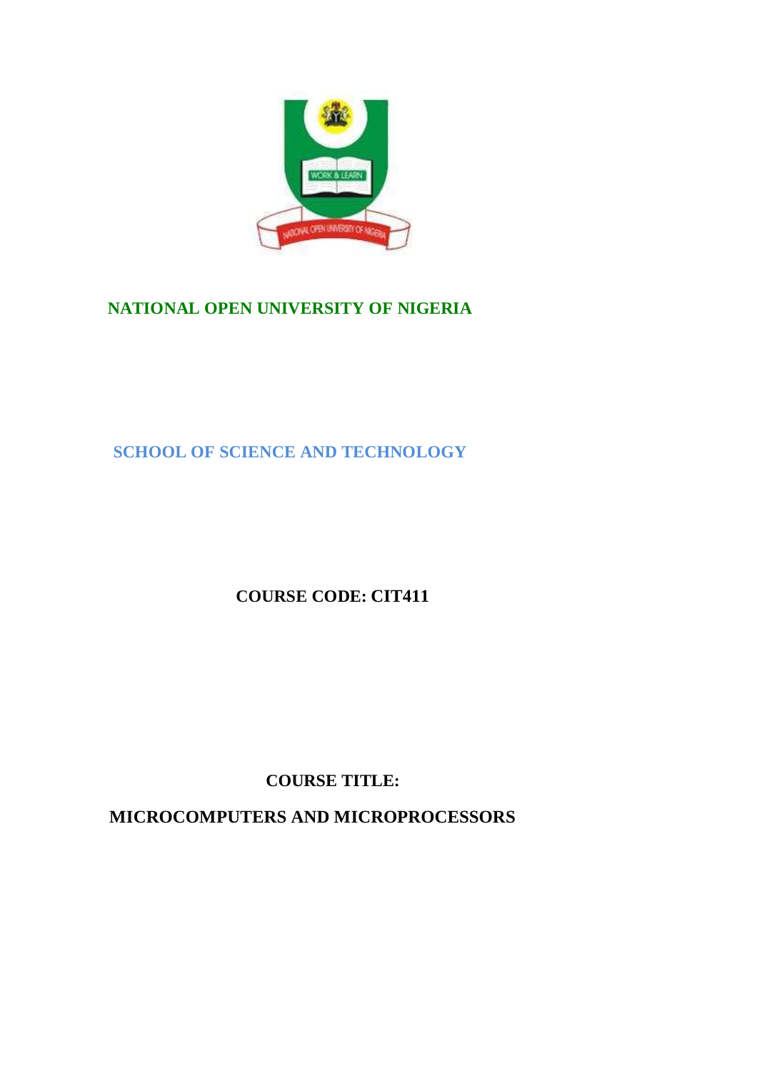# NATIONAL OPEN UNIVERSITY OF NIGERIA

## SCHOOL OF SCIENCE AND TECHNOLOGY

**COURSE CODE: CIT411**

**COURSE TITLE:**

**MICROCOMPUTERS AND MICROPROCESSORS**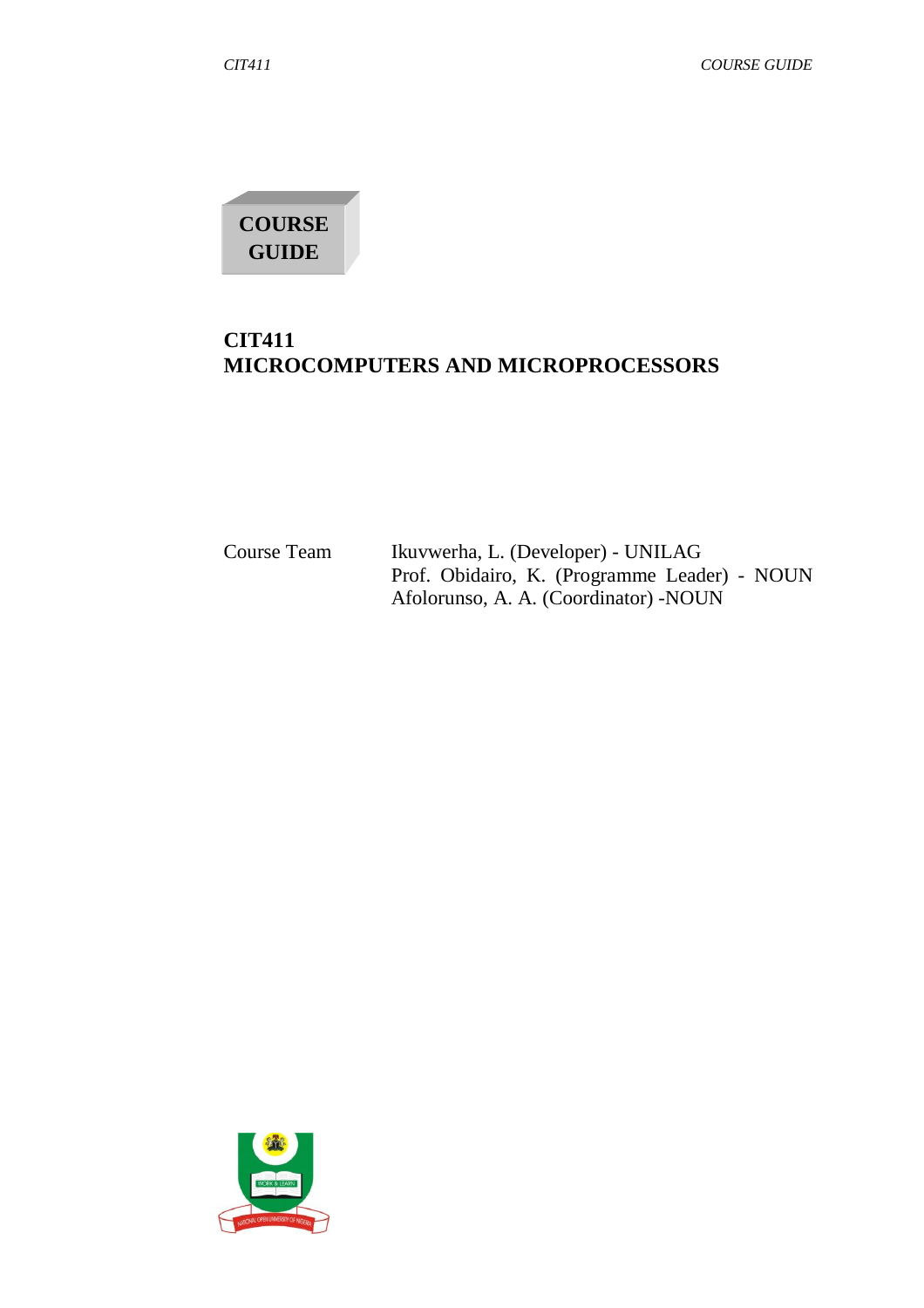**COURSE GUIDE**

# CIT411
# MICROCOMPUTERS AND MICROPROCESSORS

| | |
|---|---|
| Course Team | Ikuvwerha, L. (Developer) - UNILAG |
| | Prof. Obidairo, K. (Programme Leader) - NOUN |
| | Afolorunso, A. A. (Coordinator) -NOUN |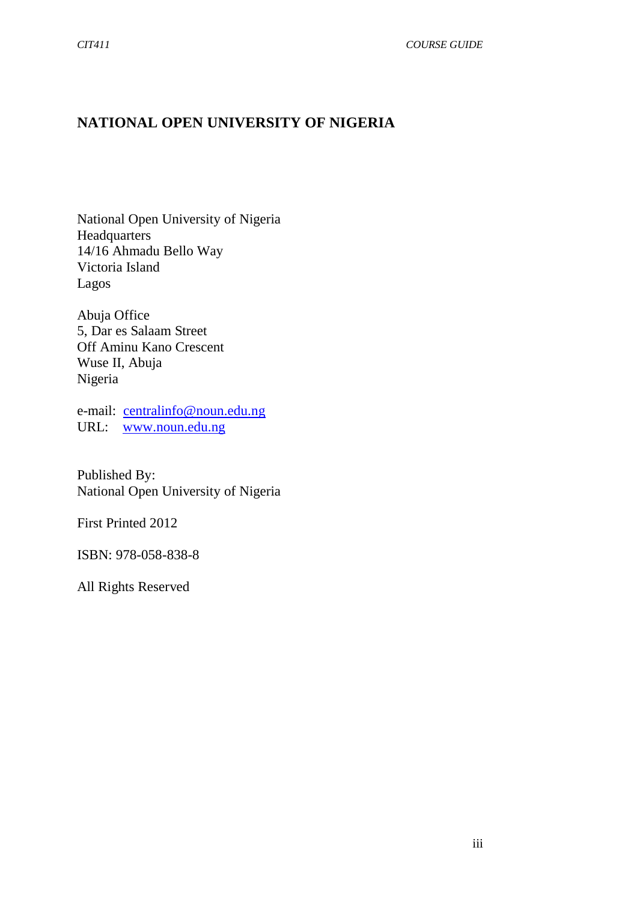## NATIONAL OPEN UNIVERSITY OF NIGERIA

National Open University of Nigeria
Headquarters
14/16 Ahmadu Bello Way
Victoria Island
Lagos

Abuja Office
5, Dar es Salaam Street
Off Aminu Kano Crescent
Wuse II, Abuja
Nigeria

e-mail: centralinfo@noun.edu.ng
URL: www.noun.edu.ng

Published By:
National Open University of Nigeria

First Printed 2012

ISBN: 978-058-838-8

All Rights Reserved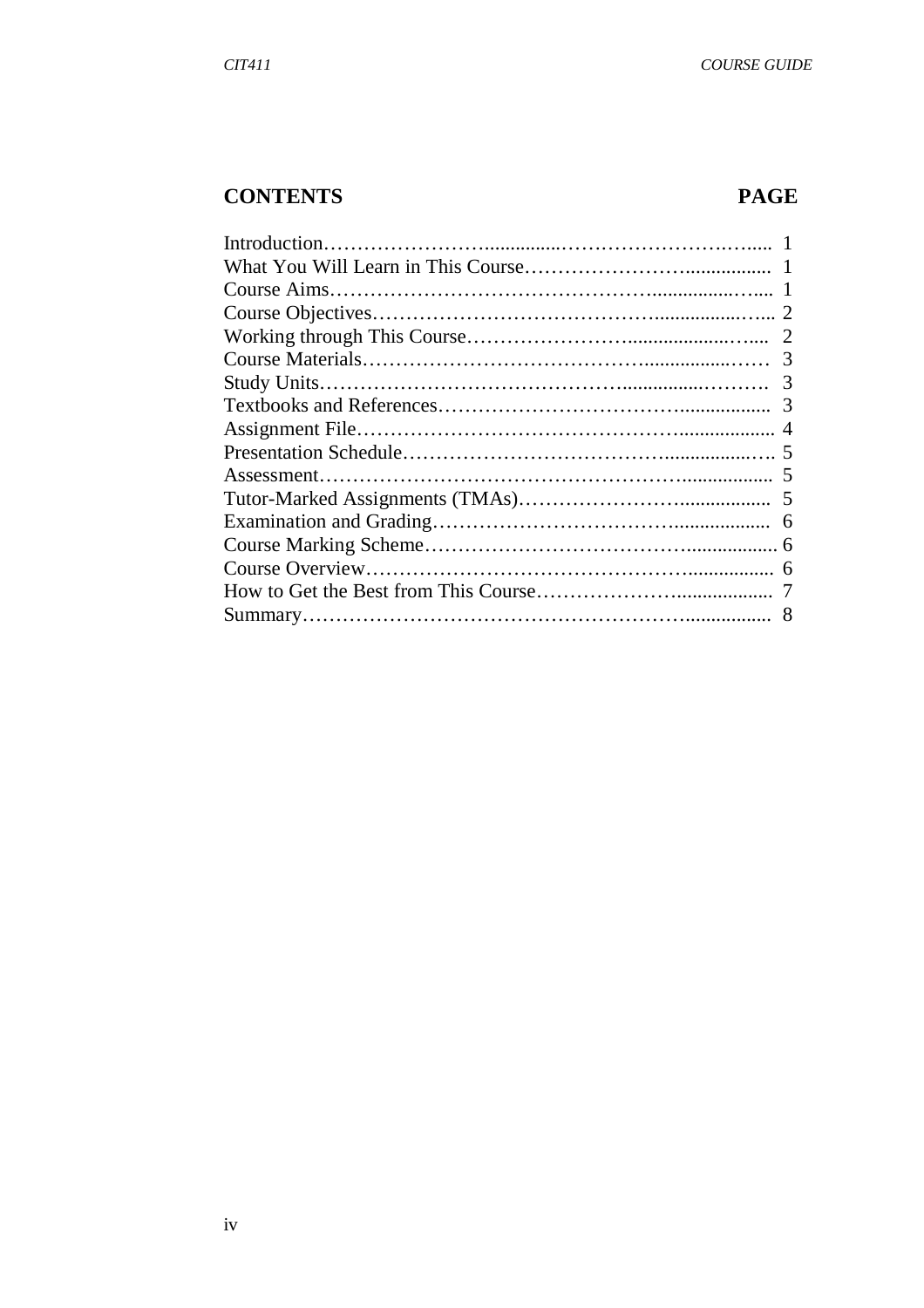## CONTENTS PAGE

| CONTENTS | PAGE |
|---|---|
| Introduction | 1 |
| What You Will Learn in This Course | 1 |
| Course Aims | 1 |
| Course Objectives | 2 |
| Working through This Course | 2 |
| Course Materials | 3 |
| Study Units | 3 |
| Textbooks and References | 3 |
| Assignment File | 4 |
| Presentation Schedule | 5 |
| Assessment | 5 |
| Tutor-Marked Assignments (TMAs) | 5 |
| Examination and Grading | 6 |
| Course Marking Scheme | 6 |
| Course Overview | 6 |
| How to Get the Best from This Course | 7 |
| Summary | 8 |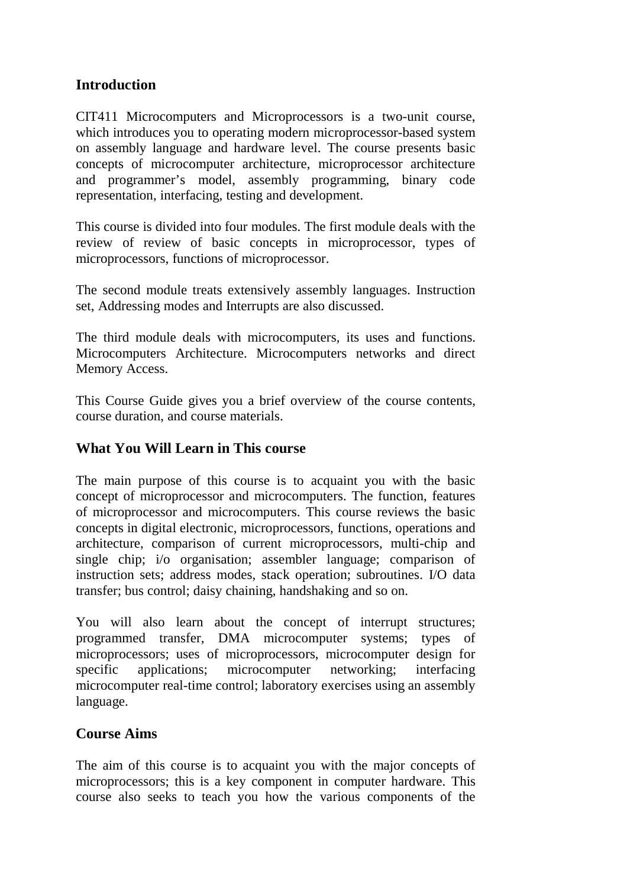## Introduction

CIT411 Microcomputers and Microprocessors is a two-unit course, which introduces you to operating modern microprocessor-based system on assembly language and hardware level. The course presents basic concepts of microcomputer architecture, microprocessor architecture and programmer's model, assembly programming, binary code representation, interfacing, testing and development.

This course is divided into four modules. The first module deals with the review of review of basic concepts in microprocessor, types of microprocessors, functions of microprocessor.

The second module treats extensively assembly languages. Instruction set, Addressing modes and Interrupts are also discussed.

The third module deals with microcomputers, its uses and functions. Microcomputers Architecture. Microcomputers networks and direct Memory Access.

This Course Guide gives you a brief overview of the course contents, course duration, and course materials.

## What You Will Learn in This course

The main purpose of this course is to acquaint you with the basic concept of microprocessor and microcomputers. The function, features of microprocessor and microcomputers. This course reviews the basic concepts in digital electronic, microprocessors, functions, operations and architecture, comparison of current microprocessors, multi-chip and single chip; i/o organisation; assembler language; comparison of instruction sets; address modes, stack operation; subroutines. I/O data transfer; bus control; daisy chaining, handshaking and so on.

You will also learn about the concept of interrupt structures; programmed transfer, DMA microcomputer systems; types of microprocessors; uses of microprocessors, microcomputer design for specific applications; microcomputer networking; interfacing microcomputer real-time control; laboratory exercises using an assembly language.

## Course Aims

The aim of this course is to acquaint you with the major concepts of microprocessors; this is a key component in computer hardware. This course also seeks to teach you how the various components of the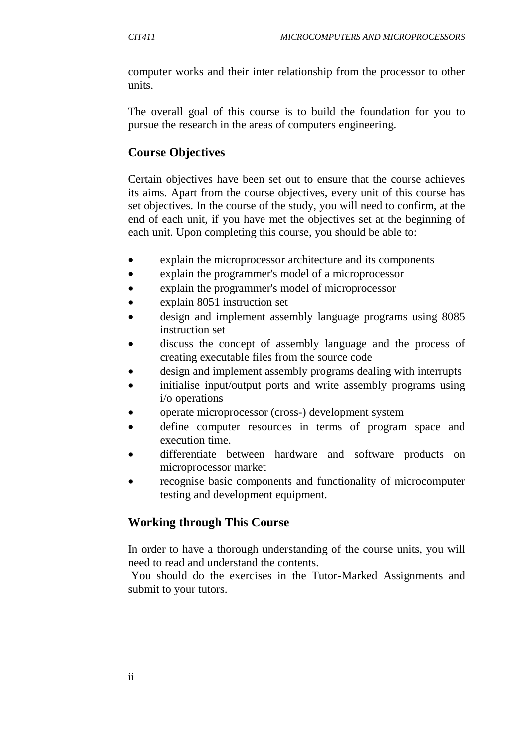computer works and their inter relationship from the processor to other units.

The overall goal of this course is to build the foundation for you to pursue the research in the areas of computers engineering.

## Course Objectives

Certain objectives have been set out to ensure that the course achieves its aims. Apart from the course objectives, every unit of this course has set objectives. In the course of the study, you will need to confirm, at the end of each unit, if you have met the objectives set at the beginning of each unit. Upon completing this course, you should be able to:

- explain the microprocessor architecture and its components
- explain the programmer's model of a microprocessor
- explain the programmer's model of microprocessor
- explain 8051 instruction set
- design and implement assembly language programs using 8085 instruction set
- discuss the concept of assembly language and the process of creating executable files from the source code
- design and implement assembly programs dealing with interrupts
- initialise input/output ports and write assembly programs using i/o operations
- operate microprocessor (cross-) development system
- define computer resources in terms of program space and execution time.
- differentiate between hardware and software products on microprocessor market
- recognise basic components and functionality of microcomputer testing and development equipment.

## Working through This Course

In order to have a thorough understanding of the course units, you will need to read and understand the contents.

You should do the exercises in the Tutor-Marked Assignments and submit to your tutors.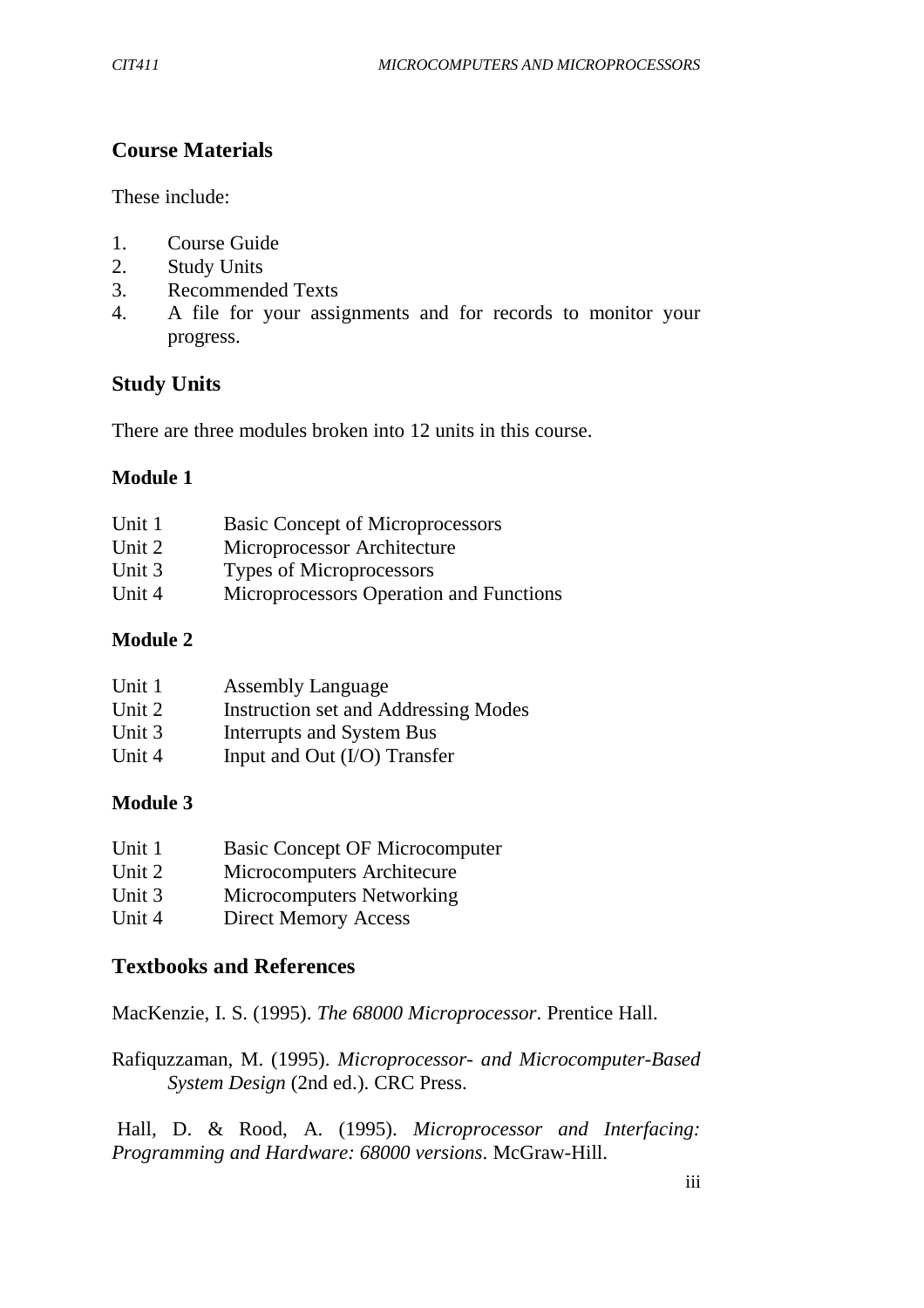## Course Materials

These include:

1. Course Guide
2. Study Units
3. Recommended Texts
4. A file for your assignments and for records to monitor your progress.

## Study Units

There are three modules broken into 12 units in this course.

**Module 1**

Unit 1 Basic Concept of Microprocessors
Unit 2 Microprocessor Architecture
Unit 3 Types of Microprocessors
Unit 4 Microprocessors Operation and Functions

**Module 2**

Unit 1 Assembly Language
Unit 2 Instruction set and Addressing Modes
Unit 3 Interrupts and System Bus
Unit 4 Input and Out (I/O) Transfer

**Module 3**

Unit 1 Basic Concept OF Microcomputer
Unit 2 Microcomputers Architecure
Unit 3 Microcomputers Networking
Unit 4 Direct Memory Access

## Textbooks and References

MacKenzie, I. S. (1995). *The 68000 Microprocessor*. Prentice Hall.

Rafiquzzaman, M. (1995). *Microprocessor- and Microcomputer-Based System Design* (2nd ed.). CRC Press.

Hall, D. & Rood, A. (1995). *Microprocessor and Interfacing: Programming and Hardware: 68000 versions*. McGraw-Hill.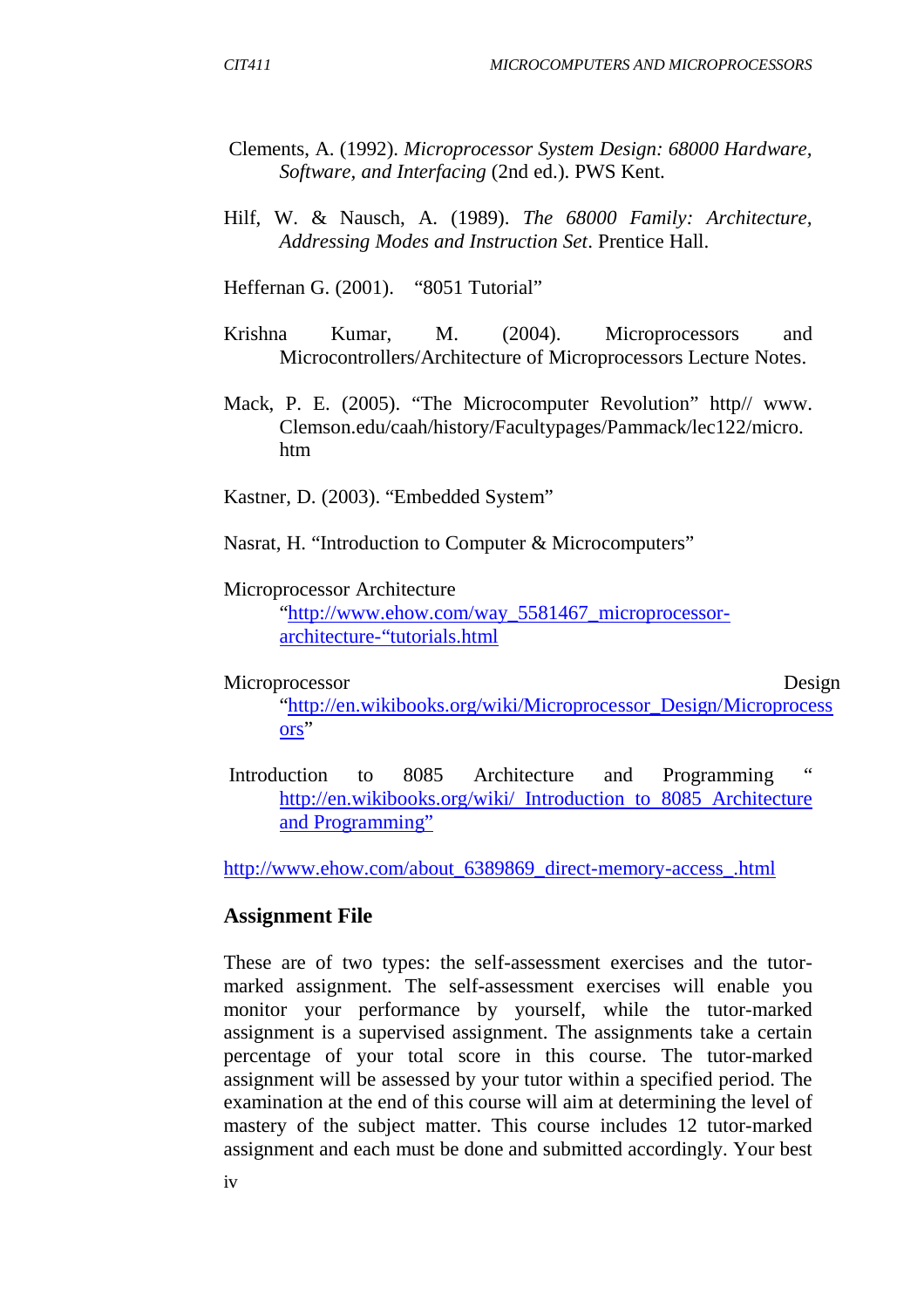Clements, A. (1992). *Microprocessor System Design: 68000 Hardware, Software, and Interfacing* (2nd ed.). PWS Kent.

Hilf, W. & Nausch, A. (1989). *The 68000 Family: Architecture, Addressing Modes and Instruction Set*. Prentice Hall.

Heffernan G. (2001). "8051 Tutorial"

Krishna Kumar, M. (2004). Microprocessors and Microcontrollers/Architecture of Microprocessors Lecture Notes.

Mack, P. E. (2005). "The Microcomputer Revolution" http// www. Clemson.edu/caah/history/Facultypages/Pammack/lec122/micro. htm

Kastner, D. (2003). "Embedded System"

Nasrat, H. "Introduction to Computer & Microcomputers"

Microprocessor Architecture "http://www.ehow.com/way_5581467_microprocessor-architecture-"tutorials.html

Microprocessor Design "http://en.wikibooks.org/wiki/Microprocessor_Design/Microprocessors"

Introduction to 8085 Architecture and Programming " http://en.wikibooks.org/wiki/ Introduction to 8085 Architecture and Programming"

http://www.ehow.com/about_6389869_direct-memory-access_.html

## Assignment File

These are of two types: the self-assessment exercises and the tutor-marked assignment. The self-assessment exercises will enable you monitor your performance by yourself, while the tutor-marked assignment is a supervised assignment. The assignments take a certain percentage of your total score in this course. The tutor-marked assignment will be assessed by your tutor within a specified period. The examination at the end of this course will aim at determining the level of mastery of the subject matter. This course includes 12 tutor-marked assignment and each must be done and submitted accordingly. Your best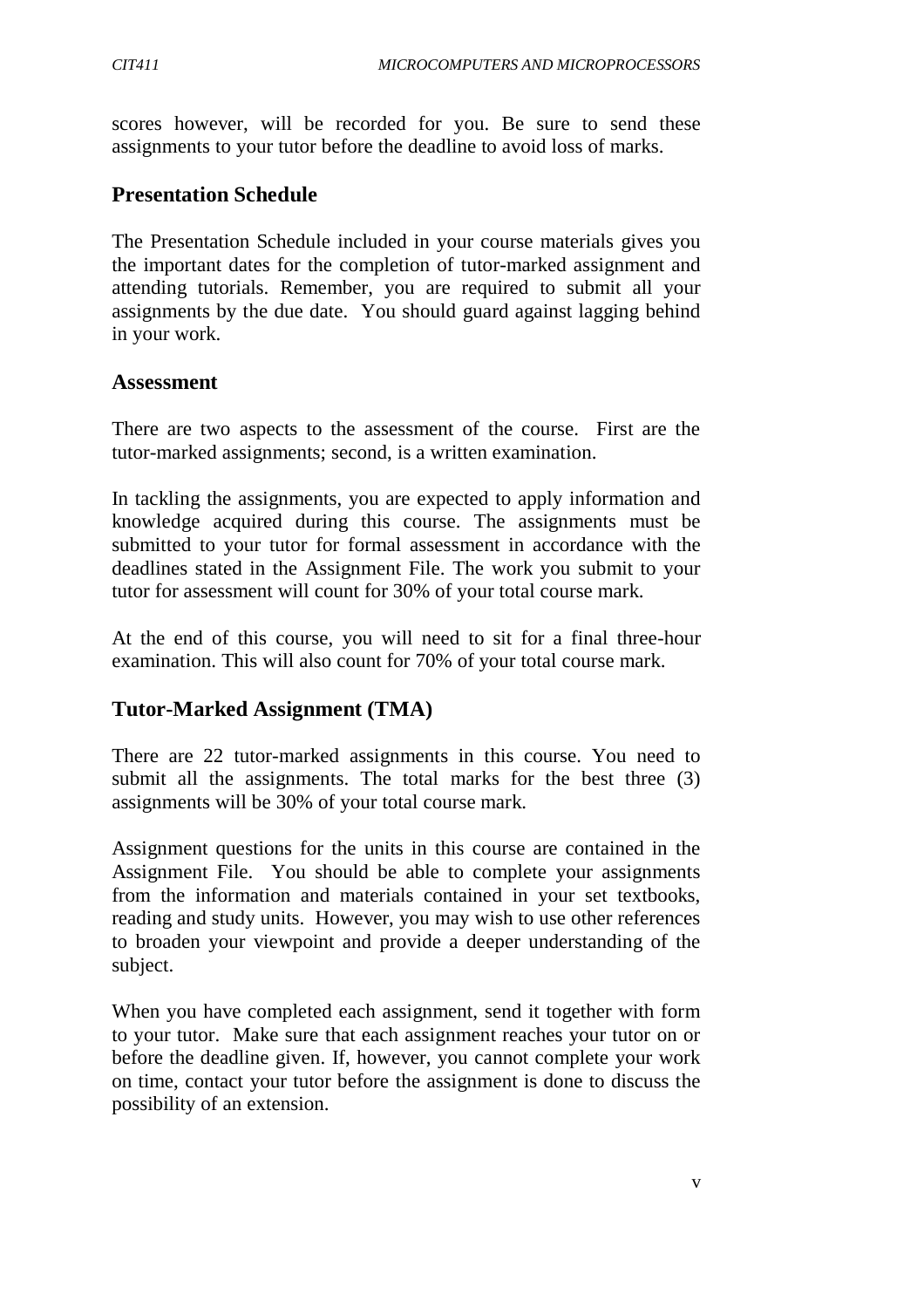scores however, will be recorded for you. Be sure to send these assignments to your tutor before the deadline to avoid loss of marks.

## Presentation Schedule

The Presentation Schedule included in your course materials gives you the important dates for the completion of tutor-marked assignment and attending tutorials. Remember, you are required to submit all your assignments by the due date. You should guard against lagging behind in your work.

## Assessment

There are two aspects to the assessment of the course. First are the tutor-marked assignments; second, is a written examination.

In tackling the assignments, you are expected to apply information and knowledge acquired during this course. The assignments must be submitted to your tutor for formal assessment in accordance with the deadlines stated in the Assignment File. The work you submit to your tutor for assessment will count for 30% of your total course mark.

At the end of this course, you will need to sit for a final three-hour examination. This will also count for 70% of your total course mark.

## Tutor-Marked Assignment (TMA)

There are 22 tutor-marked assignments in this course. You need to submit all the assignments. The total marks for the best three (3) assignments will be 30% of your total course mark.

Assignment questions for the units in this course are contained in the Assignment File. You should be able to complete your assignments from the information and materials contained in your set textbooks, reading and study units. However, you may wish to use other references to broaden your viewpoint and provide a deeper understanding of the subject.

When you have completed each assignment, send it together with form to your tutor. Make sure that each assignment reaches your tutor on or before the deadline given. If, however, you cannot complete your work on time, contact your tutor before the assignment is done to discuss the possibility of an extension.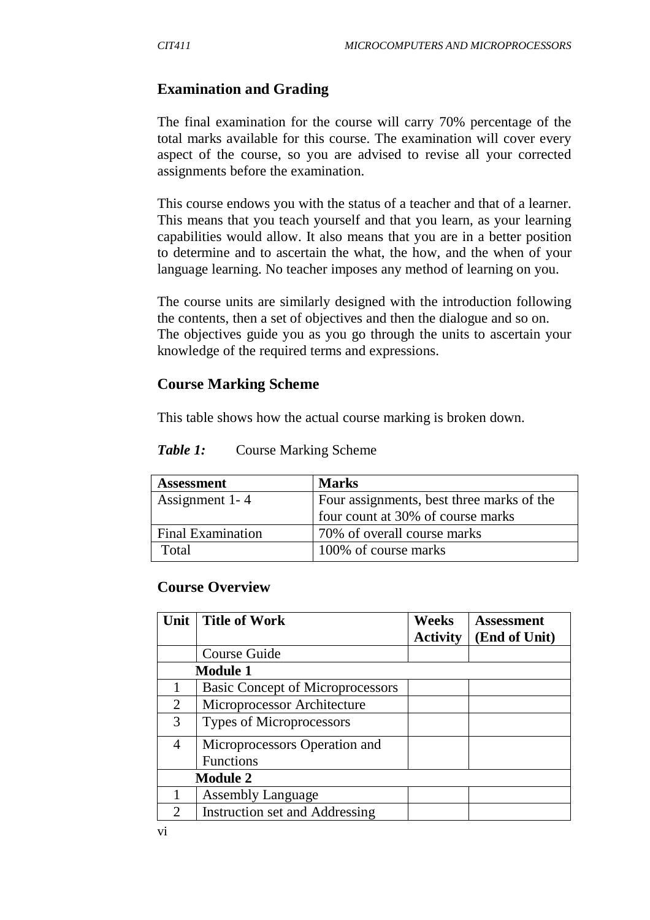## Examination and Grading

The final examination for the course will carry 70% percentage of the total marks available for this course. The examination will cover every aspect of the course, so you are advised to revise all your corrected assignments before the examination.

This course endows you with the status of a teacher and that of a learner. This means that you teach yourself and that you learn, as your learning capabilities would allow. It also means that you are in a better position to determine and to ascertain the what, the how, and the when of your language learning. No teacher imposes any method of learning on you.

The course units are similarly designed with the introduction following the contents, then a set of objectives and then the dialogue and so on.
The objectives guide you as you go through the units to ascertain your knowledge of the required terms and expressions.

## Course Marking Scheme

This table shows how the actual course marking is broken down.

***Table 1:*** Course Marking Scheme

| Assessment | Marks |
|---|---|
| Assignment 1- 4 | Four assignments, best three marks of the four count at 30% of course marks |
| Final Examination | 70% of overall course marks |
| Total | 100% of course marks |

## Course Overview

| Unit | Title of Work | Weeks Activity | Assessment (End of Unit) |
|---|---|---|---|
| | Course Guide | | |
| | **Module 1** | | |
| 1 | Basic Concept of Microprocessors | | |
| 2 | Microprocessor Architecture | | |
| 3 | Types of Microprocessors | | |
| 4 | Microprocessors Operation and Functions | | |
| | **Module 2** | | |
| 1 | Assembly Language | | |
| 2 | Instruction set and Addressing | | |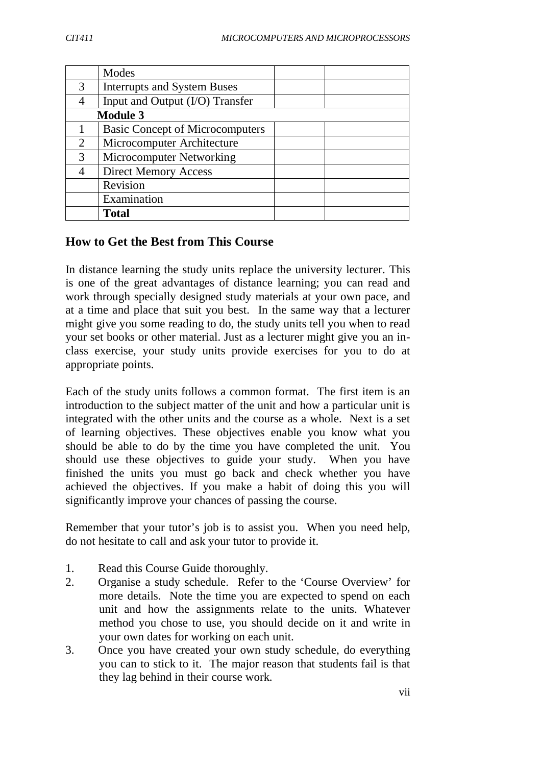| | | | |
|---|---|---|---|
| | Modes | | |
| 3 | Interrupts and System Buses | | |
| 4 | Input and Output (I/O) Transfer | | |
| | **Module 3** | | |
| 1 | Basic Concept of Microcomputers | | |
| 2 | Microcomputer Architecture | | |
| 3 | Microcomputer Networking | | |
| 4 | Direct Memory Access | | |
| | Revision | | |
| | Examination | | |
| | **Total** | | |

## How to Get the Best from This Course

In distance learning the study units replace the university lecturer. This is one of the great advantages of distance learning; you can read and work through specially designed study materials at your own pace, and at a time and place that suit you best. In the same way that a lecturer might give you some reading to do, the study units tell you when to read your set books or other material. Just as a lecturer might give you an in-class exercise, your study units provide exercises for you to do at appropriate points.

Each of the study units follows a common format. The first item is an introduction to the subject matter of the unit and how a particular unit is integrated with the other units and the course as a whole. Next is a set of learning objectives. These objectives enable you know what you should be able to do by the time you have completed the unit. You should use these objectives to guide your study. When you have finished the units you must go back and check whether you have achieved the objectives. If you make a habit of doing this you will significantly improve your chances of passing the course.

Remember that your tutor's job is to assist you. When you need help, do not hesitate to call and ask your tutor to provide it.

1. Read this Course Guide thoroughly.
2. Organise a study schedule. Refer to the 'Course Overview' for more details. Note the time you are expected to spend on each unit and how the assignments relate to the units. Whatever method you chose to use, you should decide on it and write in your own dates for working on each unit.
3. Once you have created your own study schedule, do everything you can to stick to it. The major reason that students fail is that they lag behind in their course work.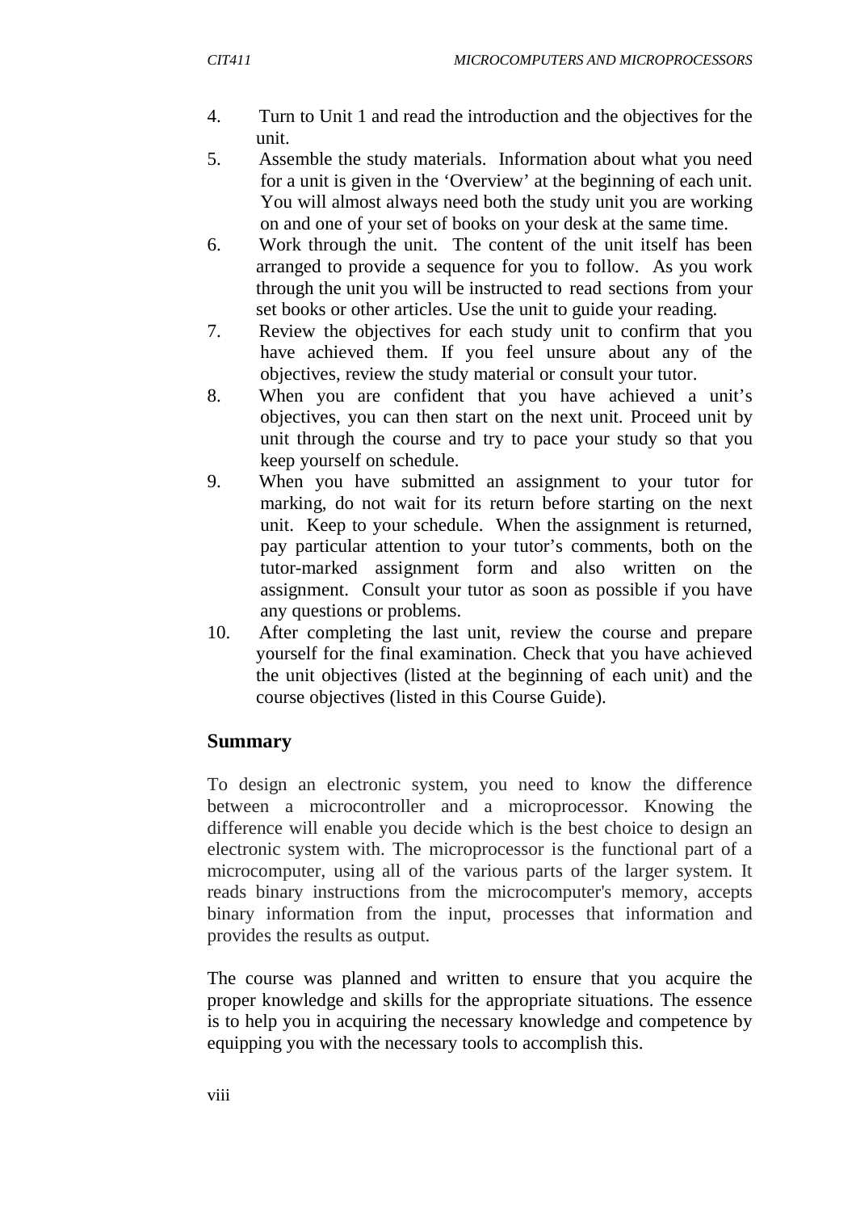4. Turn to Unit 1 and read the introduction and the objectives for the unit.
5. Assemble the study materials. Information about what you need for a unit is given in the 'Overview' at the beginning of each unit. You will almost always need both the study unit you are working on and one of your set of books on your desk at the same time.
6. Work through the unit. The content of the unit itself has been arranged to provide a sequence for you to follow. As you work through the unit you will be instructed to read sections from your set books or other articles. Use the unit to guide your reading.
7. Review the objectives for each study unit to confirm that you have achieved them. If you feel unsure about any of the objectives, review the study material or consult your tutor.
8. When you are confident that you have achieved a unit's objectives, you can then start on the next unit. Proceed unit by unit through the course and try to pace your study so that you keep yourself on schedule.
9. When you have submitted an assignment to your tutor for marking, do not wait for its return before starting on the next unit. Keep to your schedule. When the assignment is returned, pay particular attention to your tutor's comments, both on the tutor-marked assignment form and also written on the assignment. Consult your tutor as soon as possible if you have any questions or problems.
10. After completing the last unit, review the course and prepare yourself for the final examination. Check that you have achieved the unit objectives (listed at the beginning of each unit) and the course objectives (listed in this Course Guide).

## Summary

To design an electronic system, you need to know the difference between a microcontroller and a microprocessor. Knowing the difference will enable you decide which is the best choice to design an electronic system with. The microprocessor is the functional part of a microcomputer, using all of the various parts of the larger system. It reads binary instructions from the microcomputer's memory, accepts binary information from the input, processes that information and provides the results as output.

The course was planned and written to ensure that you acquire the proper knowledge and skills for the appropriate situations. The essence is to help you in acquiring the necessary knowledge and competence by equipping you with the necessary tools to accomplish this.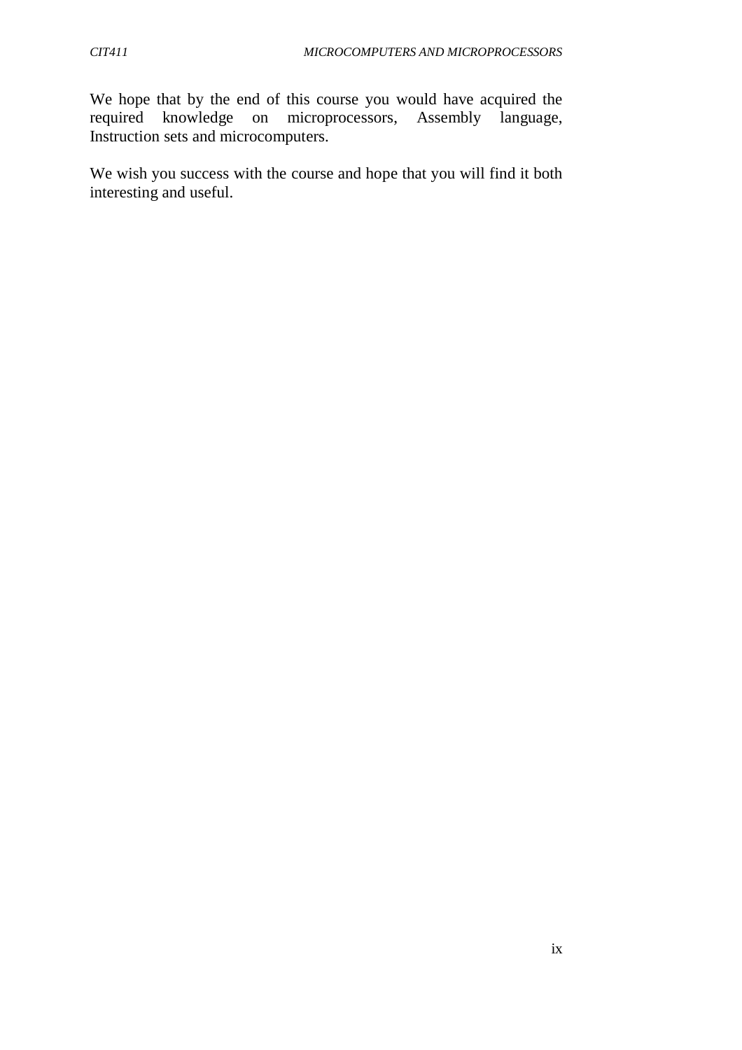We hope that by the end of this course you would have acquired the required knowledge on microprocessors, Assembly language, Instruction sets and microcomputers.

We wish you success with the course and hope that you will find it both interesting and useful.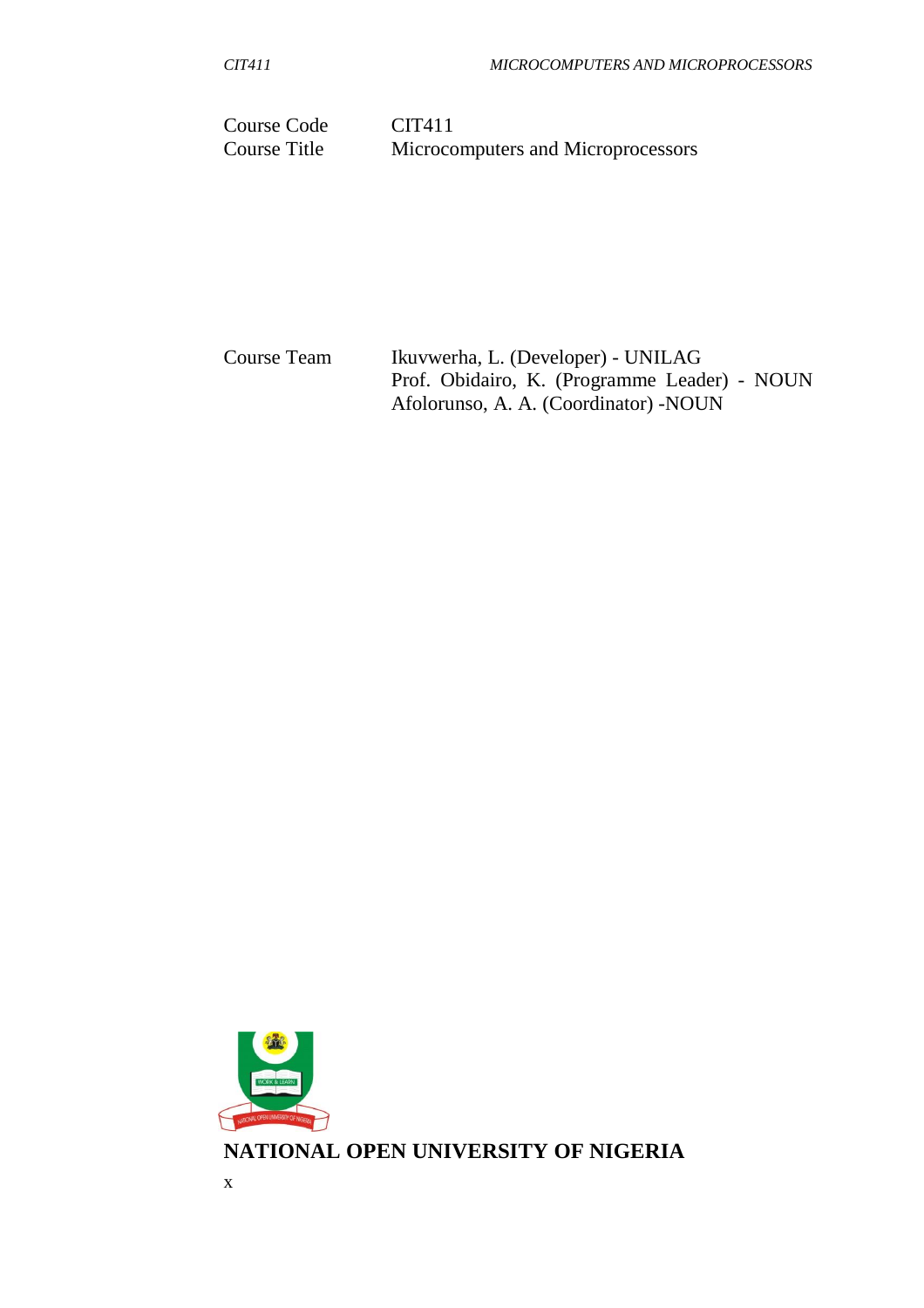| | |
|---|---|
| Course Code | CIT411 |
| Course Title | Microcomputers and Microprocessors |

| | |
|---|---|
| Course Team | Ikuvwerha, L. (Developer) - UNILAG<br>Prof. Obidairo, K. (Programme Leader) - NOUN<br>Afolorunso, A. A. (Coordinator) -NOUN |

**NATIONAL OPEN UNIVERSITY OF NIGERIA**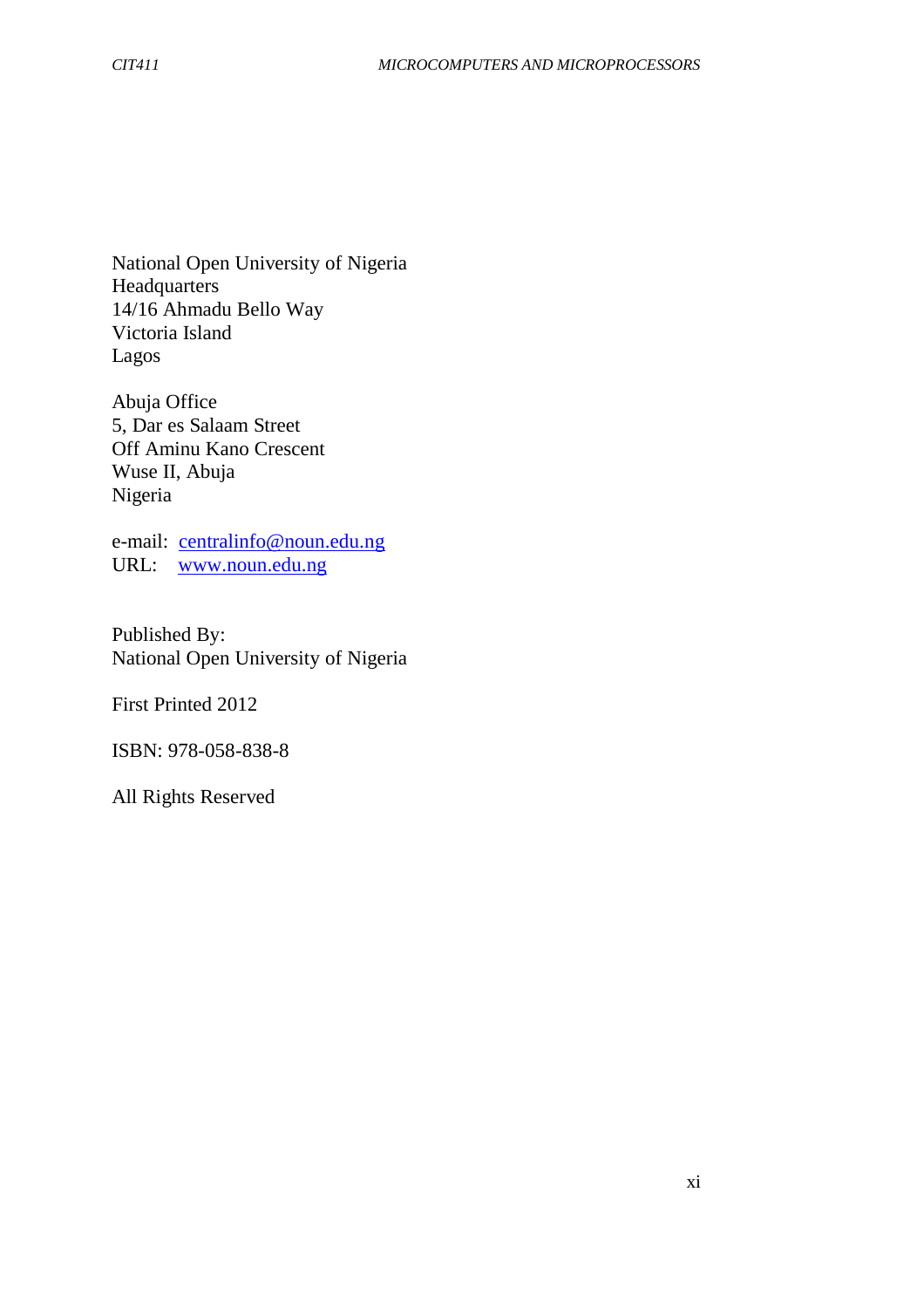National Open University of Nigeria
Headquarters
14/16 Ahmadu Bello Way
Victoria Island
Lagos

Abuja Office
5, Dar es Salaam Street
Off Aminu Kano Crescent
Wuse II, Abuja
Nigeria

e-mail: centralinfo@noun.edu.ng
URL: www.noun.edu.ng

Published By:
National Open University of Nigeria

First Printed 2012

ISBN: 978-058-838-8

All Rights Reserved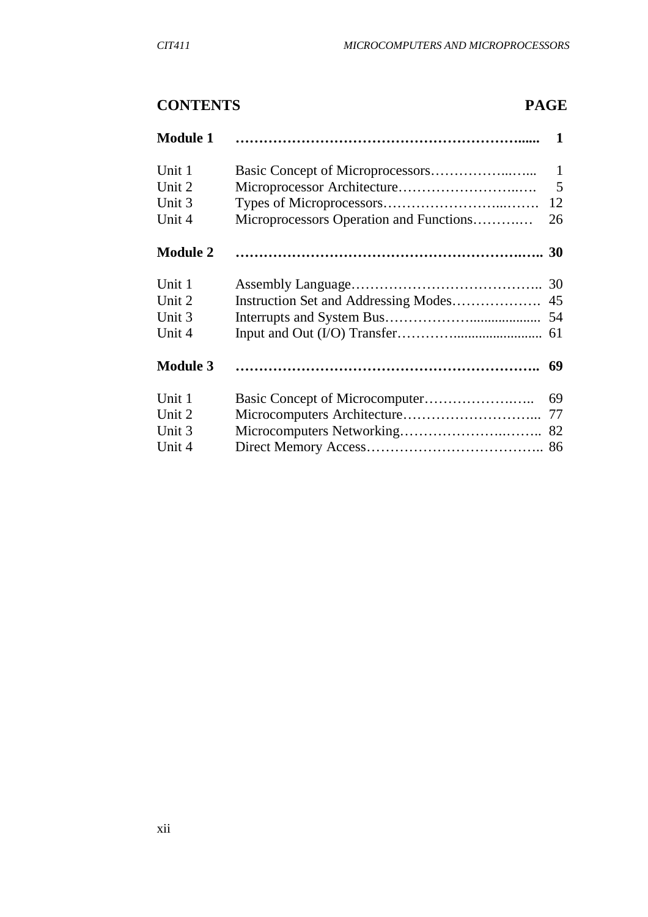## CONTENTS PAGE

| | | |
|---|---|---|
| **Module 1** | | **1** |
| Unit 1 | Basic Concept of Microprocessors | 1 |
| Unit 2 | Microprocessor Architecture | 5 |
| Unit 3 | Types of Microprocessors | 12 |
| Unit 4 | Microprocessors Operation and Functions | 26 |
| **Module 2** | | **30** |
| Unit 1 | Assembly Language | 30 |
| Unit 2 | Instruction Set and Addressing Modes | 45 |
| Unit 3 | Interrupts and System Bus | 54 |
| Unit 4 | Input and Out (I/O) Transfer | 61 |
| **Module 3** | | **69** |
| Unit 1 | Basic Concept of Microcomputer | 69 |
| Unit 2 | Microcomputers Architecture | 77 |
| Unit 3 | Microcomputers Networking | 82 |
| Unit 4 | Direct Memory Access | 86 |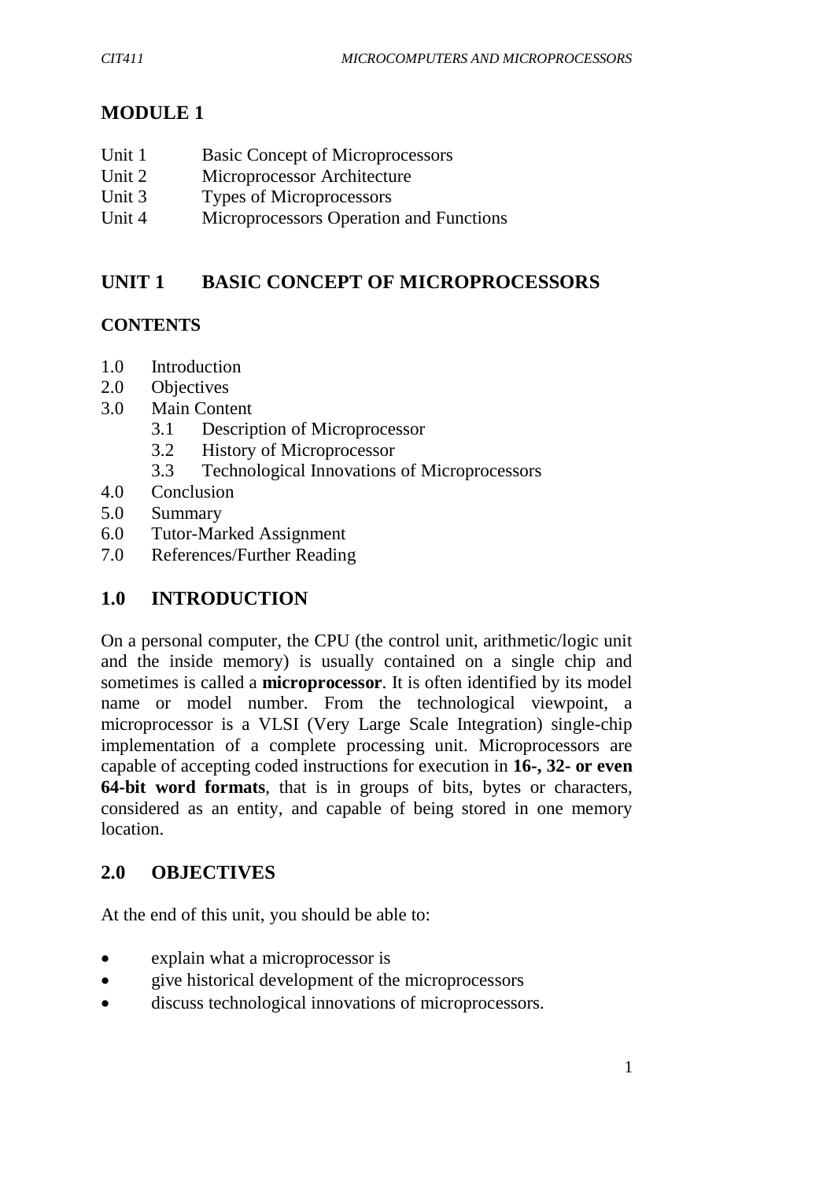# MODULE 1

Unit 1 Basic Concept of Microprocessors
Unit 2 Microprocessor Architecture
Unit 3 Types of Microprocessors
Unit 4 Microprocessors Operation and Functions

## UNIT 1 BASIC CONCEPT OF MICROPROCESSORS

### CONTENTS

1.0 Introduction
2.0 Objectives
3.0 Main Content
  3.1 Description of Microprocessor
  3.2 History of Microprocessor
  3.3 Technological Innovations of Microprocessors
4.0 Conclusion
5.0 Summary
6.0 Tutor-Marked Assignment
7.0 References/Further Reading

## 1.0 INTRODUCTION

On a personal computer, the CPU (the control unit, arithmetic/logic unit and the inside memory) is usually contained on a single chip and sometimes is called a **microprocessor**. It is often identified by its model name or model number. From the technological viewpoint, a microprocessor is a VLSI (Very Large Scale Integration) single-chip implementation of a complete processing unit. Microprocessors are capable of accepting coded instructions for execution in **16-, 32- or even 64-bit word formats**, that is in groups of bits, bytes or characters, considered as an entity, and capable of being stored in one memory location.

## 2.0 OBJECTIVES

At the end of this unit, you should be able to:

- explain what a microprocessor is
- give historical development of the microprocessors
- discuss technological innovations of microprocessors.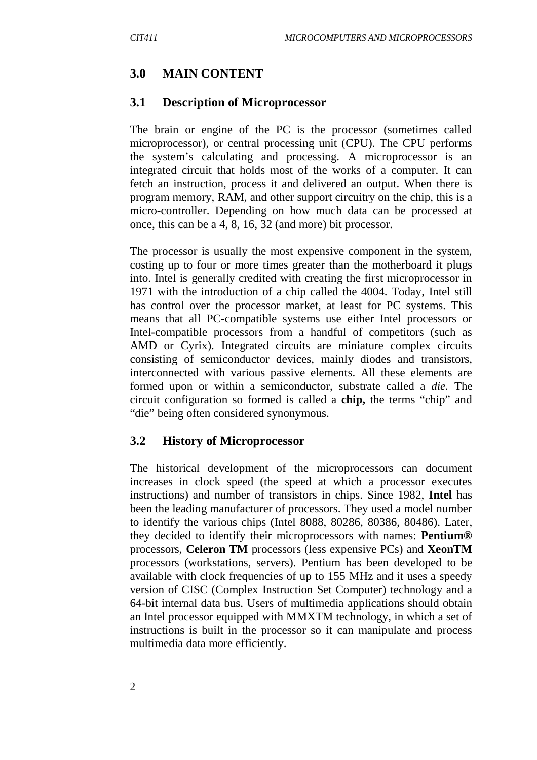## 3.0 MAIN CONTENT

### 3.1 Description of Microprocessor

The brain or engine of the PC is the processor (sometimes called microprocessor), or central processing unit (CPU). The CPU performs the system's calculating and processing. A microprocessor is an integrated circuit that holds most of the works of a computer. It can fetch an instruction, process it and delivered an output. When there is program memory, RAM, and other support circuitry on the chip, this is a micro-controller. Depending on how much data can be processed at once, this can be a 4, 8, 16, 32 (and more) bit processor.

The processor is usually the most expensive component in the system, costing up to four or more times greater than the motherboard it plugs into. Intel is generally credited with creating the first microprocessor in 1971 with the introduction of a chip called the 4004. Today, Intel still has control over the processor market, at least for PC systems. This means that all PC-compatible systems use either Intel processors or Intel-compatible processors from a handful of competitors (such as AMD or Cyrix). Integrated circuits are miniature complex circuits consisting of semiconductor devices, mainly diodes and transistors, interconnected with various passive elements. All these elements are formed upon or within a semiconductor, substrate called a *die*. The circuit configuration so formed is called a **chip,** the terms "chip" and "die" being often considered synonymous.

### 3.2 History of Microprocessor

The historical development of the microprocessors can document increases in clock speed (the speed at which a processor executes instructions) and number of transistors in chips. Since 1982, **Intel** has been the leading manufacturer of processors. They used a model number to identify the various chips (Intel 8088, 80286, 80386, 80486). Later, they decided to identify their microprocessors with names: **Pentium®** processors, **Celeron TM** processors (less expensive PCs) and **XeonTM** processors (workstations, servers). Pentium has been developed to be available with clock frequencies of up to 155 MHz and it uses a speedy version of CISC (Complex Instruction Set Computer) technology and a 64-bit internal data bus. Users of multimedia applications should obtain an Intel processor equipped with MMXTM technology, in which a set of instructions is built in the processor so it can manipulate and process multimedia data more efficiently.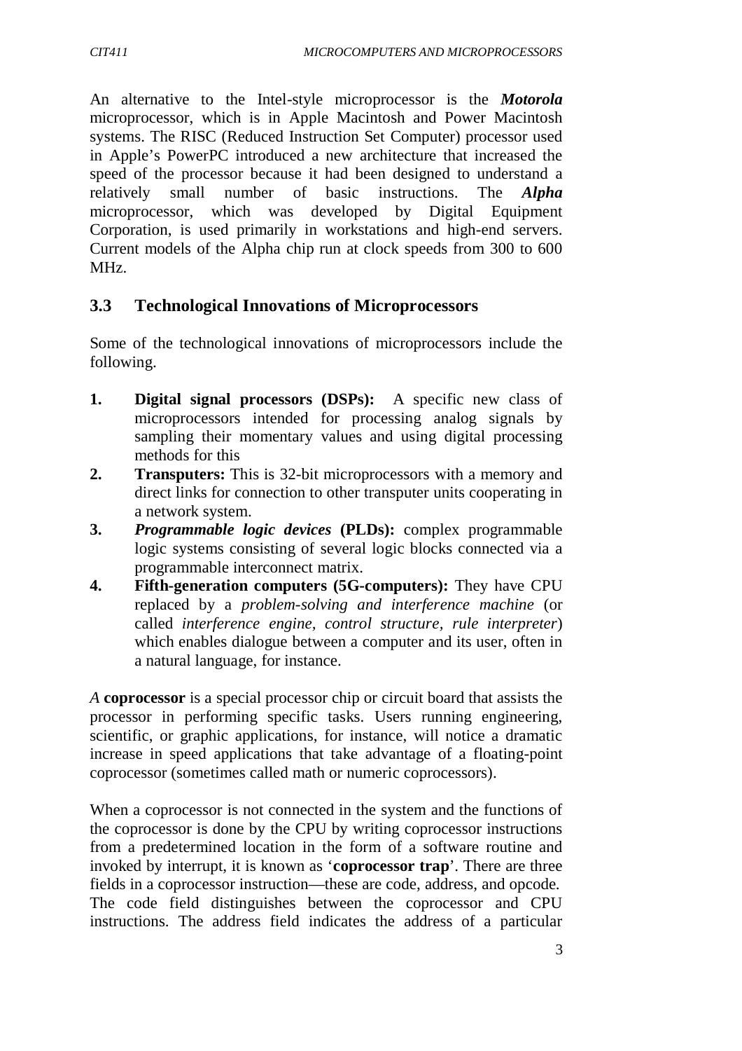An alternative to the Intel-style microprocessor is the ***Motorola*** microprocessor, which is in Apple Macintosh and Power Macintosh systems. The RISC (Reduced Instruction Set Computer) processor used in Apple's PowerPC introduced a new architecture that increased the speed of the processor because it had been designed to understand a relatively small number of basic instructions. The ***Alpha*** microprocessor, which was developed by Digital Equipment Corporation, is used primarily in workstations and high-end servers. Current models of the Alpha chip run at clock speeds from 300 to 600 MHz.

## 3.3 Technological Innovations of Microprocessors

Some of the technological innovations of microprocessors include the following.

1. **Digital signal processors (DSPs):** A specific new class of microprocessors intended for processing analog signals by sampling their momentary values and using digital processing methods for this
2. **Transputers:** This is 32-bit microprocessors with a memory and direct links for connection to other transputer units cooperating in a network system.
3. ***Programmable logic devices*** **(PLDs):** complex programmable logic systems consisting of several logic blocks connected via a programmable interconnect matrix.
4. **Fifth-generation computers (5G-computers):** They have CPU replaced by a *problem-solving and interference machine* (or called *interference engine, control structure, rule interpreter*) which enables dialogue between a computer and its user, often in a natural language, for instance.

*A* **coprocessor** is a special processor chip or circuit board that assists the processor in performing specific tasks. Users running engineering, scientific, or graphic applications, for instance, will notice a dramatic increase in speed applications that take advantage of a floating-point coprocessor (sometimes called math or numeric coprocessors).

When a coprocessor is not connected in the system and the functions of the coprocessor is done by the CPU by writing coprocessor instructions from a predetermined location in the form of a software routine and invoked by interrupt, it is known as '**coprocessor trap**'. There are three fields in a coprocessor instruction—these are code, address, and opcode. The code field distinguishes between the coprocessor and CPU instructions. The address field indicates the address of a particular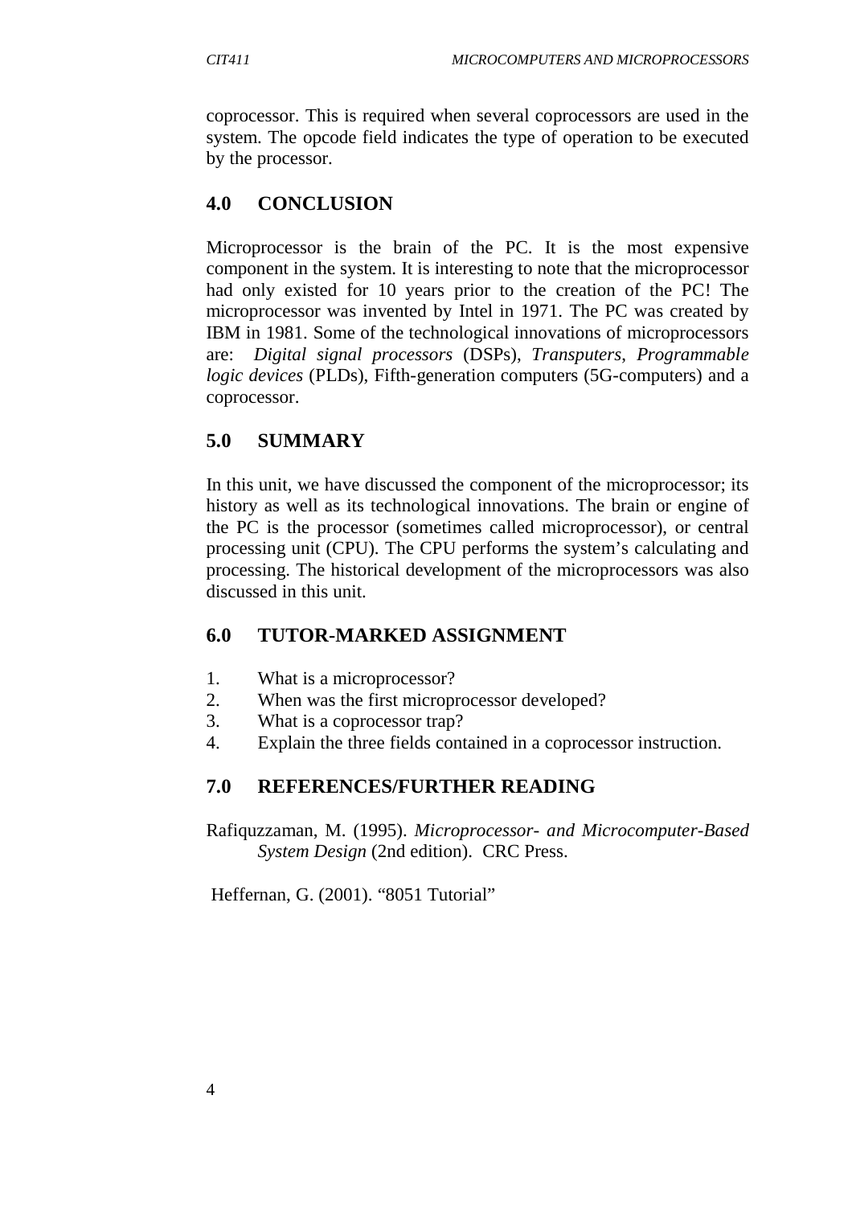coprocessor. This is required when several coprocessors are used in the system. The opcode field indicates the type of operation to be executed by the processor.

## 4.0 CONCLUSION

Microprocessor is the brain of the PC. It is the most expensive component in the system. It is interesting to note that the microprocessor had only existed for 10 years prior to the creation of the PC! The microprocessor was invented by Intel in 1971. The PC was created by IBM in 1981. Some of the technological innovations of microprocessors are: *Digital signal processors* (DSPs), *Transputers*, *Programmable logic devices* (PLDs), Fifth-generation computers (5G-computers) and a coprocessor.

## 5.0 SUMMARY

In this unit, we have discussed the component of the microprocessor; its history as well as its technological innovations. The brain or engine of the PC is the processor (sometimes called microprocessor), or central processing unit (CPU). The CPU performs the system's calculating and processing. The historical development of the microprocessors was also discussed in this unit.

## 6.0 TUTOR-MARKED ASSIGNMENT

1. What is a microprocessor?
2. When was the first microprocessor developed?
3. What is a coprocessor trap?
4. Explain the three fields contained in a coprocessor instruction.

## 7.0 REFERENCES/FURTHER READING

Rafiquzzaman, M. (1995). *Microprocessor- and Microcomputer-Based System Design* (2nd edition). CRC Press.

Heffernan, G. (2001). "8051 Tutorial"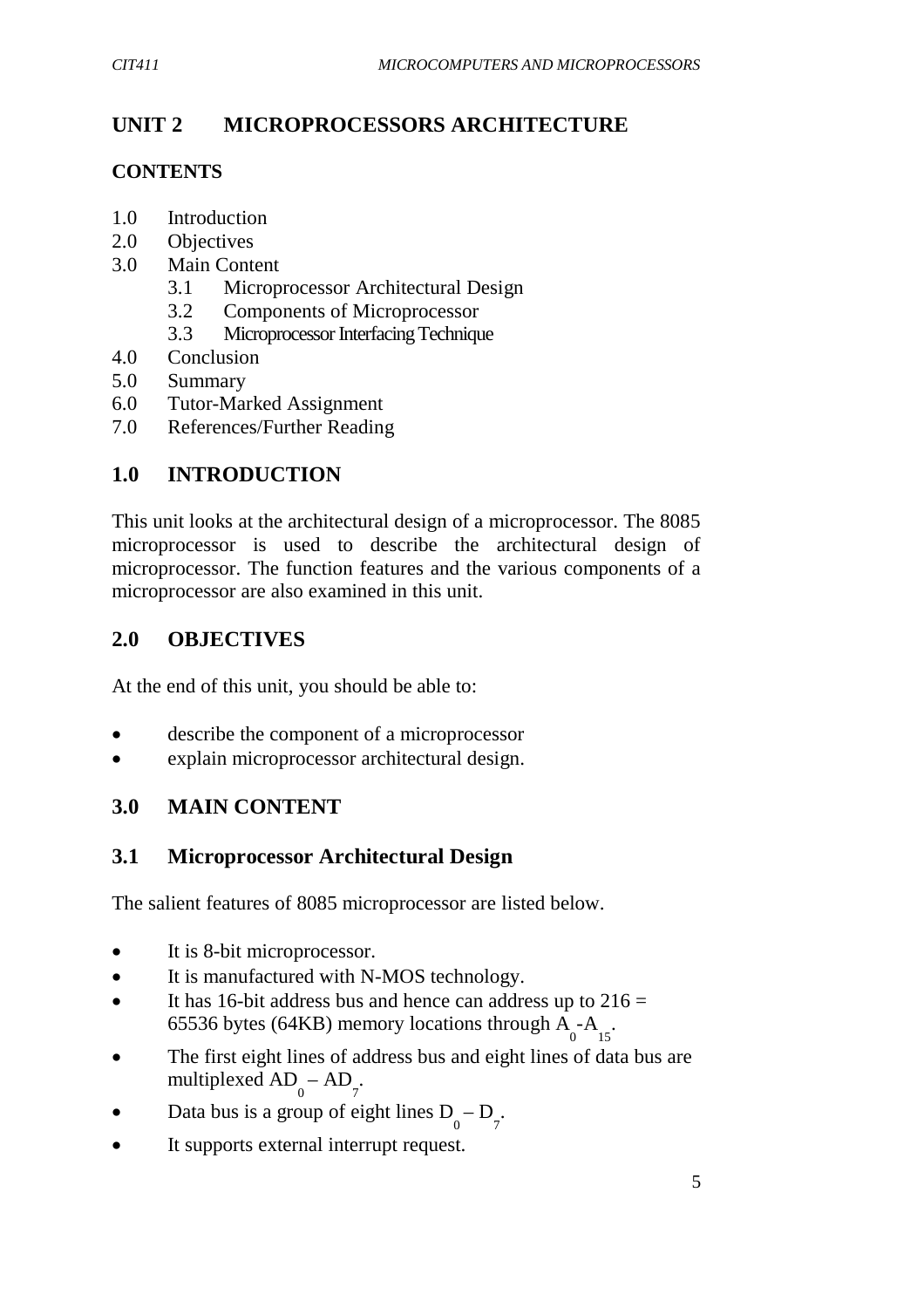# UNIT 2 MICROPROCESSORS ARCHITECTURE

## CONTENTS

1.0 Introduction
2.0 Objectives
3.0 Main Content
  3.1 Microprocessor Architectural Design
  3.2 Components of Microprocessor
  3.3 Microprocessor Interfacing Technique
4.0 Conclusion
5.0 Summary
6.0 Tutor-Marked Assignment
7.0 References/Further Reading

## 1.0 INTRODUCTION

This unit looks at the architectural design of a microprocessor. The 8085 microprocessor is used to describe the architectural design of microprocessor. The function features and the various components of a microprocessor are also examined in this unit.

## 2.0 OBJECTIVES

At the end of this unit, you should be able to:

- describe the component of a microprocessor
- explain microprocessor architectural design.

## 3.0 MAIN CONTENT

### 3.1 Microprocessor Architectural Design

The salient features of 8085 microprocessor are listed below.

- It is 8-bit microprocessor.
- It is manufactured with N-MOS technology.
- It has 16-bit address bus and hence can address up to 216 = 65536 bytes (64KB) memory locations through $A_0$-$A_{15}$.
- The first eight lines of address bus and eight lines of data bus are multiplexed $AD_0$ – $AD_7$.
- Data bus is a group of eight lines $D_0$ – $D_7$.
- It supports external interrupt request.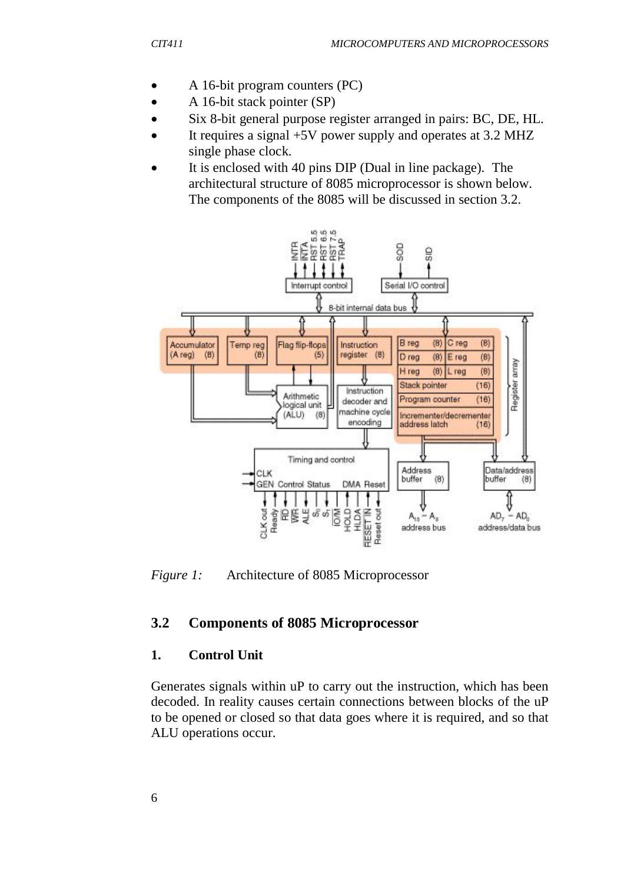- A 16-bit program counters (PC)
- A 16-bit stack pointer (SP)
- Six 8-bit general purpose register arranged in pairs: BC, DE, HL.
- It requires a signal +5V power supply and operates at 3.2 MHZ single phase clock.
- It is enclosed with 40 pins DIP (Dual in line package). The architectural structure of 8085 microprocessor is shown below. The components of the 8085 will be discussed in section 3.2.

*Figure 1:* Architecture of 8085 Microprocessor

## 3.2 Components of 8085 Microprocessor

### 1. Control Unit

Generates signals within uP to carry out the instruction, which has been decoded. In reality causes certain connections between blocks of the uP to be opened or closed so that data goes where it is required, and so that ALU operations occur.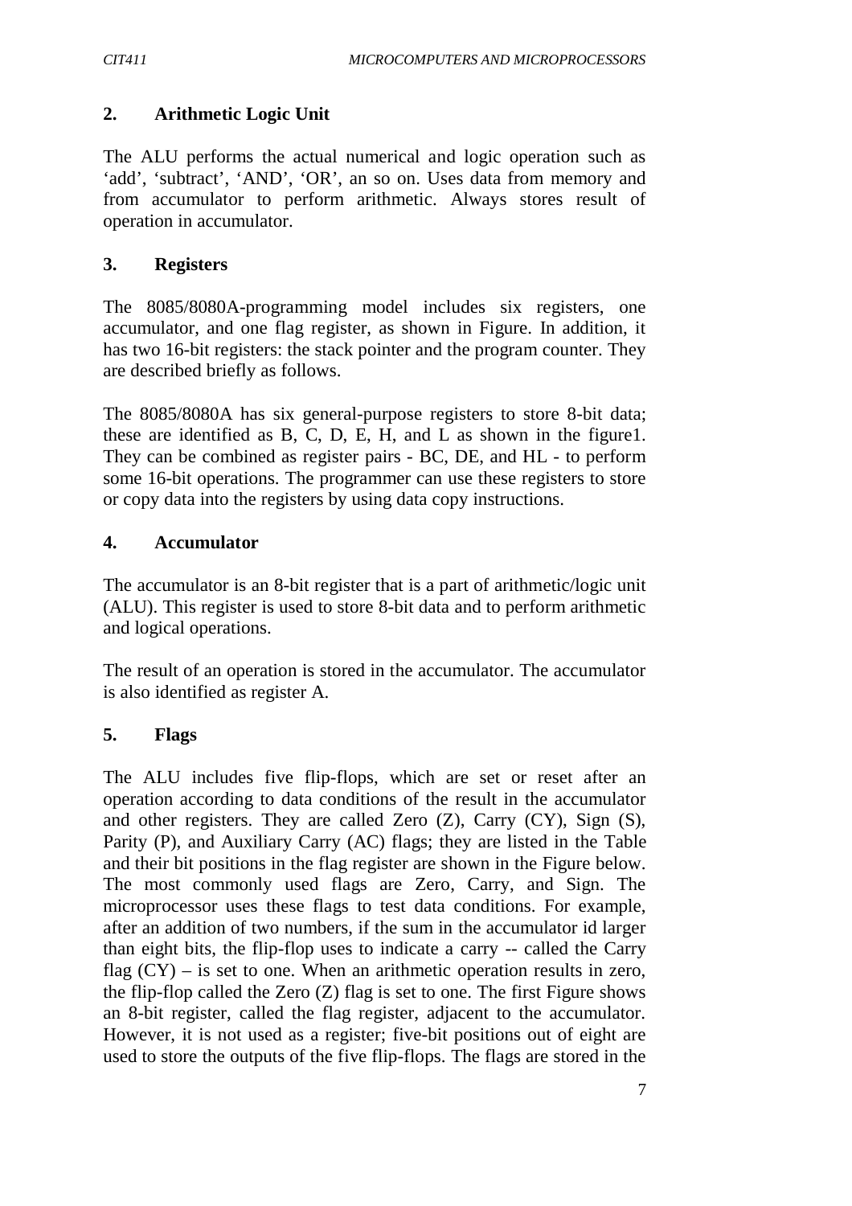## 2. Arithmetic Logic Unit

The ALU performs the actual numerical and logic operation such as 'add', 'subtract', 'AND', 'OR', an so on. Uses data from memory and from accumulator to perform arithmetic. Always stores result of operation in accumulator.

## 3. Registers

The 8085/8080A-programming model includes six registers, one accumulator, and one flag register, as shown in Figure. In addition, it has two 16-bit registers: the stack pointer and the program counter. They are described briefly as follows.

The 8085/8080A has six general-purpose registers to store 8-bit data; these are identified as B, C, D, E, H, and L as shown in the figure1. They can be combined as register pairs - BC, DE, and HL - to perform some 16-bit operations. The programmer can use these registers to store or copy data into the registers by using data copy instructions.

## 4. Accumulator

The accumulator is an 8-bit register that is a part of arithmetic/logic unit (ALU). This register is used to store 8-bit data and to perform arithmetic and logical operations.

The result of an operation is stored in the accumulator. The accumulator is also identified as register A.

## 5. Flags

The ALU includes five flip-flops, which are set or reset after an operation according to data conditions of the result in the accumulator and other registers. They are called Zero (Z), Carry (CY), Sign (S), Parity (P), and Auxiliary Carry (AC) flags; they are listed in the Table and their bit positions in the flag register are shown in the Figure below. The most commonly used flags are Zero, Carry, and Sign. The microprocessor uses these flags to test data conditions. For example, after an addition of two numbers, if the sum in the accumulator id larger than eight bits, the flip-flop uses to indicate a carry -- called the Carry flag (CY) – is set to one. When an arithmetic operation results in zero, the flip-flop called the Zero (Z) flag is set to one. The first Figure shows an 8-bit register, called the flag register, adjacent to the accumulator. However, it is not used as a register; five-bit positions out of eight are used to store the outputs of the five flip-flops. The flags are stored in the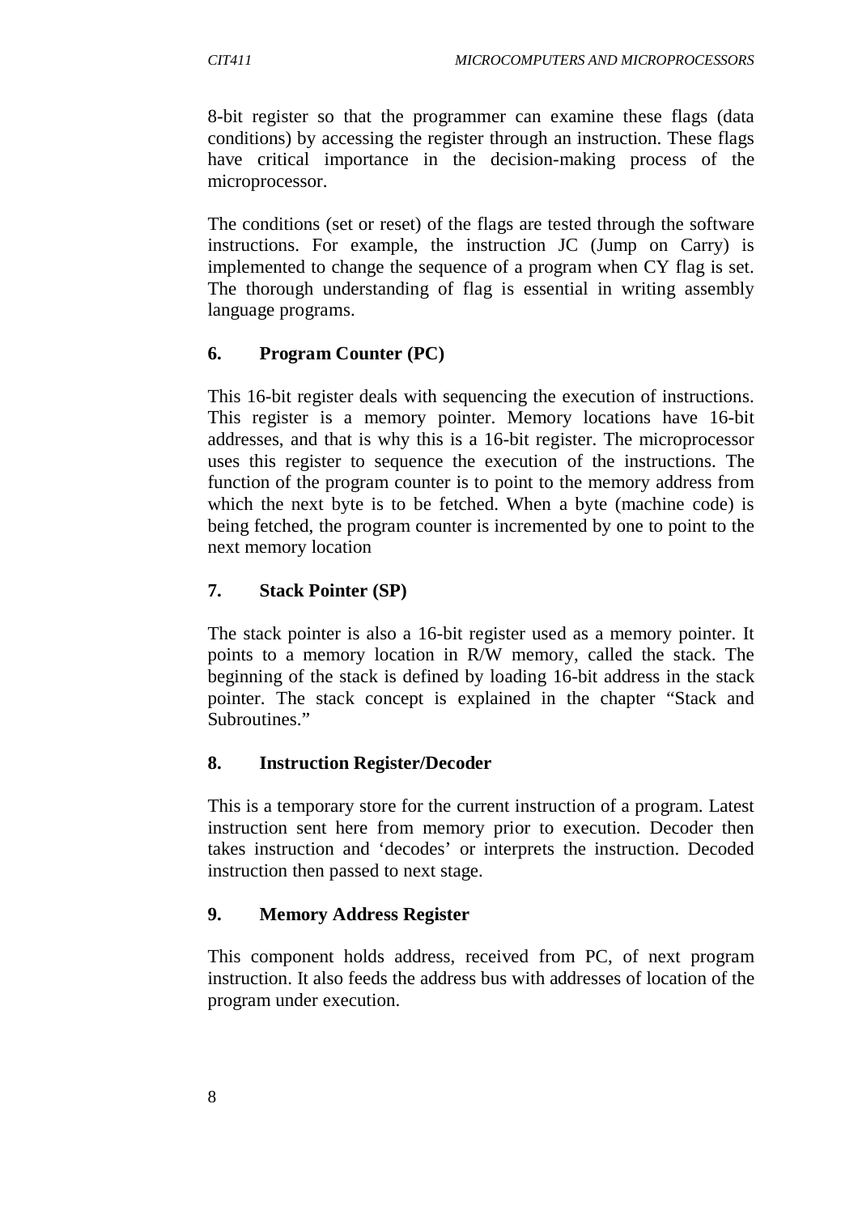8-bit register so that the programmer can examine these flags (data conditions) by accessing the register through an instruction. These flags have critical importance in the decision-making process of the microprocessor.

The conditions (set or reset) of the flags are tested through the software instructions. For example, the instruction JC (Jump on Carry) is implemented to change the sequence of a program when CY flag is set. The thorough understanding of flag is essential in writing assembly language programs.

### 6. Program Counter (PC)

This 16-bit register deals with sequencing the execution of instructions. This register is a memory pointer. Memory locations have 16-bit addresses, and that is why this is a 16-bit register. The microprocessor uses this register to sequence the execution of the instructions. The function of the program counter is to point to the memory address from which the next byte is to be fetched. When a byte (machine code) is being fetched, the program counter is incremented by one to point to the next memory location

### 7. Stack Pointer (SP)

The stack pointer is also a 16-bit register used as a memory pointer. It points to a memory location in R/W memory, called the stack. The beginning of the stack is defined by loading 16-bit address in the stack pointer. The stack concept is explained in the chapter "Stack and Subroutines."

### 8. Instruction Register/Decoder

This is a temporary store for the current instruction of a program. Latest instruction sent here from memory prior to execution. Decoder then takes instruction and 'decodes' or interprets the instruction. Decoded instruction then passed to next stage.

### 9. Memory Address Register

This component holds address, received from PC, of next program instruction. It also feeds the address bus with addresses of location of the program under execution.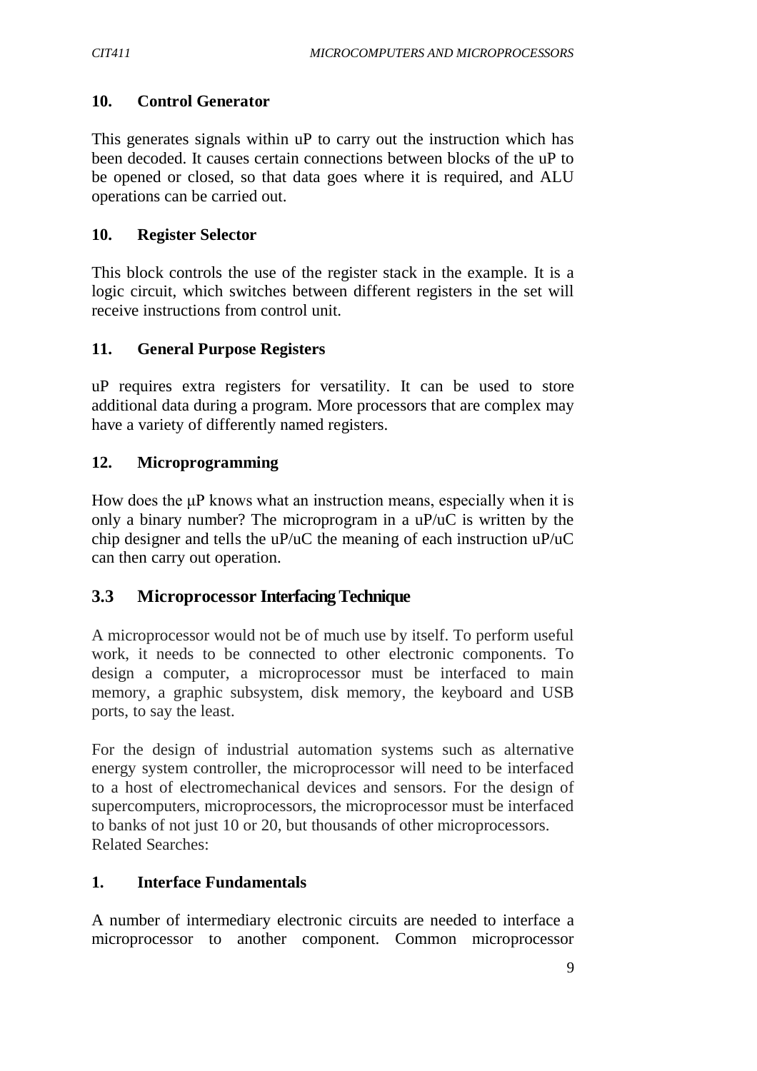### 10. Control Generator

This generates signals within uP to carry out the instruction which has been decoded. It causes certain connections between blocks of the uP to be opened or closed, so that data goes where it is required, and ALU operations can be carried out.

### 10. Register Selector

This block controls the use of the register stack in the example. It is a logic circuit, which switches between different registers in the set will receive instructions from control unit.

### 11. General Purpose Registers

uP requires extra registers for versatility. It can be used to store additional data during a program. More processors that are complex may have a variety of differently named registers.

### 12. Microprogramming

How does the μP knows what an instruction means, especially when it is only a binary number? The microprogram in a uP/uC is written by the chip designer and tells the uP/uC the meaning of each instruction uP/uC can then carry out operation.

## 3.3 Microprocessor Interfacing Technique

A microprocessor would not be of much use by itself. To perform useful work, it needs to be connected to other electronic components. To design a computer, a microprocessor must be interfaced to main memory, a graphic subsystem, disk memory, the keyboard and USB ports, to say the least.

For the design of industrial automation systems such as alternative energy system controller, the microprocessor will need to be interfaced to a host of electromechanical devices and sensors. For the design of supercomputers, microprocessors, the microprocessor must be interfaced to banks of not just 10 or 20, but thousands of other microprocessors.
Related Searches:

### 1. Interface Fundamentals

A number of intermediary electronic circuits are needed to interface a microprocessor to another component. Common microprocessor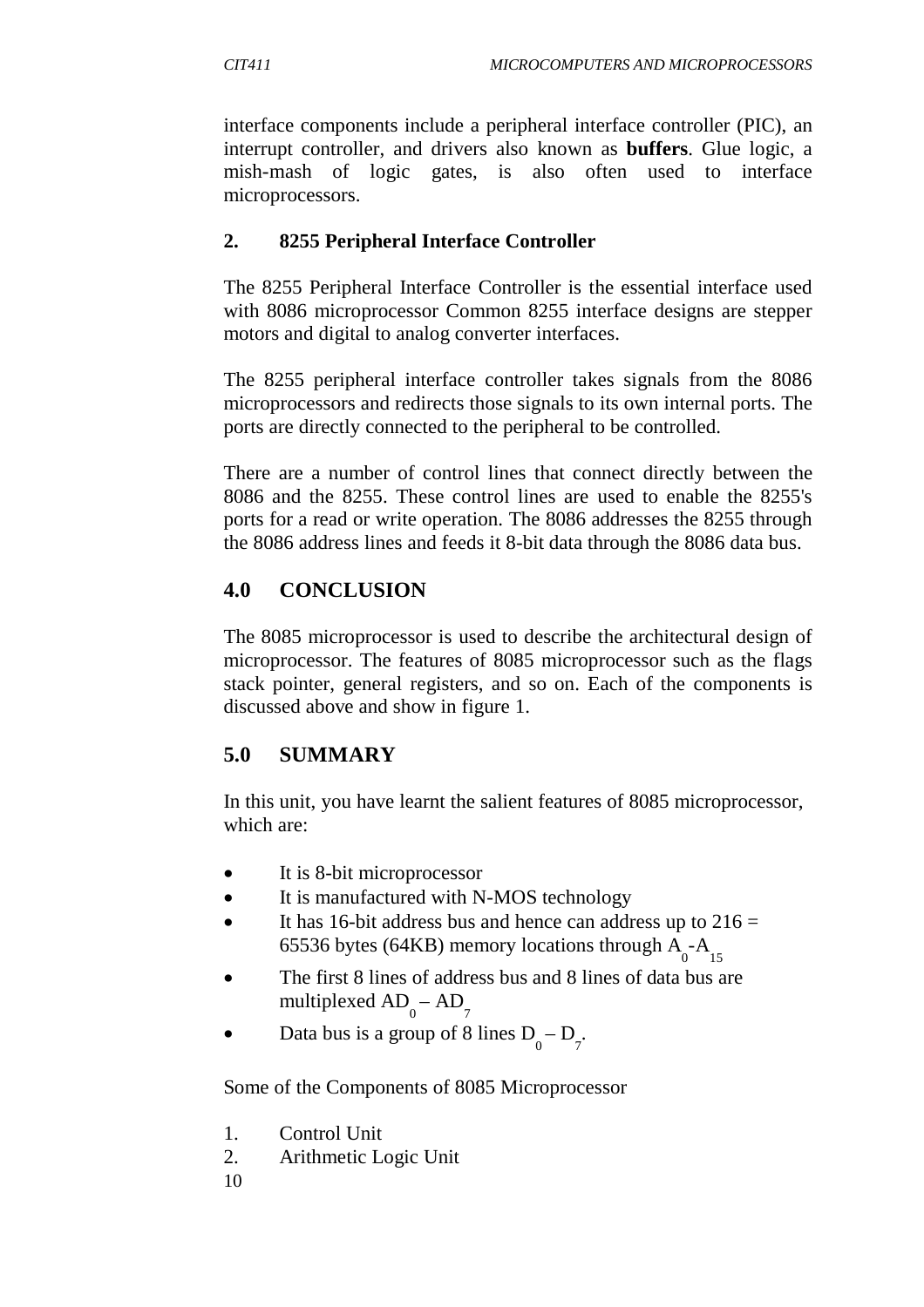interface components include a peripheral interface controller (PIC), an interrupt controller, and drivers also known as **buffers**. Glue logic, a mish-mash of logic gates, is also often used to interface microprocessors.

### 2. 8255 Peripheral Interface Controller

The 8255 Peripheral Interface Controller is the essential interface used with 8086 microprocessor Common 8255 interface designs are stepper motors and digital to analog converter interfaces.

The 8255 peripheral interface controller takes signals from the 8086 microprocessors and redirects those signals to its own internal ports. The ports are directly connected to the peripheral to be controlled.

There are a number of control lines that connect directly between the 8086 and the 8255. These control lines are used to enable the 8255's ports for a read or write operation. The 8086 addresses the 8255 through the 8086 address lines and feeds it 8-bit data through the 8086 data bus.

## 4.0 CONCLUSION

The 8085 microprocessor is used to describe the architectural design of microprocessor. The features of 8085 microprocessor such as the flags stack pointer, general registers, and so on. Each of the components is discussed above and show in figure 1.

## 5.0 SUMMARY

In this unit, you have learnt the salient features of 8085 microprocessor, which are:

- It is 8-bit microprocessor
- It is manufactured with N-MOS technology
- It has 16-bit address bus and hence can address up to 216 = 65536 bytes (64KB) memory locations through $A_0$-$A_{15}$
- The first 8 lines of address bus and 8 lines of data bus are multiplexed $AD_0$ – $AD_7$
- Data bus is a group of 8 lines $D_0$ – $D_7$.

Some of the Components of 8085 Microprocessor

1. Control Unit
2. Arithmetic Logic Unit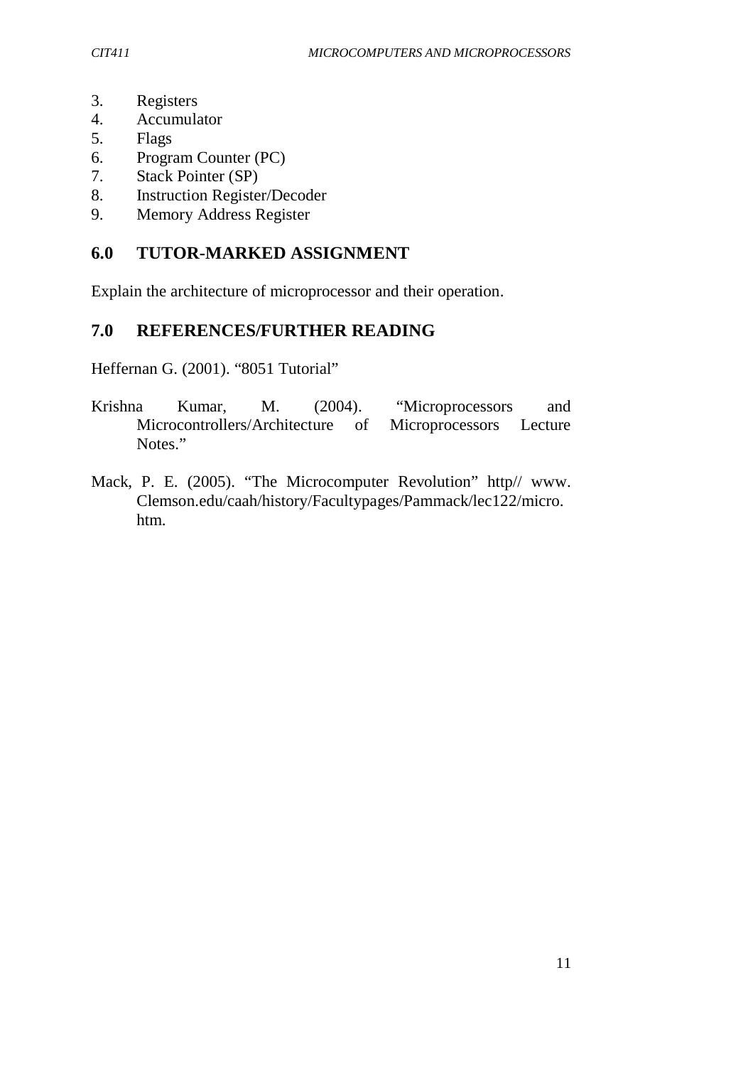3. Registers
4. Accumulator
5. Flags
6. Program Counter (PC)
7. Stack Pointer (SP)
8. Instruction Register/Decoder
9. Memory Address Register

## 6.0 TUTOR-MARKED ASSIGNMENT

Explain the architecture of microprocessor and their operation.

## 7.0 REFERENCES/FURTHER READING

Heffernan G. (2001). "8051 Tutorial"

Krishna Kumar, M. (2004). "Microprocessors and Microcontrollers/Architecture of Microprocessors Lecture Notes."

Mack, P. E. (2005). "The Microcomputer Revolution" http// www. Clemson.edu/caah/history/Facultypages/Pammack/lec122/micro. htm.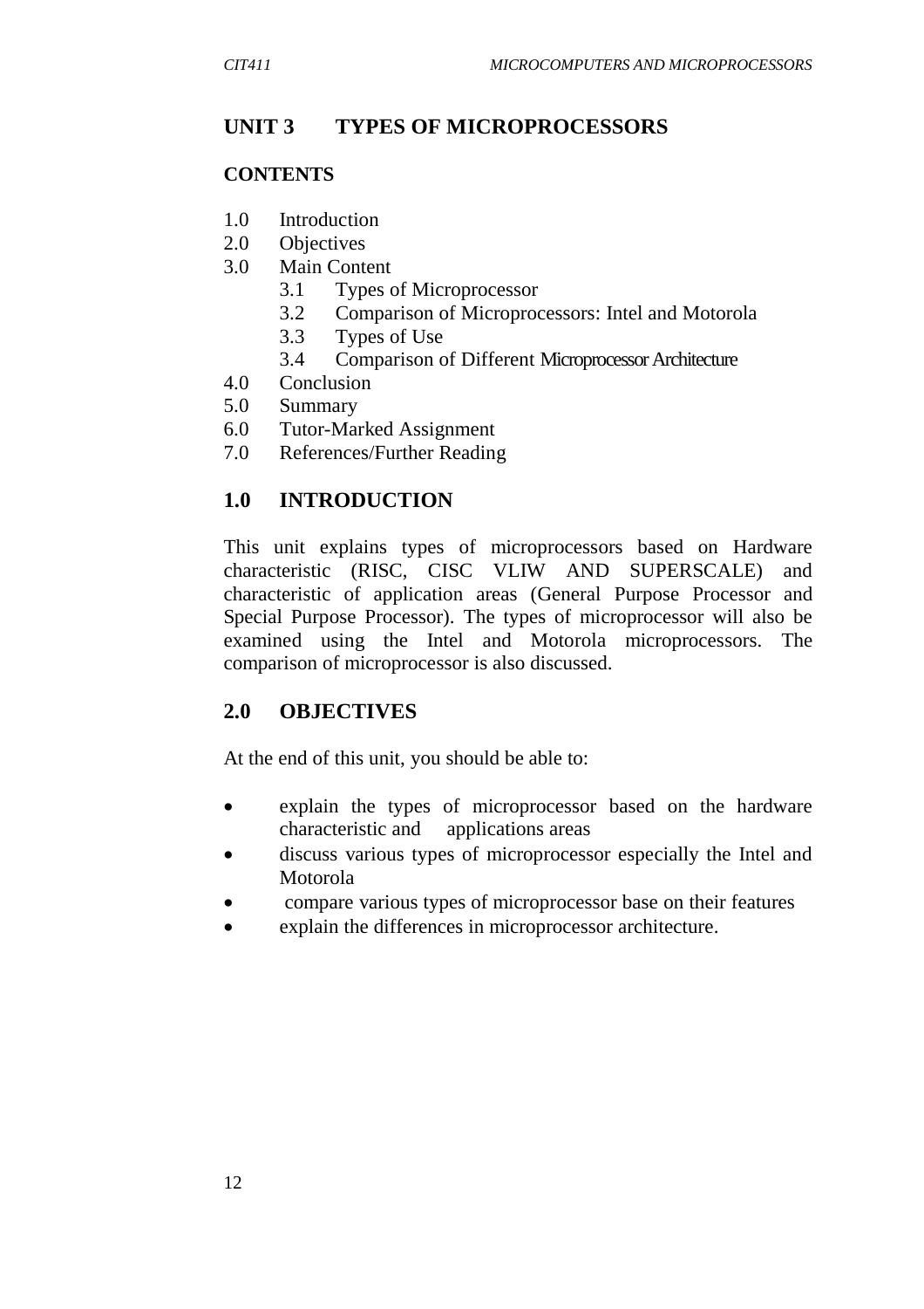# UNIT 3 TYPES OF MICROPROCESSORS

**CONTENTS**

1.0 Introduction
2.0 Objectives
3.0 Main Content
   3.1 Types of Microprocessor
   3.2 Comparison of Microprocessors: Intel and Motorola
   3.3 Types of Use
   3.4 Comparison of Different Microprocessor Architecture
4.0 Conclusion
5.0 Summary
6.0 Tutor-Marked Assignment
7.0 References/Further Reading

## 1.0 INTRODUCTION

This unit explains types of microprocessors based on Hardware characteristic (RISC, CISC VLIW AND SUPERSCALE) and characteristic of application areas (General Purpose Processor and Special Purpose Processor). The types of microprocessor will also be examined using the Intel and Motorola microprocessors. The comparison of microprocessor is also discussed.

## 2.0 OBJECTIVES

At the end of this unit, you should be able to:

- explain the types of microprocessor based on the hardware characteristic and applications areas
- discuss various types of microprocessor especially the Intel and Motorola
- compare various types of microprocessor base on their features
- explain the differences in microprocessor architecture.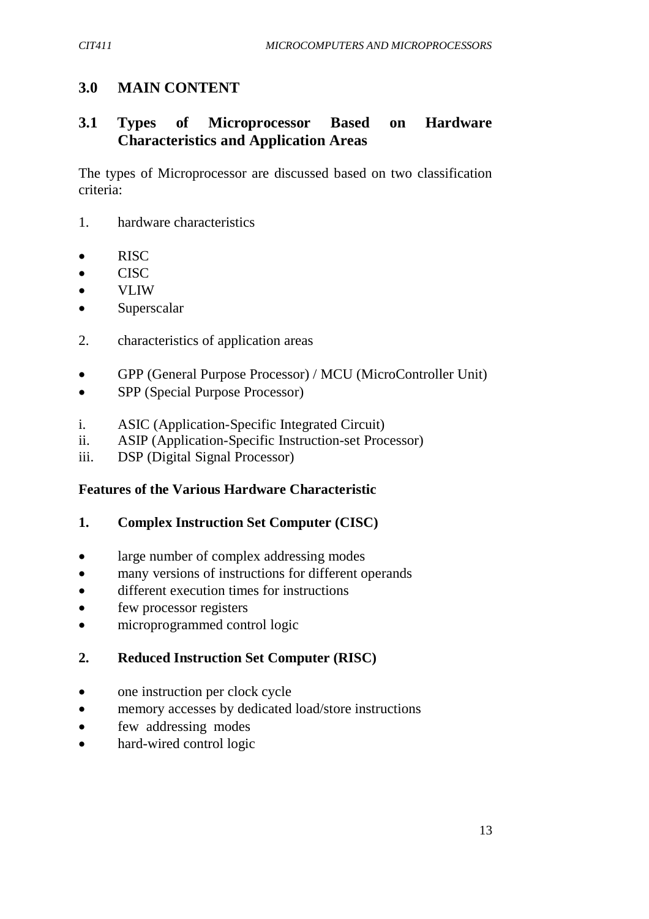## 3.0 MAIN CONTENT

### 3.1 Types of Microprocessor Based on Hardware Characteristics and Application Areas

The types of Microprocessor are discussed based on two classification criteria:

1. hardware characteristics

- RISC
- CISC
- VLIW
- Superscalar

2. characteristics of application areas

- GPP (General Purpose Processor) / MCU (MicroController Unit)
- SPP (Special Purpose Processor)

i. ASIC (Application-Specific Integrated Circuit)
ii. ASIP (Application-Specific Instruction-set Processor)
iii. DSP (Digital Signal Processor)

**Features of the Various Hardware Characteristic**

**1. Complex Instruction Set Computer (CISC)**

- large number of complex addressing modes
- many versions of instructions for different operands
- different execution times for instructions
- few processor registers
- microprogrammed control logic

**2. Reduced Instruction Set Computer (RISC)**

- one instruction per clock cycle
- memory accesses by dedicated load/store instructions
- few addressing modes
- hard-wired control logic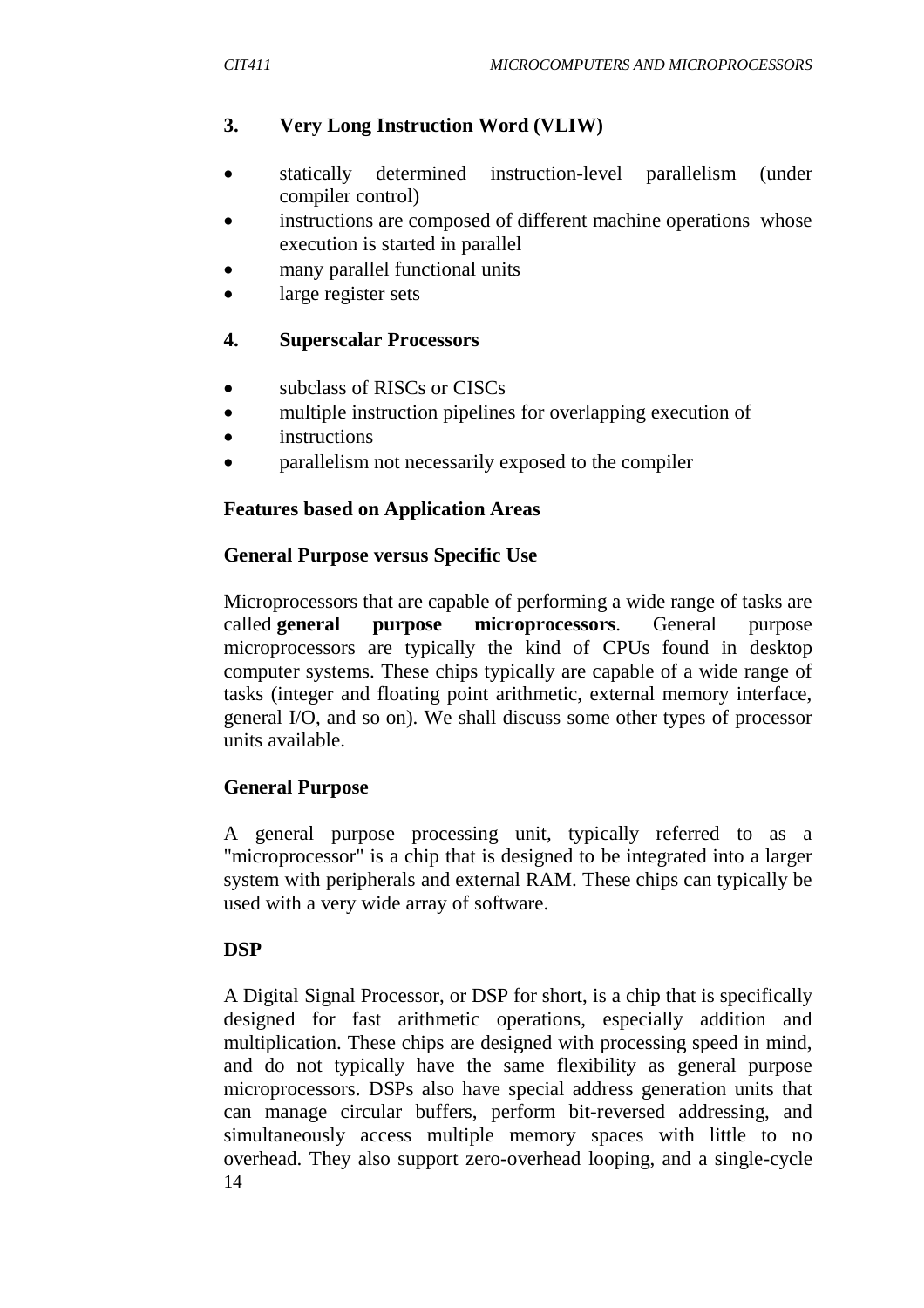### 3. Very Long Instruction Word (VLIW)

- statically determined instruction-level parallelism (under compiler control)
- instructions are composed of different machine operations whose execution is started in parallel
- many parallel functional units
- large register sets

### 4. Superscalar Processors

- subclass of RISCs or CISCs
- multiple instruction pipelines for overlapping execution of
- instructions
- parallelism not necessarily exposed to the compiler

**Features based on Application Areas**

**General Purpose versus Specific Use**

Microprocessors that are capable of performing a wide range of tasks are called **general purpose microprocessors**. General purpose microprocessors are typically the kind of CPUs found in desktop computer systems. These chips typically are capable of a wide range of tasks (integer and floating point arithmetic, external memory interface, general I/O, and so on). We shall discuss some other types of processor units available.

**General Purpose**

A general purpose processing unit, typically referred to as a "microprocessor" is a chip that is designed to be integrated into a larger system with peripherals and external RAM. These chips can typically be used with a very wide array of software.

**DSP**

A Digital Signal Processor, or DSP for short, is a chip that is specifically designed for fast arithmetic operations, especially addition and multiplication. These chips are designed with processing speed in mind, and do not typically have the same flexibility as general purpose microprocessors. DSPs also have special address generation units that can manage circular buffers, perform bit-reversed addressing, and simultaneously access multiple memory spaces with little to no overhead. They also support zero-overhead looping, and a single-cycle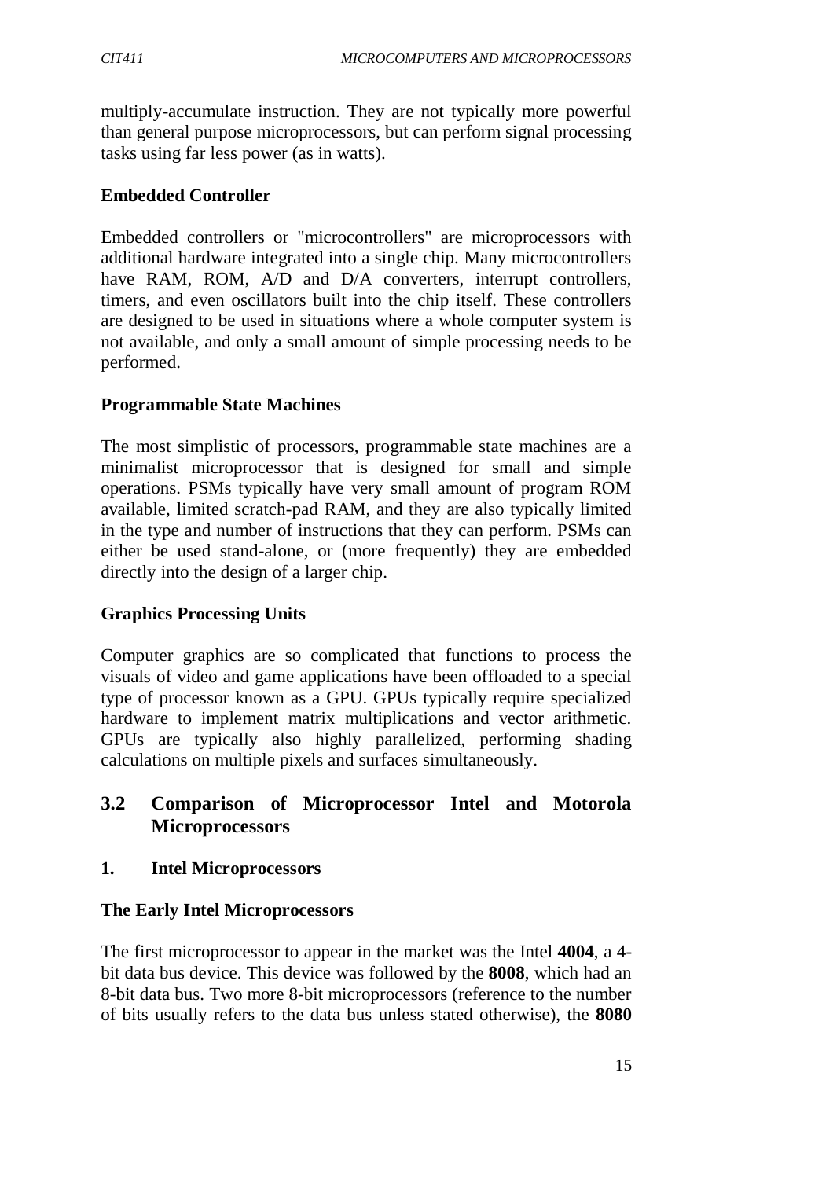multiply-accumulate instruction. They are not typically more powerful than general purpose microprocessors, but can perform signal processing tasks using far less power (as in watts).

**Embedded Controller**

Embedded controllers or "microcontrollers" are microprocessors with additional hardware integrated into a single chip. Many microcontrollers have RAM, ROM, A/D and D/A converters, interrupt controllers, timers, and even oscillators built into the chip itself. These controllers are designed to be used in situations where a whole computer system is not available, and only a small amount of simple processing needs to be performed.

**Programmable State Machines**

The most simplistic of processors, programmable state machines are a minimalist microprocessor that is designed for small and simple operations. PSMs typically have very small amount of program ROM available, limited scratch-pad RAM, and they are also typically limited in the type and number of instructions that they can perform. PSMs can either be used stand-alone, or (more frequently) they are embedded directly into the design of a larger chip.

**Graphics Processing Units**

Computer graphics are so complicated that functions to process the visuals of video and game applications have been offloaded to a special type of processor known as a GPU. GPUs typically require specialized hardware to implement matrix multiplications and vector arithmetic. GPUs are typically also highly parallelized, performing shading calculations on multiple pixels and surfaces simultaneously.

## 3.2 Comparison of Microprocessor Intel and Motorola Microprocessors

### 1. Intel Microprocessors

**The Early Intel Microprocessors**

The first microprocessor to appear in the market was the Intel **4004**, a 4-bit data bus device. This device was followed by the **8008**, which had an 8-bit data bus. Two more 8-bit microprocessors (reference to the number of bits usually refers to the data bus unless stated otherwise), the **8080**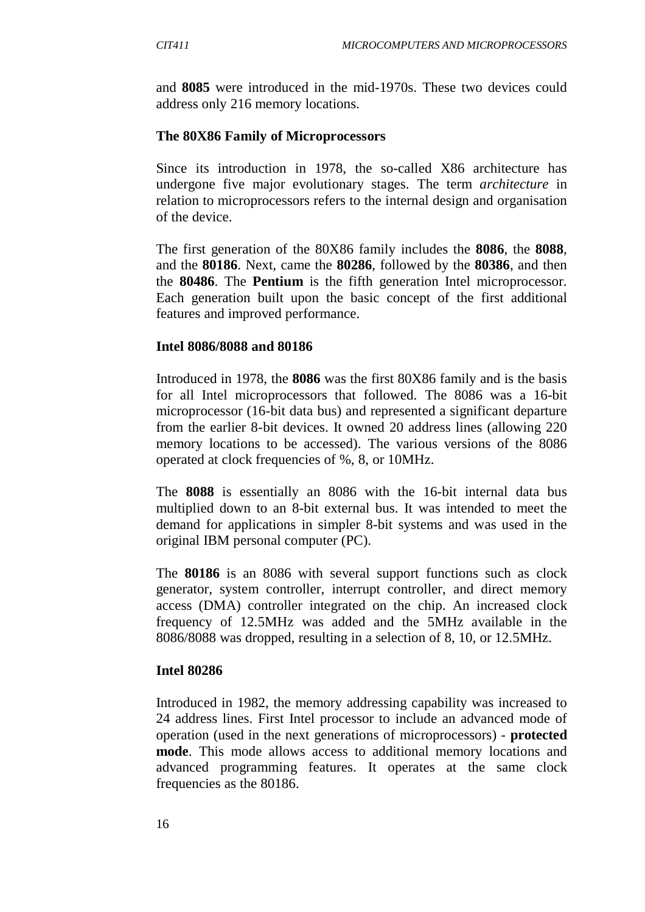and **8085** were introduced in the mid-1970s. These two devices could address only 216 memory locations.

### The 80X86 Family of Microprocessors

Since its introduction in 1978, the so-called X86 architecture has undergone five major evolutionary stages. The term *architecture* in relation to microprocessors refers to the internal design and organisation of the device.

The first generation of the 80X86 family includes the **8086**, the **8088**, and the **80186**. Next, came the **80286**, followed by the **80386**, and then the **80486**. The **Pentium** is the fifth generation Intel microprocessor. Each generation built upon the basic concept of the first additional features and improved performance.

### Intel 8086/8088 and 80186

Introduced in 1978, the **8086** was the first 80X86 family and is the basis for all Intel microprocessors that followed. The 8086 was a 16-bit microprocessor (16-bit data bus) and represented a significant departure from the earlier 8-bit devices. It owned 20 address lines (allowing 220 memory locations to be accessed). The various versions of the 8086 operated at clock frequencies of %, 8, or 10MHz.

The **8088** is essentially an 8086 with the 16-bit internal data bus multiplied down to an 8-bit external bus. It was intended to meet the demand for applications in simpler 8-bit systems and was used in the original IBM personal computer (PC).

The **80186** is an 8086 with several support functions such as clock generator, system controller, interrupt controller, and direct memory access (DMA) controller integrated on the chip. An increased clock frequency of 12.5MHz was added and the 5MHz available in the 8086/8088 was dropped, resulting in a selection of 8, 10, or 12.5MHz.

### Intel 80286

Introduced in 1982, the memory addressing capability was increased to 24 address lines. First Intel processor to include an advanced mode of operation (used in the next generations of microprocessors) - **protected mode**. This mode allows access to additional memory locations and advanced programming features. It operates at the same clock frequencies as the 80186.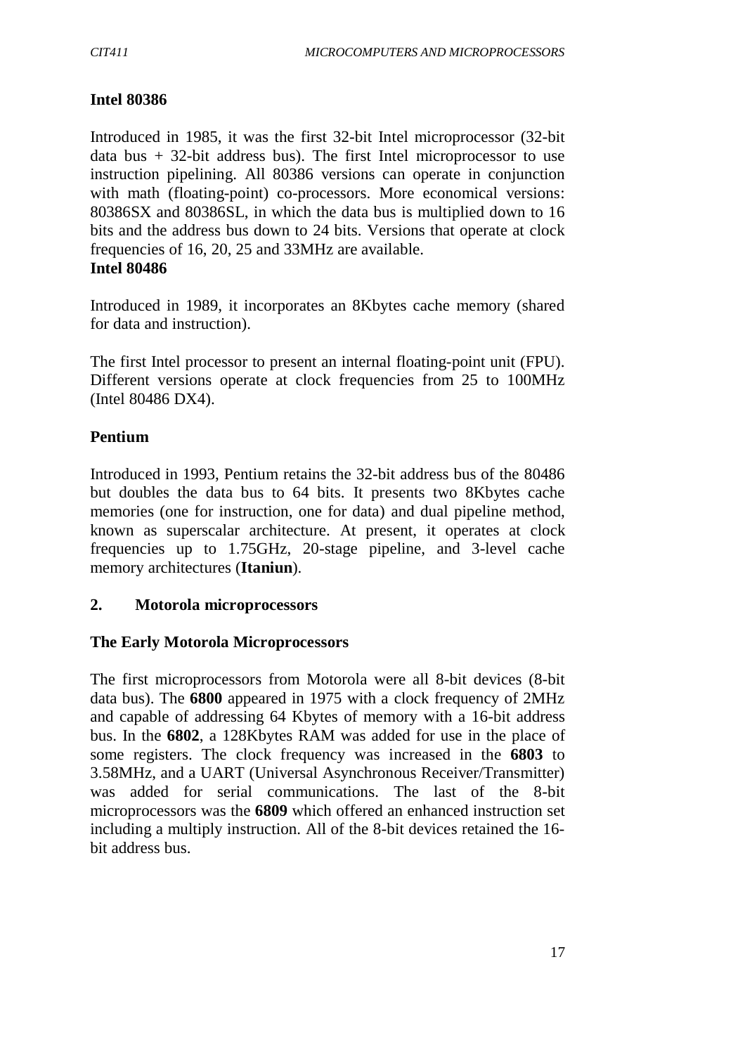**Intel 80386**

Introduced in 1985, it was the first 32-bit Intel microprocessor (32-bit data bus + 32-bit address bus). The first Intel microprocessor to use instruction pipelining. All 80386 versions can operate in conjunction with math (floating-point) co-processors. More economical versions: 80386SX and 80386SL, in which the data bus is multiplied down to 16 bits and the address bus down to 24 bits. Versions that operate at clock frequencies of 16, 20, 25 and 33MHz are available.

**Intel 80486**

Introduced in 1989, it incorporates an 8Kbytes cache memory (shared for data and instruction).

The first Intel processor to present an internal floating-point unit (FPU). Different versions operate at clock frequencies from 25 to 100MHz (Intel 80486 DX4).

**Pentium**

Introduced in 1993, Pentium retains the 32-bit address bus of the 80486 but doubles the data bus to 64 bits. It presents two 8Kbytes cache memories (one for instruction, one for data) and dual pipeline method, known as superscalar architecture. At present, it operates at clock frequencies up to 1.75GHz, 20-stage pipeline, and 3-level cache memory architectures (**Itaniun**).

**2. Motorola microprocessors**

**The Early Motorola Microprocessors**

The first microprocessors from Motorola were all 8-bit devices (8-bit data bus). The **6800** appeared in 1975 with a clock frequency of 2MHz and capable of addressing 64 Kbytes of memory with a 16-bit address bus. In the **6802**, a 128Kbytes RAM was added for use in the place of some registers. The clock frequency was increased in the **6803** to 3.58MHz, and a UART (Universal Asynchronous Receiver/Transmitter) was added for serial communications. The last of the 8-bit microprocessors was the **6809** which offered an enhanced instruction set including a multiply instruction. All of the 8-bit devices retained the 16-bit address bus.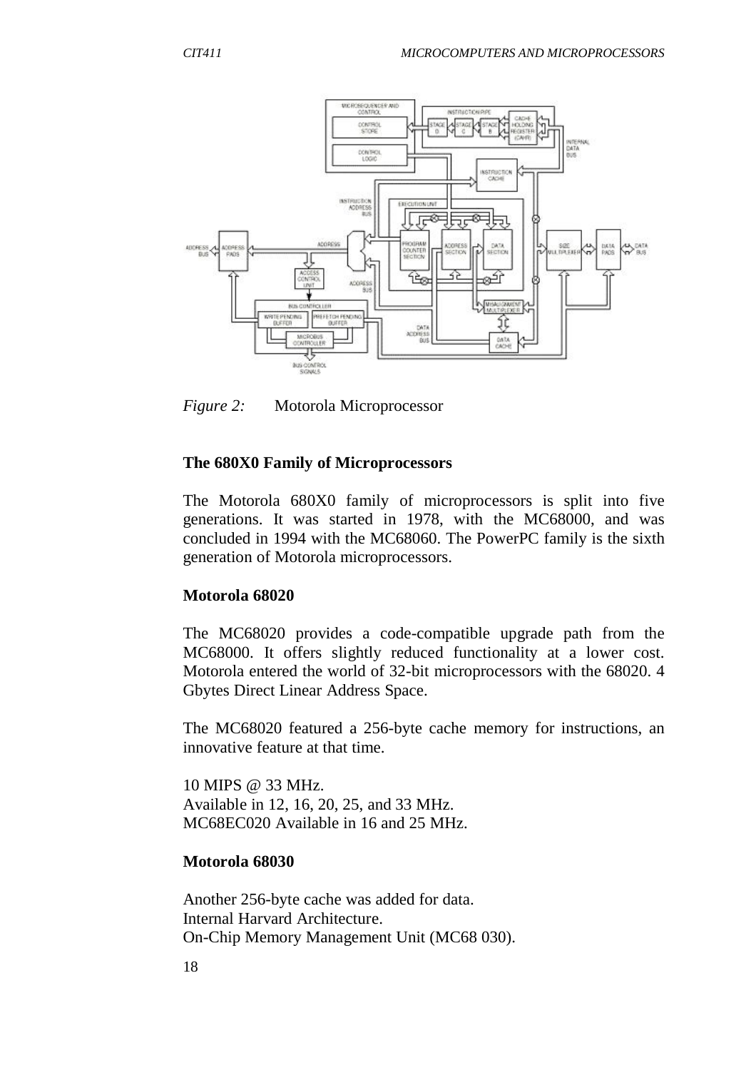*Figure 2:* Motorola Microprocessor

### The 680X0 Family of Microprocessors

The Motorola 680X0 family of microprocessors is split into five generations. It was started in 1978, with the MC68000, and was concluded in 1994 with the MC68060. The PowerPC family is the sixth generation of Motorola microprocessors.

### Motorola 68020

The MC68020 provides a code-compatible upgrade path from the MC68000. It offers slightly reduced functionality at a lower cost. Motorola entered the world of 32-bit microprocessors with the 68020. 4 Gbytes Direct Linear Address Space.

The MC68020 featured a 256-byte cache memory for instructions, an innovative feature at that time.

10 MIPS @ 33 MHz.
Available in 12, 16, 20, 25, and 33 MHz.
MC68EC020 Available in 16 and 25 MHz.

### Motorola 68030

Another 256-byte cache was added for data.
Internal Harvard Architecture.
On-Chip Memory Management Unit (MC68 030).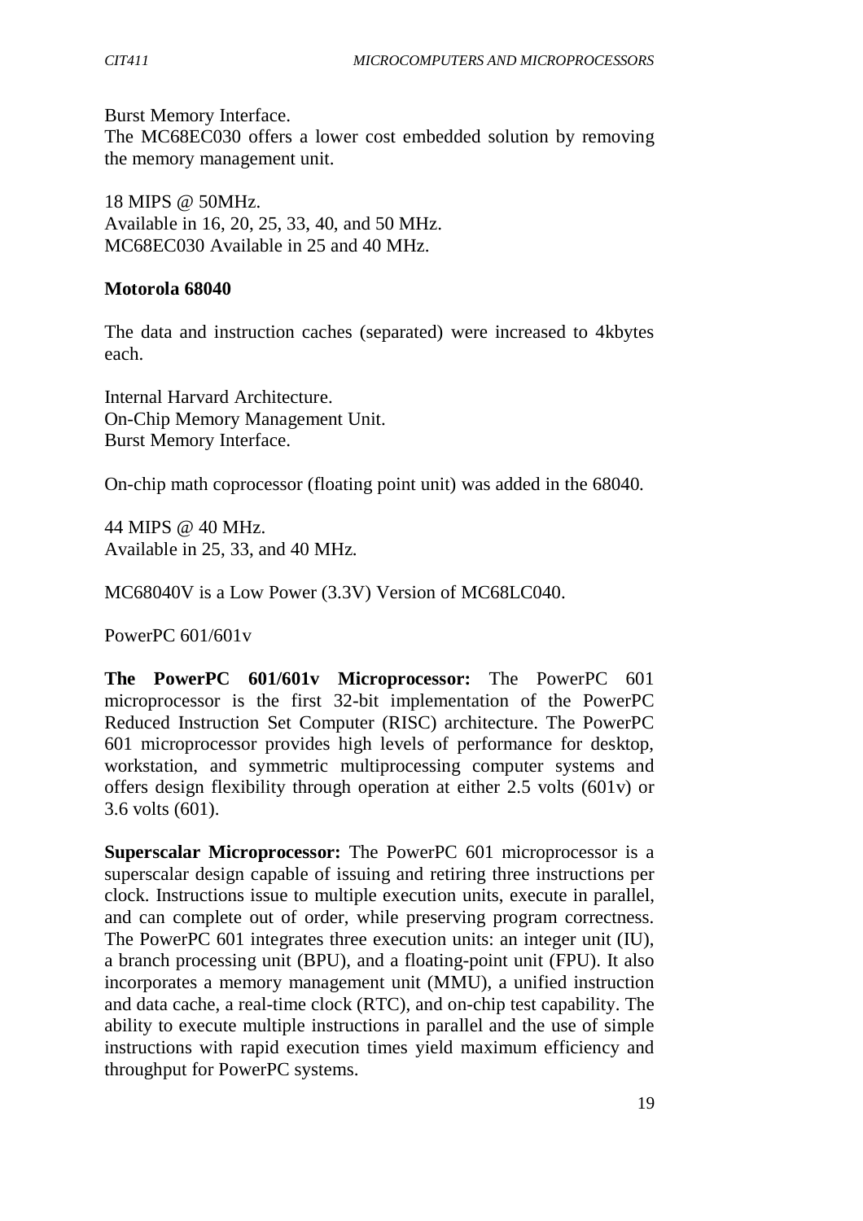Burst Memory Interface.
The MC68EC030 offers a lower cost embedded solution by removing the memory management unit.

18 MIPS @ 50MHz.
Available in 16, 20, 25, 33, 40, and 50 MHz.
MC68EC030 Available in 25 and 40 MHz.

**Motorola 68040**

The data and instruction caches (separated) were increased to 4kbytes each.

Internal Harvard Architecture.
On-Chip Memory Management Unit.
Burst Memory Interface.

On-chip math coprocessor (floating point unit) was added in the 68040.

44 MIPS @ 40 MHz.
Available in 25, 33, and 40 MHz.

MC68040V is a Low Power (3.3V) Version of MC68LC040.

PowerPC 601/601v

**The PowerPC 601/601v Microprocessor:** The PowerPC 601 microprocessor is the first 32-bit implementation of the PowerPC Reduced Instruction Set Computer (RISC) architecture. The PowerPC 601 microprocessor provides high levels of performance for desktop, workstation, and symmetric multiprocessing computer systems and offers design flexibility through operation at either 2.5 volts (601v) or 3.6 volts (601).

**Superscalar Microprocessor:** The PowerPC 601 microprocessor is a superscalar design capable of issuing and retiring three instructions per clock. Instructions issue to multiple execution units, execute in parallel, and can complete out of order, while preserving program correctness. The PowerPC 601 integrates three execution units: an integer unit (IU), a branch processing unit (BPU), and a floating-point unit (FPU). It also incorporates a memory management unit (MMU), a unified instruction and data cache, a real-time clock (RTC), and on-chip test capability. The ability to execute multiple instructions in parallel and the use of simple instructions with rapid execution times yield maximum efficiency and throughput for PowerPC systems.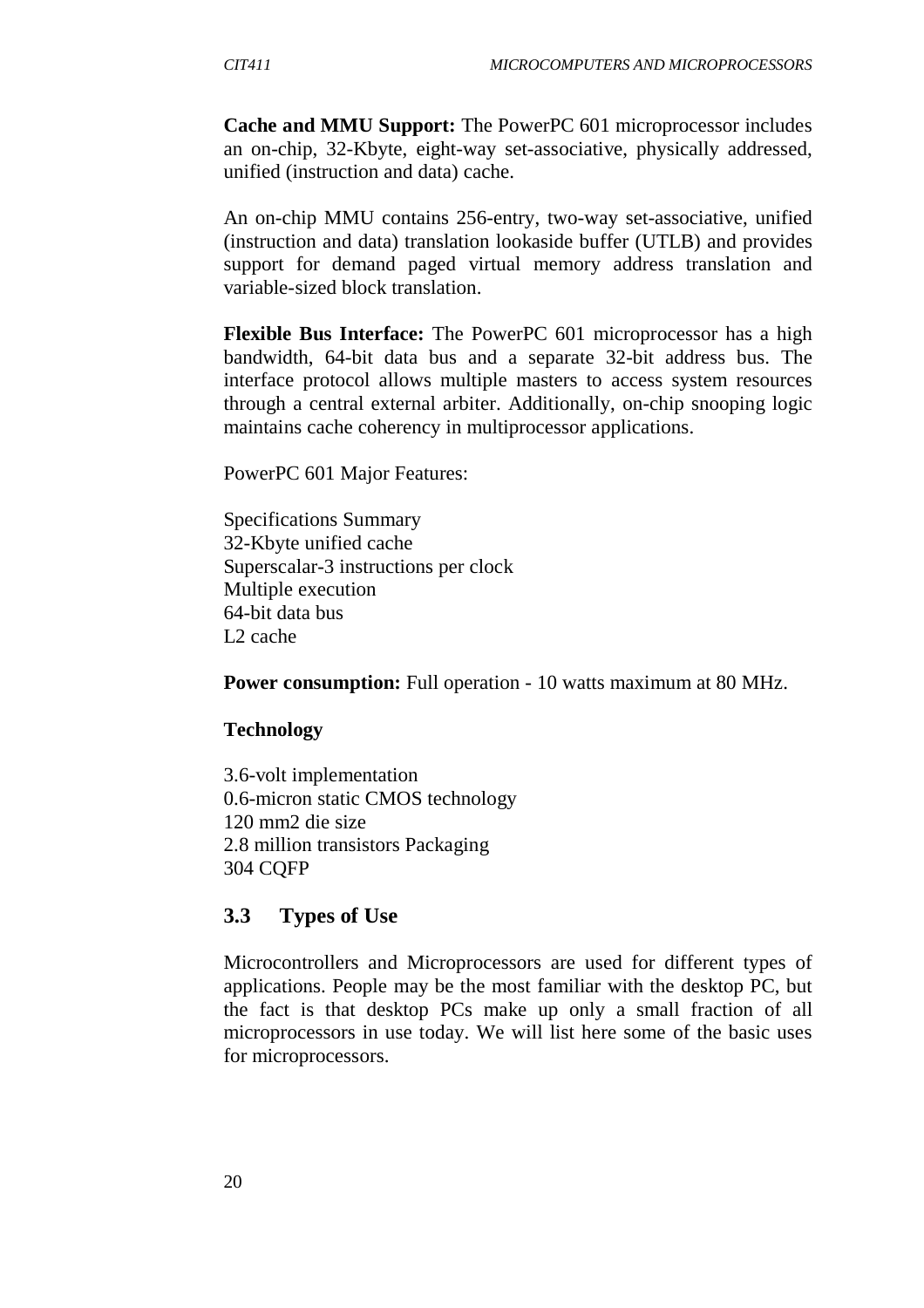**Cache and MMU Support:** The PowerPC 601 microprocessor includes an on-chip, 32-Kbyte, eight-way set-associative, physically addressed, unified (instruction and data) cache.

An on-chip MMU contains 256-entry, two-way set-associative, unified (instruction and data) translation lookaside buffer (UTLB) and provides support for demand paged virtual memory address translation and variable-sized block translation.

**Flexible Bus Interface:** The PowerPC 601 microprocessor has a high bandwidth, 64-bit data bus and a separate 32-bit address bus. The interface protocol allows multiple masters to access system resources through a central external arbiter. Additionally, on-chip snooping logic maintains cache coherency in multiprocessor applications.

PowerPC 601 Major Features:

Specifications Summary
32-Kbyte unified cache
Superscalar-3 instructions per clock
Multiple execution
64-bit data bus
L2 cache

**Power consumption:** Full operation - 10 watts maximum at 80 MHz.

**Technology**

3.6-volt implementation
0.6-micron static CMOS technology
120 mm2 die size
2.8 million transistors Packaging
304 CQFP

## 3.3 Types of Use

Microcontrollers and Microprocessors are used for different types of applications. People may be the most familiar with the desktop PC, but the fact is that desktop PCs make up only a small fraction of all microprocessors in use today. We will list here some of the basic uses for microprocessors.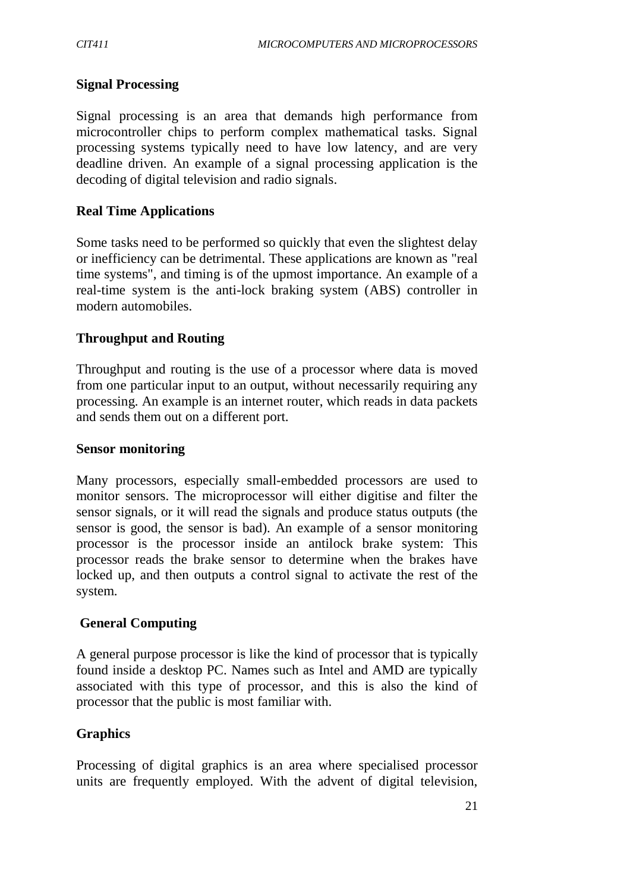**Signal Processing**

Signal processing is an area that demands high performance from microcontroller chips to perform complex mathematical tasks. Signal processing systems typically need to have low latency, and are very deadline driven. An example of a signal processing application is the decoding of digital television and radio signals.

**Real Time Applications**

Some tasks need to be performed so quickly that even the slightest delay or inefficiency can be detrimental. These applications are known as "real time systems", and timing is of the upmost importance. An example of a real-time system is the anti-lock braking system (ABS) controller in modern automobiles.

**Throughput and Routing**

Throughput and routing is the use of a processor where data is moved from one particular input to an output, without necessarily requiring any processing. An example is an internet router, which reads in data packets and sends them out on a different port.

**Sensor monitoring**

Many processors, especially small-embedded processors are used to monitor sensors. The microprocessor will either digitise and filter the sensor signals, or it will read the signals and produce status outputs (the sensor is good, the sensor is bad). An example of a sensor monitoring processor is the processor inside an antilock brake system: This processor reads the brake sensor to determine when the brakes have locked up, and then outputs a control signal to activate the rest of the system.

**General Computing**

A general purpose processor is like the kind of processor that is typically found inside a desktop PC. Names such as Intel and AMD are typically associated with this type of processor, and this is also the kind of processor that the public is most familiar with.

**Graphics**

Processing of digital graphics is an area where specialised processor units are frequently employed. With the advent of digital television,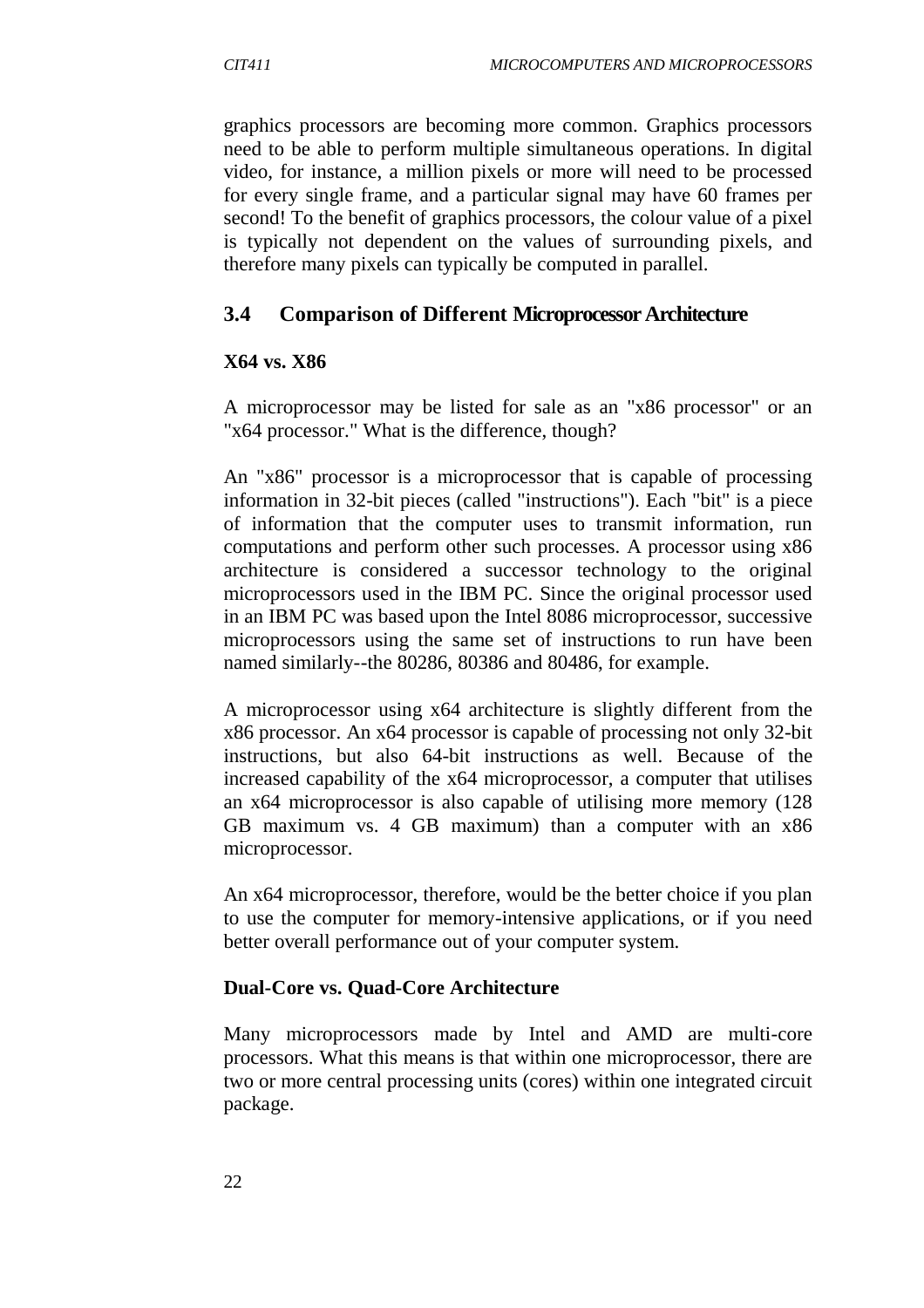graphics processors are becoming more common. Graphics processors need to be able to perform multiple simultaneous operations. In digital video, for instance, a million pixels or more will need to be processed for every single frame, and a particular signal may have 60 frames per second! To the benefit of graphics processors, the colour value of a pixel is typically not dependent on the values of surrounding pixels, and therefore many pixels can typically be computed in parallel.

## 3.4 Comparison of Different Microprocessor Architecture

### X64 vs. X86

A microprocessor may be listed for sale as an "x86 processor" or an "x64 processor." What is the difference, though?

An "x86" processor is a microprocessor that is capable of processing information in 32-bit pieces (called "instructions"). Each "bit" is a piece of information that the computer uses to transmit information, run computations and perform other such processes. A processor using x86 architecture is considered a successor technology to the original microprocessors used in the IBM PC. Since the original processor used in an IBM PC was based upon the Intel 8086 microprocessor, successive microprocessors using the same set of instructions to run have been named similarly--the 80286, 80386 and 80486, for example.

A microprocessor using x64 architecture is slightly different from the x86 processor. An x64 processor is capable of processing not only 32-bit instructions, but also 64-bit instructions as well. Because of the increased capability of the x64 microprocessor, a computer that utilises an x64 microprocessor is also capable of utilising more memory (128 GB maximum vs. 4 GB maximum) than a computer with an x86 microprocessor.

An x64 microprocessor, therefore, would be the better choice if you plan to use the computer for memory-intensive applications, or if you need better overall performance out of your computer system.

### Dual-Core vs. Quad-Core Architecture

Many microprocessors made by Intel and AMD are multi-core processors. What this means is that within one microprocessor, there are two or more central processing units (cores) within one integrated circuit package.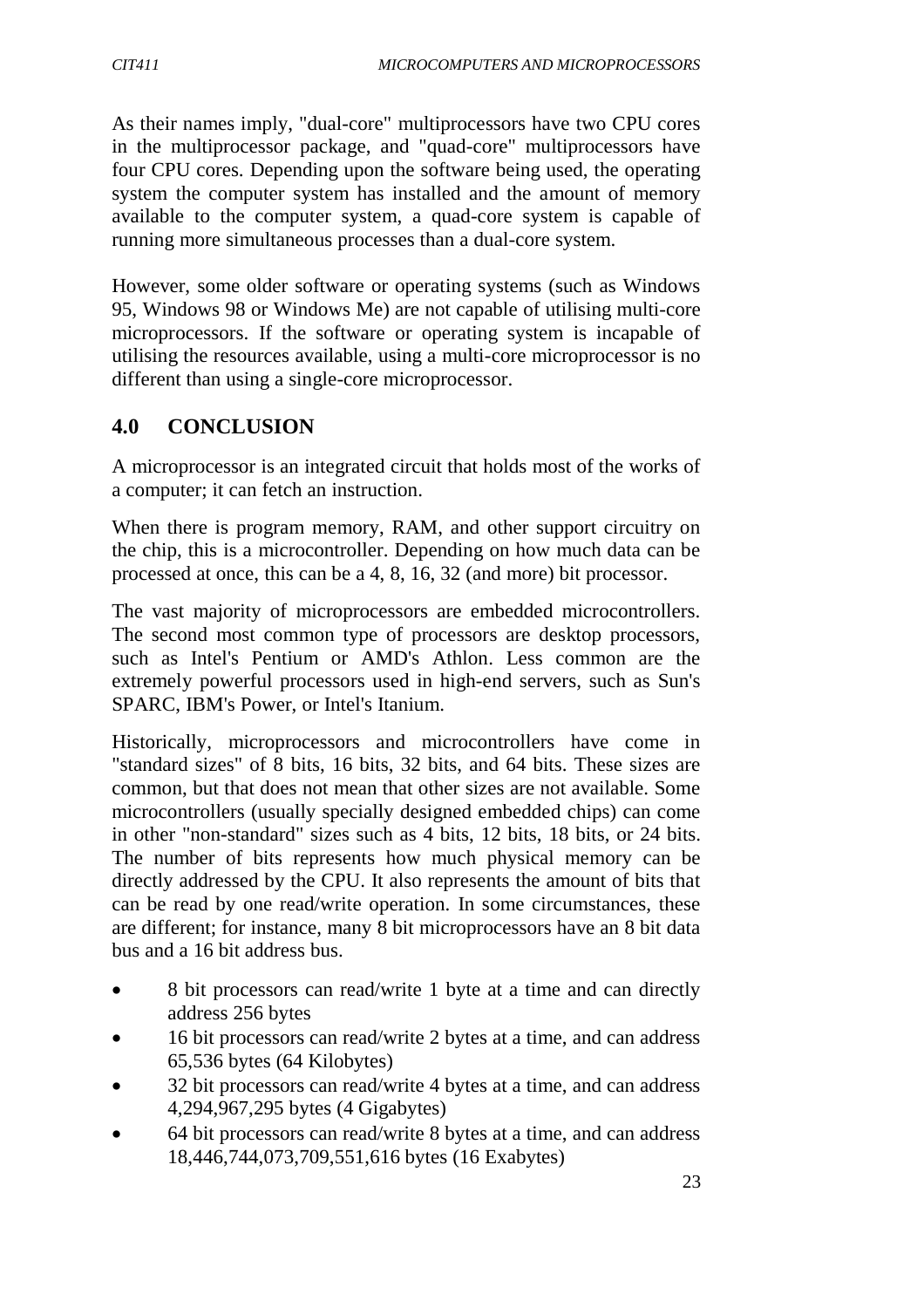As their names imply, "dual-core" multiprocessors have two CPU cores in the multiprocessor package, and "quad-core" multiprocessors have four CPU cores. Depending upon the software being used, the operating system the computer system has installed and the amount of memory available to the computer system, a quad-core system is capable of running more simultaneous processes than a dual-core system.

However, some older software or operating systems (such as Windows 95, Windows 98 or Windows Me) are not capable of utilising multi-core microprocessors. If the software or operating system is incapable of utilising the resources available, using a multi-core microprocessor is no different than using a single-core microprocessor.

## 4.0 CONCLUSION

A microprocessor is an integrated circuit that holds most of the works of a computer; it can fetch an instruction.

When there is program memory, RAM, and other support circuitry on the chip, this is a microcontroller. Depending on how much data can be processed at once, this can be a 4, 8, 16, 32 (and more) bit processor.

The vast majority of microprocessors are embedded microcontrollers. The second most common type of processors are desktop processors, such as Intel's Pentium or AMD's Athlon. Less common are the extremely powerful processors used in high-end servers, such as Sun's SPARC, IBM's Power, or Intel's Itanium.

Historically, microprocessors and microcontrollers have come in "standard sizes" of 8 bits, 16 bits, 32 bits, and 64 bits. These sizes are common, but that does not mean that other sizes are not available. Some microcontrollers (usually specially designed embedded chips) can come in other "non-standard" sizes such as 4 bits, 12 bits, 18 bits, or 24 bits. The number of bits represents how much physical memory can be directly addressed by the CPU. It also represents the amount of bits that can be read by one read/write operation. In some circumstances, these are different; for instance, many 8 bit microprocessors have an 8 bit data bus and a 16 bit address bus.

- 8 bit processors can read/write 1 byte at a time and can directly address 256 bytes
- 16 bit processors can read/write 2 bytes at a time, and can address 65,536 bytes (64 Kilobytes)
- 32 bit processors can read/write 4 bytes at a time, and can address 4,294,967,295 bytes (4 Gigabytes)
- 64 bit processors can read/write 8 bytes at a time, and can address 18,446,744,073,709,551,616 bytes (16 Exabytes)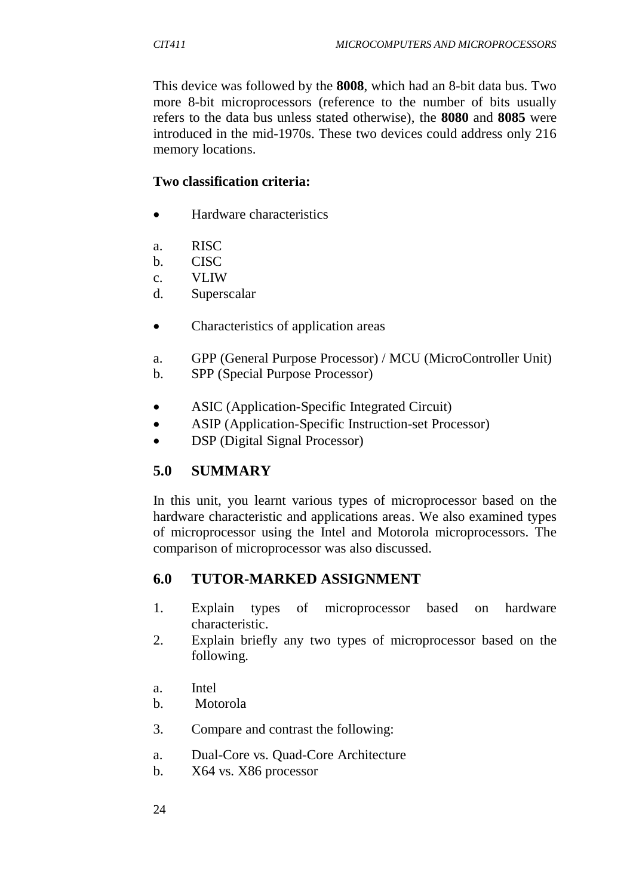This device was followed by the **8008**, which had an 8-bit data bus. Two more 8-bit microprocessors (reference to the number of bits usually refers to the data bus unless stated otherwise), the **8080** and **8085** were introduced in the mid-1970s. These two devices could address only 216 memory locations.

**Two classification criteria:**

- Hardware characteristics

a. RISC
b. CISC
c. VLIW
d. Superscalar

- Characteristics of application areas

a. GPP (General Purpose Processor) / MCU (MicroController Unit)
b. SPP (Special Purpose Processor)

- ASIC (Application-Specific Integrated Circuit)
- ASIP (Application-Specific Instruction-set Processor)
- DSP (Digital Signal Processor)

## 5.0 SUMMARY

In this unit, you learnt various types of microprocessor based on the hardware characteristic and applications areas. We also examined types of microprocessor using the Intel and Motorola microprocessors. The comparison of microprocessor was also discussed.

## 6.0 TUTOR-MARKED ASSIGNMENT

1. Explain types of microprocessor based on hardware characteristic.
2. Explain briefly any two types of microprocessor based on the following.

a. Intel
b. Motorola

3. Compare and contrast the following:

a. Dual-Core vs. Quad-Core Architecture
b. X64 vs. X86 processor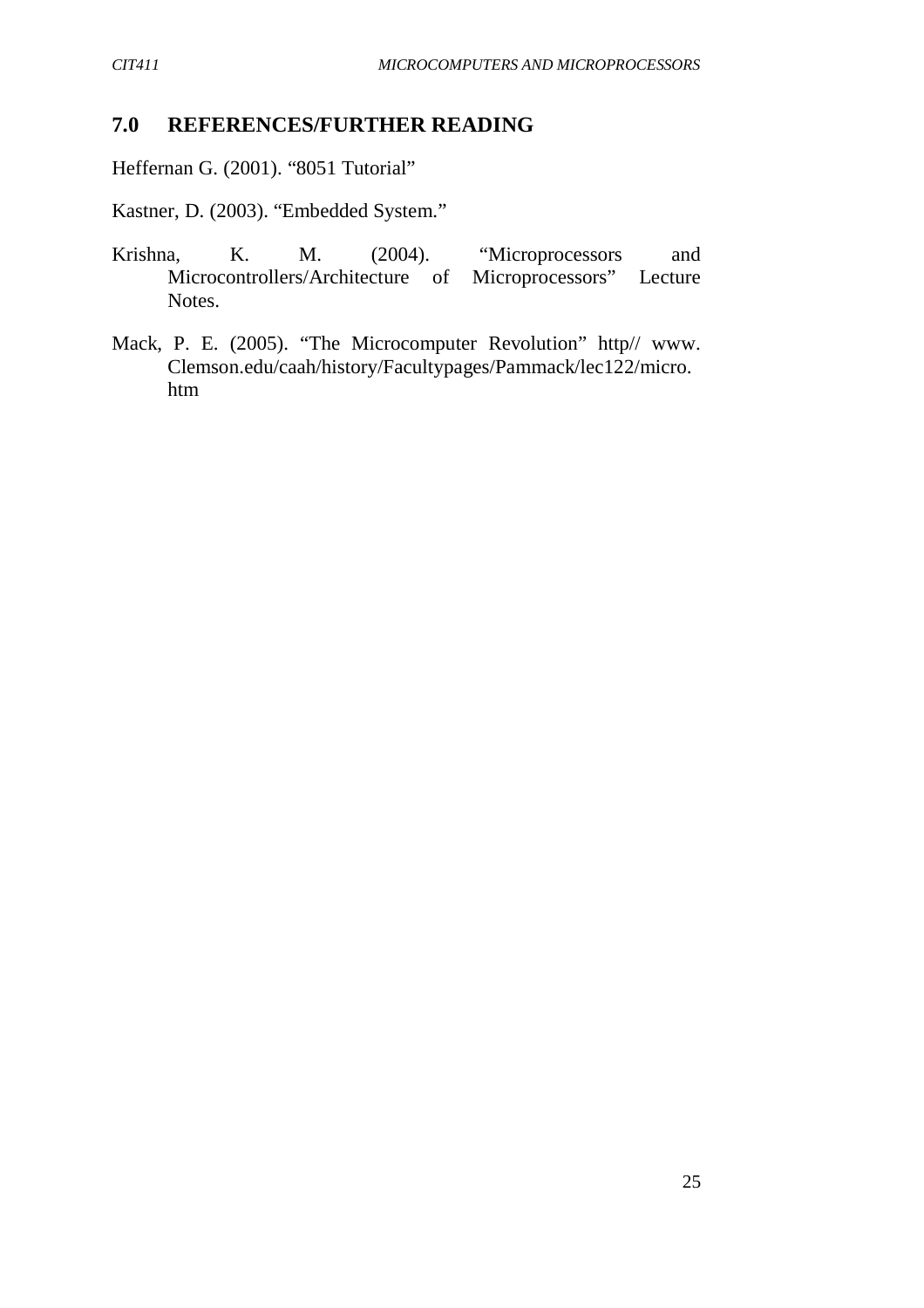## 7.0 REFERENCES/FURTHER READING

Heffernan G. (2001). "8051 Tutorial"

Kastner, D. (2003). "Embedded System."

Krishna, K. M. (2004). "Microprocessors and Microcontrollers/Architecture of Microprocessors" Lecture Notes.

Mack, P. E. (2005). "The Microcomputer Revolution" http// www. Clemson.edu/caah/history/Facultypages/Pammack/lec122/micro. htm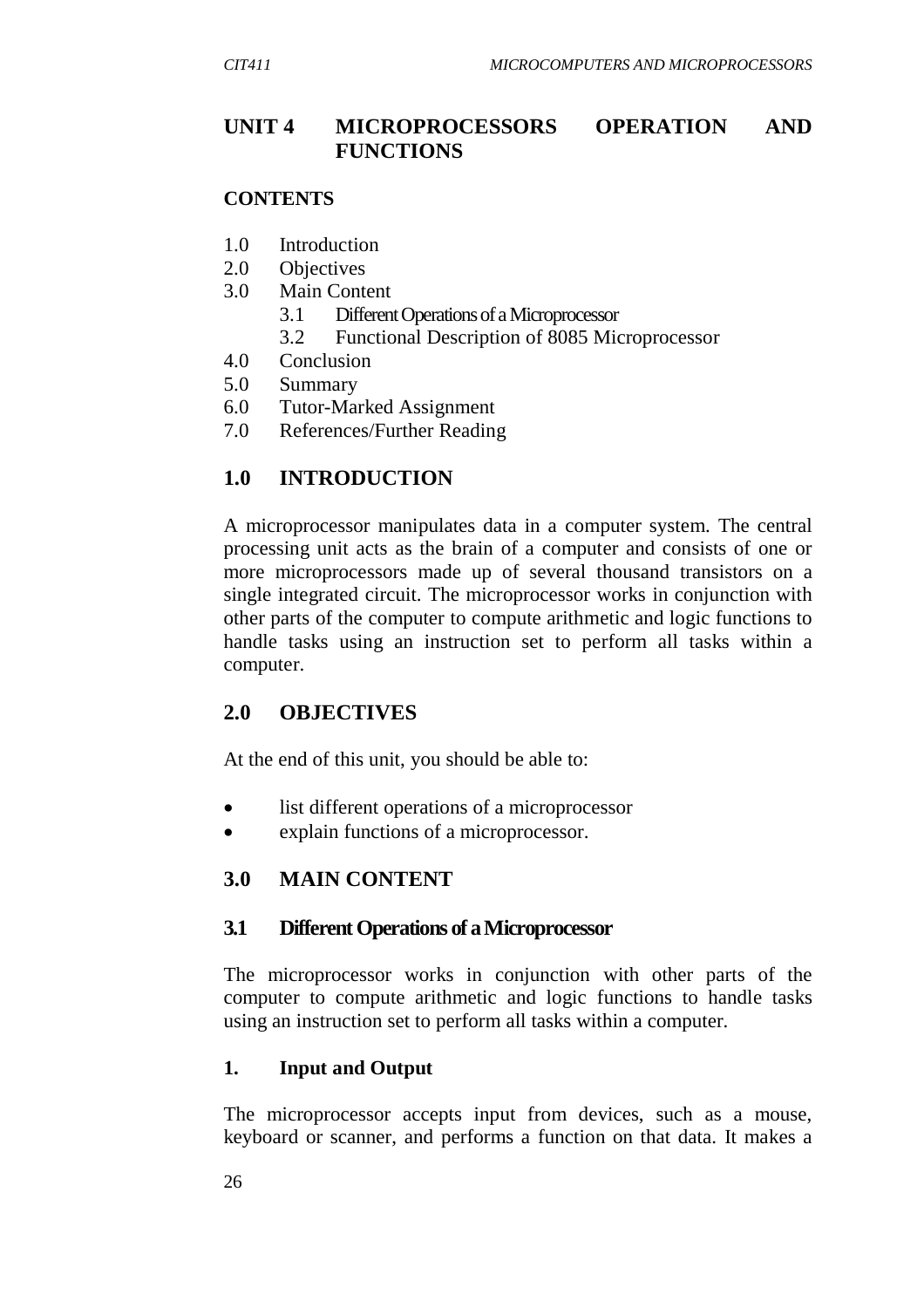# UNIT 4 MICROPROCESSORS OPERATION AND FUNCTIONS

**CONTENTS**

1.0 Introduction
2.0 Objectives
3.0 Main Content
    3.1 Different Operations of a Microprocessor
    3.2 Functional Description of 8085 Microprocessor
4.0 Conclusion
5.0 Summary
6.0 Tutor-Marked Assignment
7.0 References/Further Reading

## 1.0 INTRODUCTION

A microprocessor manipulates data in a computer system. The central processing unit acts as the brain of a computer and consists of one or more microprocessors made up of several thousand transistors on a single integrated circuit. The microprocessor works in conjunction with other parts of the computer to compute arithmetic and logic functions to handle tasks using an instruction set to perform all tasks within a computer.

## 2.0 OBJECTIVES

At the end of this unit, you should be able to:

- list different operations of a microprocessor
- explain functions of a microprocessor.

## 3.0 MAIN CONTENT

### 3.1 Different Operations of a Microprocessor

The microprocessor works in conjunction with other parts of the computer to compute arithmetic and logic functions to handle tasks using an instruction set to perform all tasks within a computer.

**1. Input and Output**

The microprocessor accepts input from devices, such as a mouse, keyboard or scanner, and performs a function on that data. It makes a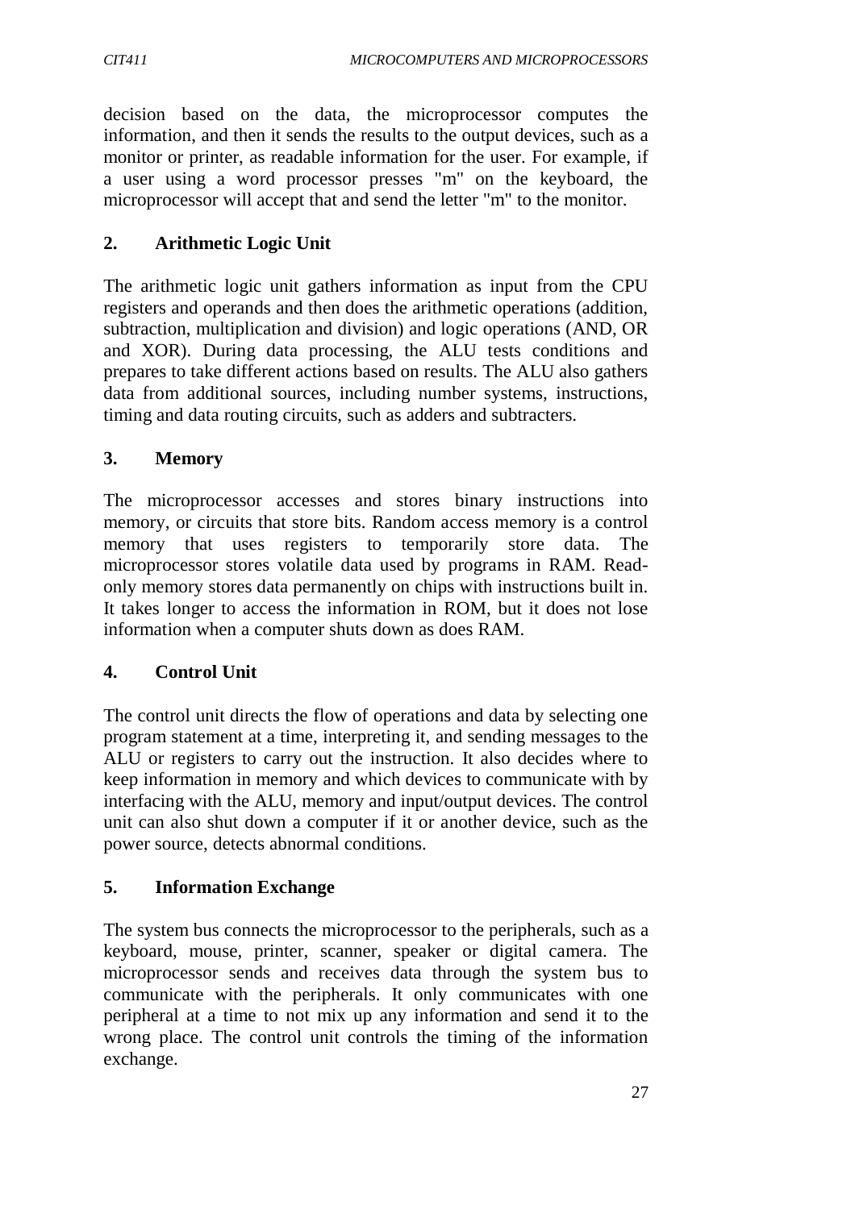decision based on the data, the microprocessor computes the information, and then it sends the results to the output devices, such as a monitor or printer, as readable information for the user. For example, if a user using a word processor presses "m" on the keyboard, the microprocessor will accept that and send the letter "m" to the monitor.

**2. Arithmetic Logic Unit**

The arithmetic logic unit gathers information as input from the CPU registers and operands and then does the arithmetic operations (addition, subtraction, multiplication and division) and logic operations (AND, OR and XOR). During data processing, the ALU tests conditions and prepares to take different actions based on results. The ALU also gathers data from additional sources, including number systems, instructions, timing and data routing circuits, such as adders and subtracters.

**3. Memory**

The microprocessor accesses and stores binary instructions into memory, or circuits that store bits. Random access memory is a control memory that uses registers to temporarily store data. The microprocessor stores volatile data used by programs in RAM. Read-only memory stores data permanently on chips with instructions built in. It takes longer to access the information in ROM, but it does not lose information when a computer shuts down as does RAM.

**4. Control Unit**

The control unit directs the flow of operations and data by selecting one program statement at a time, interpreting it, and sending messages to the ALU or registers to carry out the instruction. It also decides where to keep information in memory and which devices to communicate with by interfacing with the ALU, memory and input/output devices. The control unit can also shut down a computer if it or another device, such as the power source, detects abnormal conditions.

**5. Information Exchange**

The system bus connects the microprocessor to the peripherals, such as a keyboard, mouse, printer, scanner, speaker or digital camera. The microprocessor sends and receives data through the system bus to communicate with the peripherals. It only communicates with one peripheral at a time to not mix up any information and send it to the wrong place. The control unit controls the timing of the information exchange.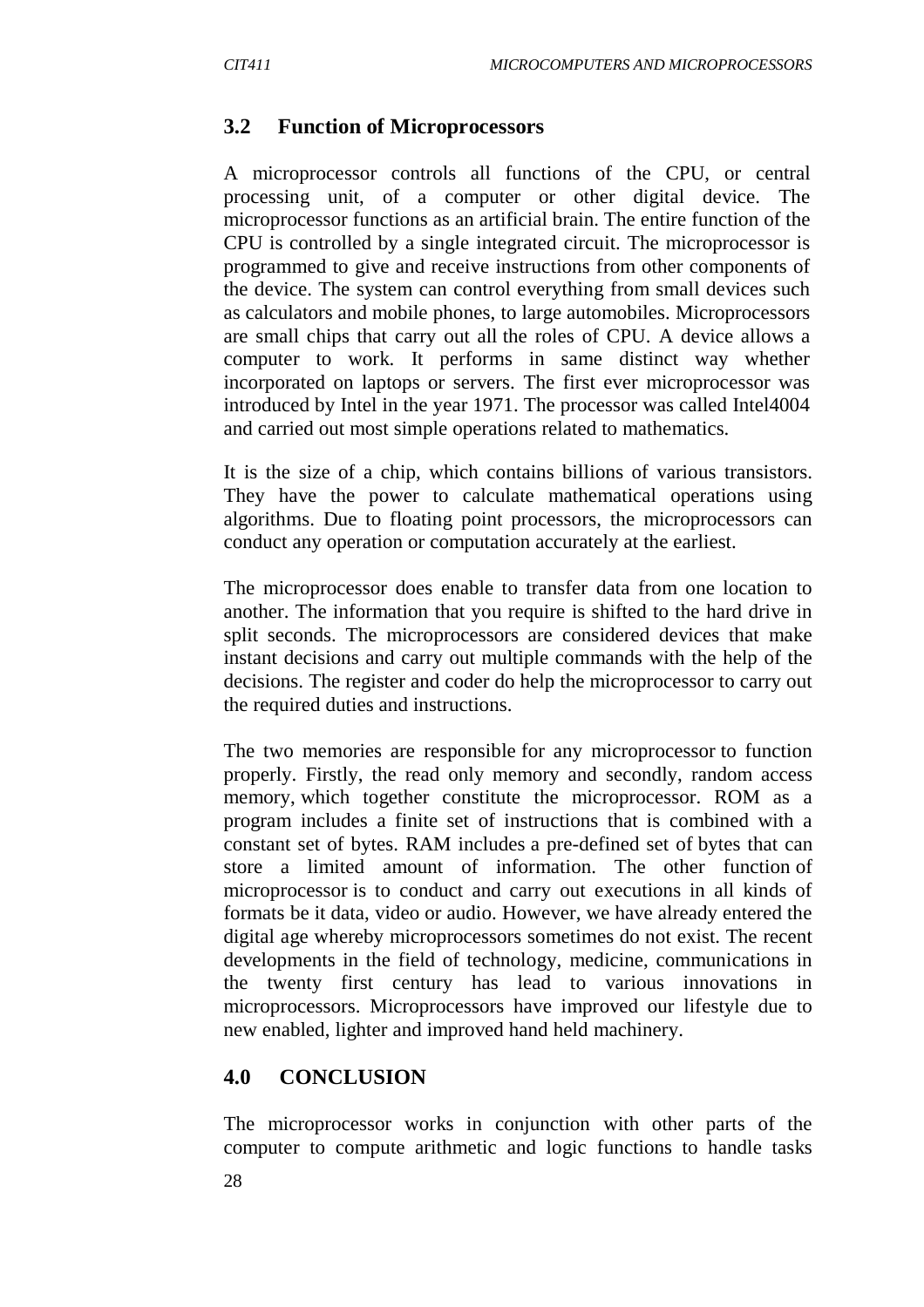## 3.2 Function of Microprocessors

A microprocessor controls all functions of the CPU, or central processing unit, of a computer or other digital device. The microprocessor functions as an artificial brain. The entire function of the CPU is controlled by a single integrated circuit. The microprocessor is programmed to give and receive instructions from other components of the device. The system can control everything from small devices such as calculators and mobile phones, to large automobiles. Microprocessors are small chips that carry out all the roles of CPU. A device allows a computer to work. It performs in same distinct way whether incorporated on laptops or servers. The first ever microprocessor was introduced by Intel in the year 1971. The processor was called Intel4004 and carried out most simple operations related to mathematics.

It is the size of a chip, which contains billions of various transistors. They have the power to calculate mathematical operations using algorithms. Due to floating point processors, the microprocessors can conduct any operation or computation accurately at the earliest.

The microprocessor does enable to transfer data from one location to another. The information that you require is shifted to the hard drive in split seconds. The microprocessors are considered devices that make instant decisions and carry out multiple commands with the help of the decisions. The register and coder do help the microprocessor to carry out the required duties and instructions.

The two memories are responsible for any microprocessor to function properly. Firstly, the read only memory and secondly, random access memory, which together constitute the microprocessor. ROM as a program includes a finite set of instructions that is combined with a constant set of bytes. RAM includes a pre-defined set of bytes that can store a limited amount of information. The other function of microprocessor is to conduct and carry out executions in all kinds of formats be it data, video or audio. However, we have already entered the digital age whereby microprocessors sometimes do not exist. The recent developments in the field of technology, medicine, communications in the twenty first century has lead to various innovations in microprocessors. Microprocessors have improved our lifestyle due to new enabled, lighter and improved hand held machinery.

## 4.0 CONCLUSION

The microprocessor works in conjunction with other parts of the computer to compute arithmetic and logic functions to handle tasks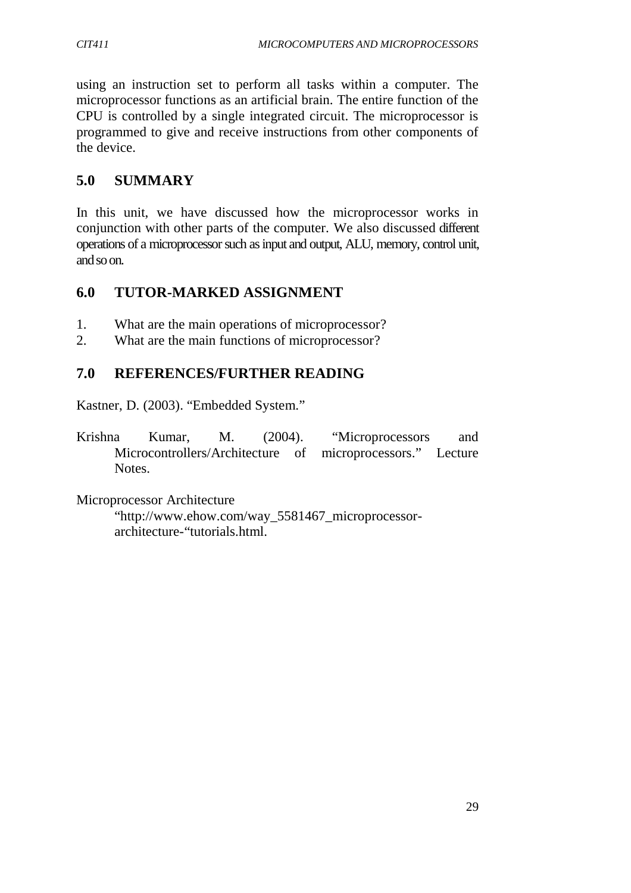using an instruction set to perform all tasks within a computer. The microprocessor functions as an artificial brain. The entire function of the CPU is controlled by a single integrated circuit. The microprocessor is programmed to give and receive instructions from other components of the device.

## 5.0 SUMMARY

In this unit, we have discussed how the microprocessor works in conjunction with other parts of the computer. We also discussed different operations of a microprocessor such as input and output, ALU, memory, control unit, and so on.

## 6.0 TUTOR-MARKED ASSIGNMENT

1. What are the main operations of microprocessor?
2. What are the main functions of microprocessor?

## 7.0 REFERENCES/FURTHER READING

Kastner, D. (2003). "Embedded System."

Krishna Kumar, M. (2004). "Microprocessors and Microcontrollers/Architecture of microprocessors." Lecture Notes.

Microprocessor Architecture "http://www.ehow.com/way_5581467_microprocessor-architecture-"tutorials.html.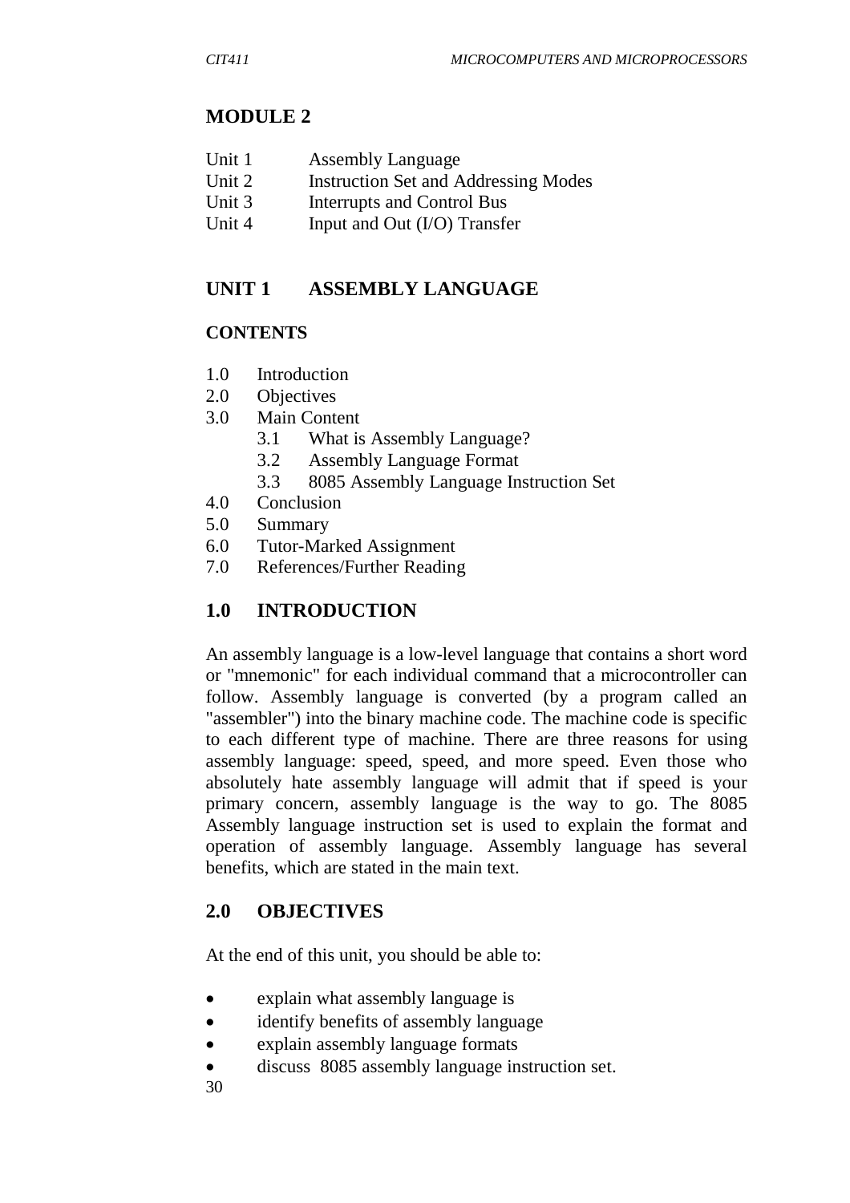## MODULE 2

Unit 1 Assembly Language
Unit 2 Instruction Set and Addressing Modes
Unit 3 Interrupts and Control Bus
Unit 4 Input and Out (I/O) Transfer

## UNIT 1 ASSEMBLY LANGUAGE

### CONTENTS

1.0 Introduction
2.0 Objectives
3.0 Main Content
  3.1 What is Assembly Language?
  3.2 Assembly Language Format
  3.3 8085 Assembly Language Instruction Set
4.0 Conclusion
5.0 Summary
6.0 Tutor-Marked Assignment
7.0 References/Further Reading

### 1.0 INTRODUCTION

An assembly language is a low-level language that contains a short word or "mnemonic" for each individual command that a microcontroller can follow. Assembly language is converted (by a program called an "assembler") into the binary machine code. The machine code is specific to each different type of machine. There are three reasons for using assembly language: speed, speed, and more speed. Even those who absolutely hate assembly language will admit that if speed is your primary concern, assembly language is the way to go. The 8085 Assembly language instruction set is used to explain the format and operation of assembly language. Assembly language has several benefits, which are stated in the main text.

### 2.0 OBJECTIVES

At the end of this unit, you should be able to:

- explain what assembly language is
- identify benefits of assembly language
- explain assembly language formats
- discuss 8085 assembly language instruction set.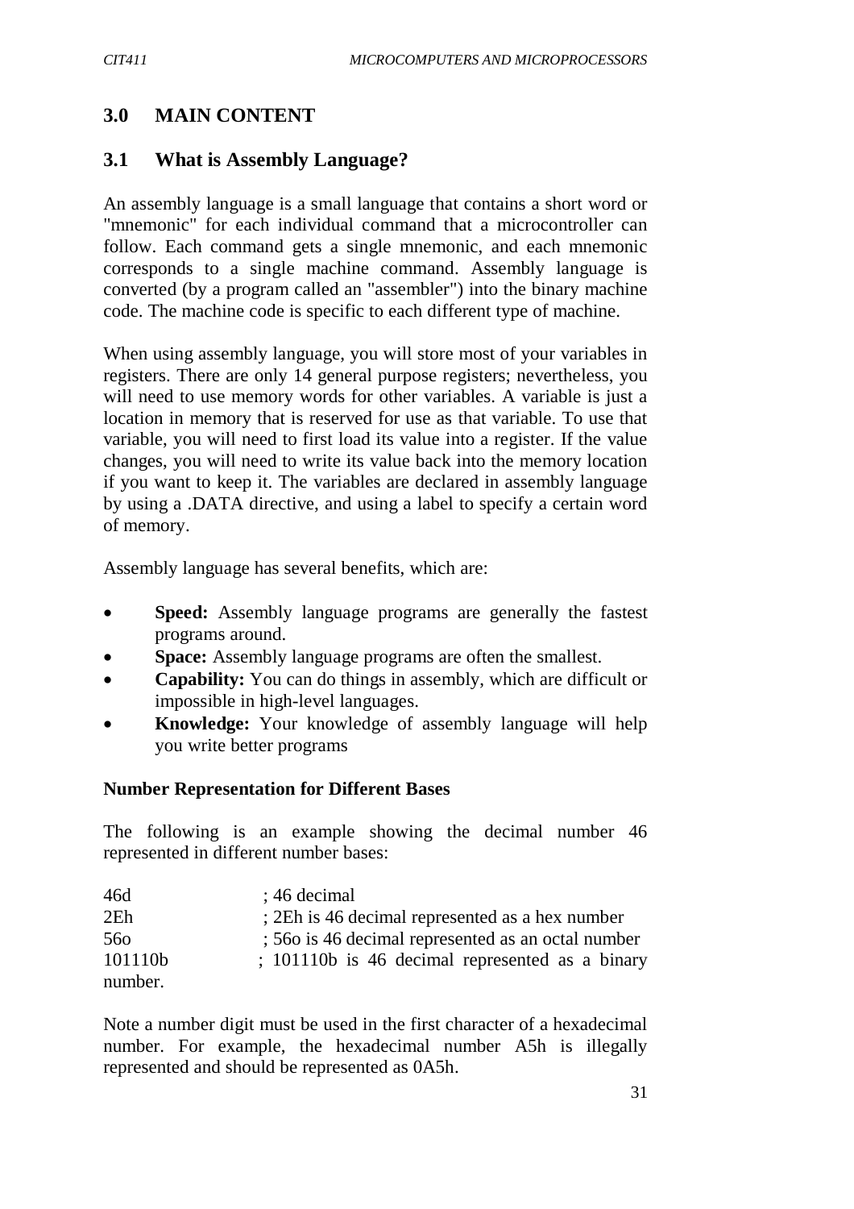## 3.0 MAIN CONTENT

### 3.1 What is Assembly Language?

An assembly language is a small language that contains a short word or "mnemonic" for each individual command that a microcontroller can follow. Each command gets a single mnemonic, and each mnemonic corresponds to a single machine command. Assembly language is converted (by a program called an "assembler") into the binary machine code. The machine code is specific to each different type of machine.

When using assembly language, you will store most of your variables in registers. There are only 14 general purpose registers; nevertheless, you will need to use memory words for other variables. A variable is just a location in memory that is reserved for use as that variable. To use that variable, you will need to first load its value into a register. If the value changes, you will need to write its value back into the memory location if you want to keep it. The variables are declared in assembly language by using a .DATA directive, and using a label to specify a certain word of memory.

Assembly language has several benefits, which are:

- **Speed:** Assembly language programs are generally the fastest programs around.
- **Space:** Assembly language programs are often the smallest.
- **Capability:** You can do things in assembly, which are difficult or impossible in high-level languages.
- **Knowledge:** Your knowledge of assembly language will help you write better programs

**Number Representation for Different Bases**

The following is an example showing the decimal number 46 represented in different number bases:

```
46d        ; 46 decimal
2Eh        ; 2Eh is 46 decimal represented as a hex number
56o        ; 56o is 46 decimal represented as an octal number
101110b    ; 101110b is 46 decimal represented as a binary number.
```

Note a number digit must be used in the first character of a hexadecimal number. For example, the hexadecimal number A5h is illegally represented and should be represented as 0A5h.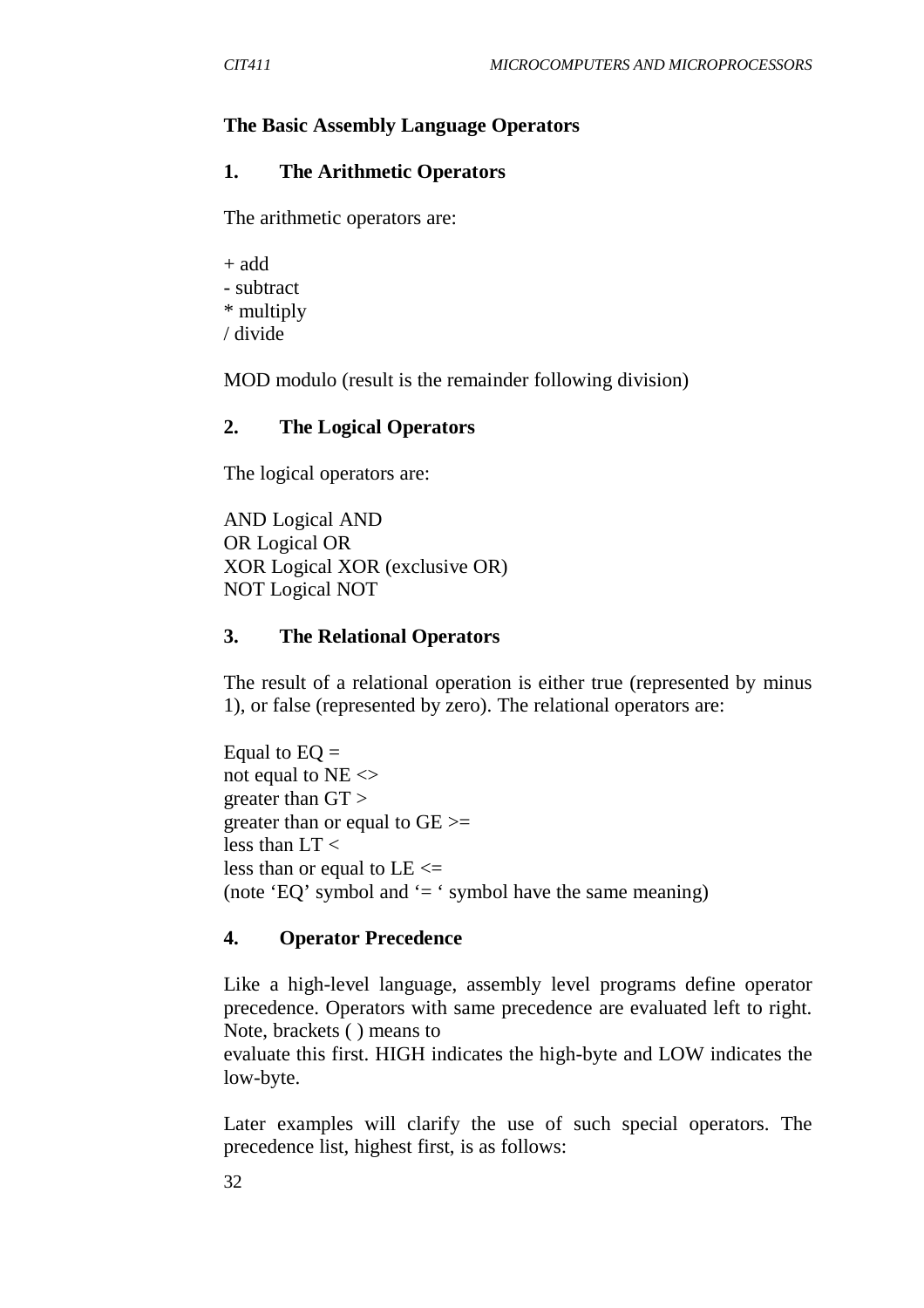**The Basic Assembly Language Operators**

**1. The Arithmetic Operators**

The arithmetic operators are:

+ add
- subtract
* multiply
/ divide

MOD modulo (result is the remainder following division)

**2. The Logical Operators**

The logical operators are:

AND Logical AND
OR Logical OR
XOR Logical XOR (exclusive OR)
NOT Logical NOT

**3. The Relational Operators**

The result of a relational operation is either true (represented by minus 1), or false (represented by zero). The relational operators are:

Equal to EQ =
not equal to NE <>
greater than GT >
greater than or equal to GE >=
less than LT <
less than or equal to LE <=
(note 'EQ' symbol and '= ' symbol have the same meaning)

**4. Operator Precedence**

Like a high-level language, assembly level programs define operator precedence. Operators with same precedence are evaluated left to right. Note, brackets ( ) means to
evaluate this first. HIGH indicates the high-byte and LOW indicates the low-byte.

Later examples will clarify the use of such special operators. The precedence list, highest first, is as follows: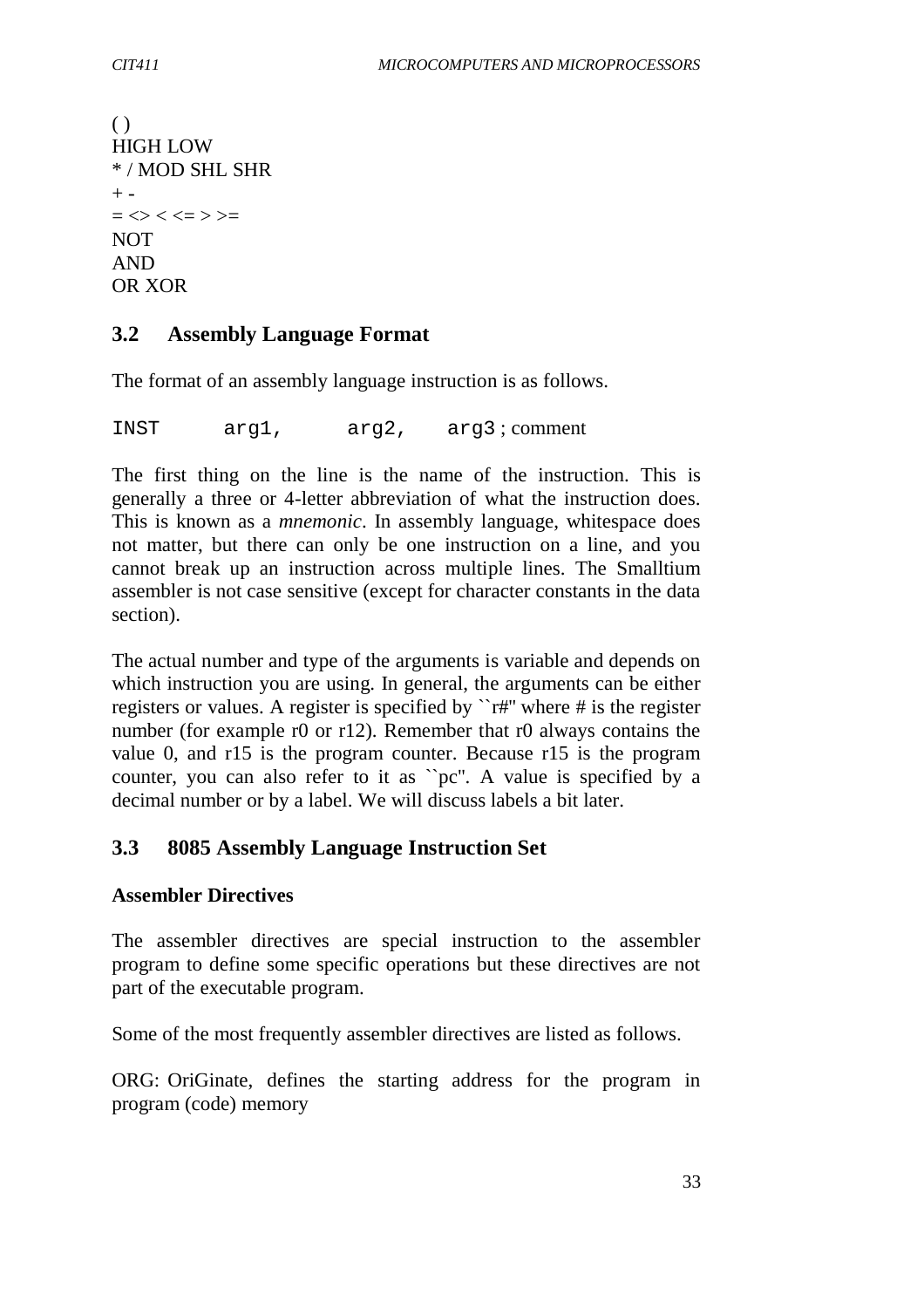( )
HIGH LOW
* / MOD SHL SHR
+ -
= <> < <= > >=
NOT
AND
OR XOR

## 3.2 Assembly Language Format

The format of an assembly language instruction is as follows.

```
INST      arg1,      arg2,    arg3 ; comment
```

The first thing on the line is the name of the instruction. This is generally a three or 4-letter abbreviation of what the instruction does. This is known as a *mnemonic*. In assembly language, whitespace does not matter, but there can only be one instruction on a line, and you cannot break up an instruction across multiple lines. The Smalltium assembler is not case sensitive (except for character constants in the data section).

The actual number and type of the arguments is variable and depends on which instruction you are using. In general, the arguments can be either registers or values. A register is specified by ``r#'' where # is the register number (for example r0 or r12). Remember that r0 always contains the value 0, and r15 is the program counter. Because r15 is the program counter, you can also refer to it as ``pc''. A value is specified by a decimal number or by a label. We will discuss labels a bit later.

## 3.3 8085 Assembly Language Instruction Set

**Assembler Directives**

The assembler directives are special instruction to the assembler program to define some specific operations but these directives are not part of the executable program.

Some of the most frequently assembler directives are listed as follows.

ORG: OriGinate, defines the starting address for the program in program (code) memory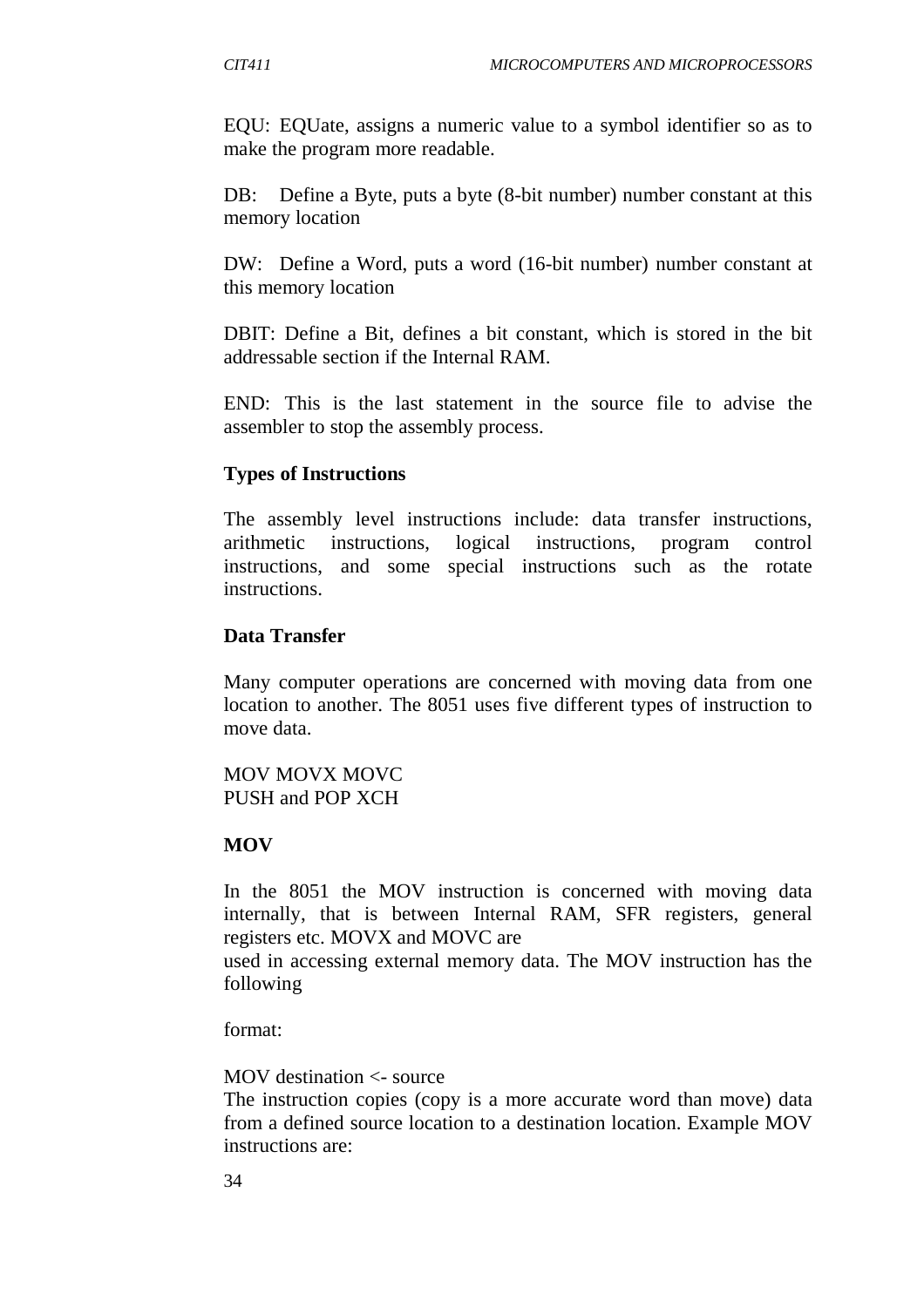EQU: EQUate, assigns a numeric value to a symbol identifier so as to make the program more readable.

DB: Define a Byte, puts a byte (8-bit number) number constant at this memory location

DW: Define a Word, puts a word (16-bit number) number constant at this memory location

DBIT: Define a Bit, defines a bit constant, which is stored in the bit addressable section if the Internal RAM.

END: This is the last statement in the source file to advise the assembler to stop the assembly process.

**Types of Instructions**

The assembly level instructions include: data transfer instructions, arithmetic instructions, logical instructions, program control instructions, and some special instructions such as the rotate instructions.

**Data Transfer**

Many computer operations are concerned with moving data from one location to another. The 8051 uses five different types of instruction to move data.

MOV MOVX MOVC
PUSH and POP XCH

**MOV**

In the 8051 the MOV instruction is concerned with moving data internally, that is between Internal RAM, SFR registers, general registers etc. MOVX and MOVC are
used in accessing external memory data. The MOV instruction has the following

format:

MOV destination <- source
The instruction copies (copy is a more accurate word than move) data from a defined source location to a destination location. Example MOV instructions are: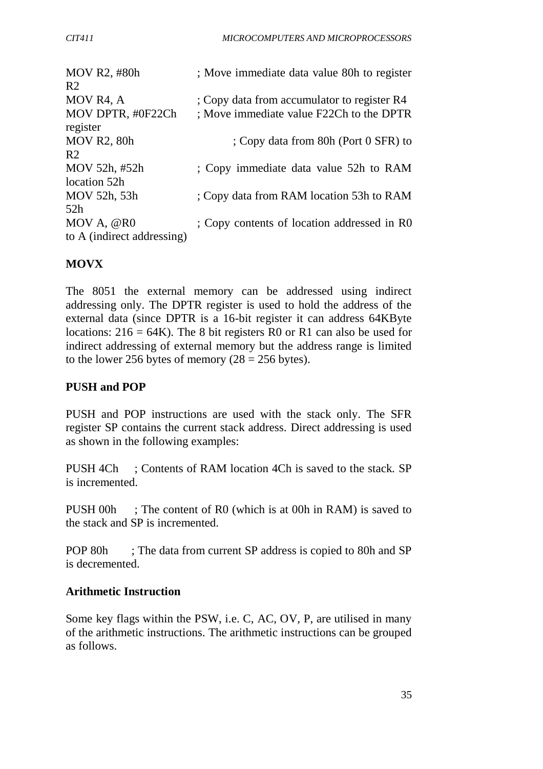```
MOV R2, #80h          ; Move immediate data value 80h to register R2
MOV R4, A             ; Copy data from accumulator to register R4
MOV DPTR, #0F22Ch     ; Move immediate value F22Ch to the DPTR register
MOV R2, 80h           ; Copy data from 80h (Port 0 SFR) to R2
MOV 52h, #52h         ; Copy immediate data value 52h to RAM location 52h
MOV 52h, 53h          ; Copy data from RAM location 53h to RAM 52h
MOV A, @R0            ; Copy contents of location addressed in R0 to A (indirect addressing)
```

**MOVX**

The 8051 the external memory can be addressed using indirect addressing only. The DPTR register is used to hold the address of the external data (since DPTR is a 16-bit register it can address 64KByte locations: 216 = 64K). The 8 bit registers R0 or R1 can also be used for indirect addressing of external memory but the address range is limited to the lower 256 bytes of memory (28 = 256 bytes).

**PUSH and POP**

PUSH and POP instructions are used with the stack only. The SFR register SP contains the current stack address. Direct addressing is used as shown in the following examples:

PUSH 4Ch ; Contents of RAM location 4Ch is saved to the stack. SP is incremented.

PUSH 00h ; The content of R0 (which is at 00h in RAM) is saved to the stack and SP is incremented.

POP 80h ; The data from current SP address is copied to 80h and SP is decremented.

**Arithmetic Instruction**

Some key flags within the PSW, i.e. C, AC, OV, P, are utilised in many of the arithmetic instructions. The arithmetic instructions can be grouped as follows.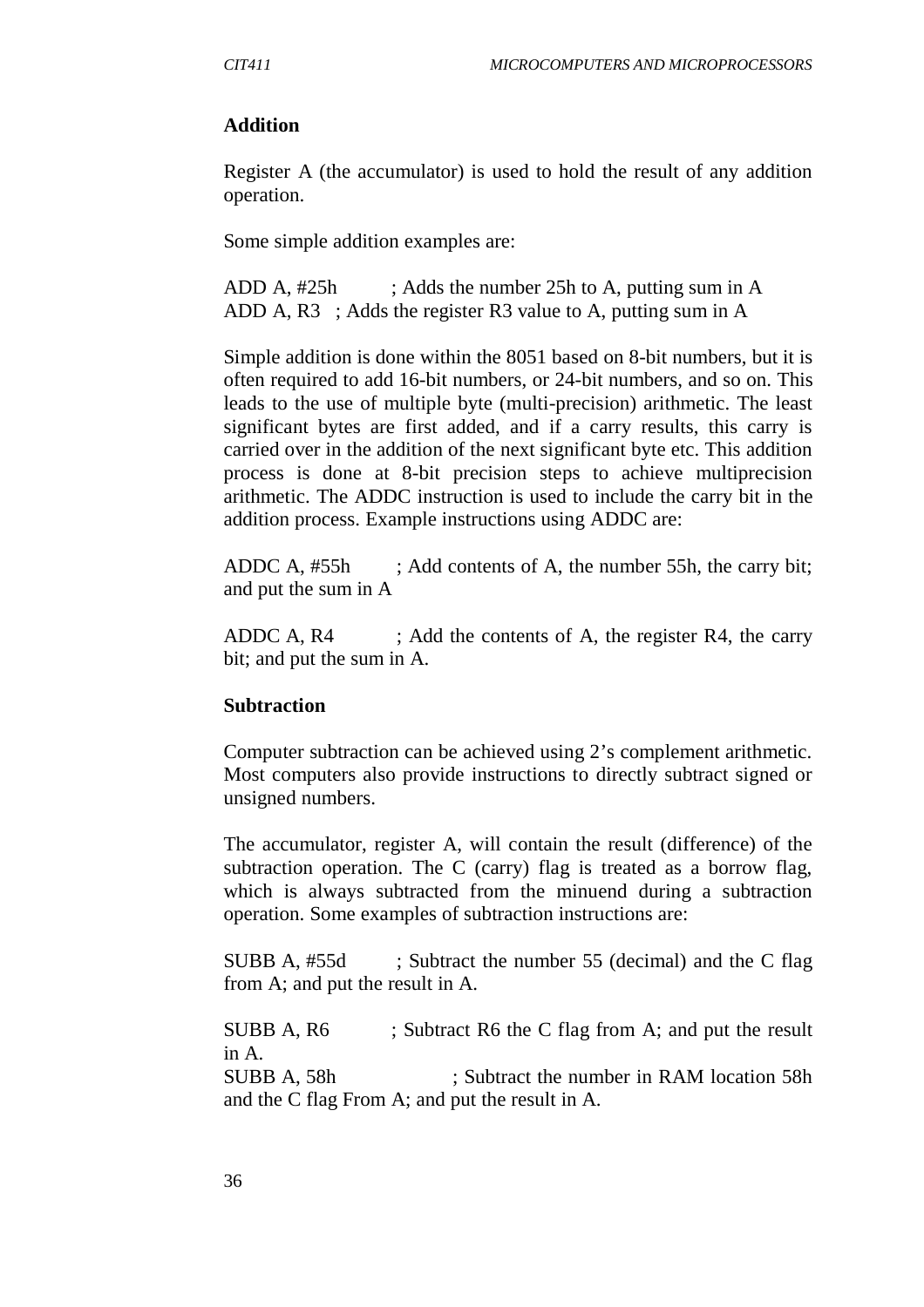**Addition**

Register A (the accumulator) is used to hold the result of any addition operation.

Some simple addition examples are:

ADD A, #25h ; Adds the number 25h to A, putting sum in A
ADD A, R3 ; Adds the register R3 value to A, putting sum in A

Simple addition is done within the 8051 based on 8-bit numbers, but it is often required to add 16-bit numbers, or 24-bit numbers, and so on. This leads to the use of multiple byte (multi-precision) arithmetic. The least significant bytes are first added, and if a carry results, this carry is carried over in the addition of the next significant byte etc. This addition process is done at 8-bit precision steps to achieve multiprecision arithmetic. The ADDC instruction is used to include the carry bit in the addition process. Example instructions using ADDC are:

ADDC A, #55h ; Add contents of A, the number 55h, the carry bit; and put the sum in A

ADDC A, R4 ; Add the contents of A, the register R4, the carry bit; and put the sum in A.

**Subtraction**

Computer subtraction can be achieved using 2's complement arithmetic. Most computers also provide instructions to directly subtract signed or unsigned numbers.

The accumulator, register A, will contain the result (difference) of the subtraction operation. The C (carry) flag is treated as a borrow flag, which is always subtracted from the minuend during a subtraction operation. Some examples of subtraction instructions are:

SUBB A, #55d ; Subtract the number 55 (decimal) and the C flag from A; and put the result in A.

SUBB A, R6 ; Subtract R6 the C flag from A; and put the result in A.
SUBB A, 58h ; Subtract the number in RAM location 58h and the C flag From A; and put the result in A.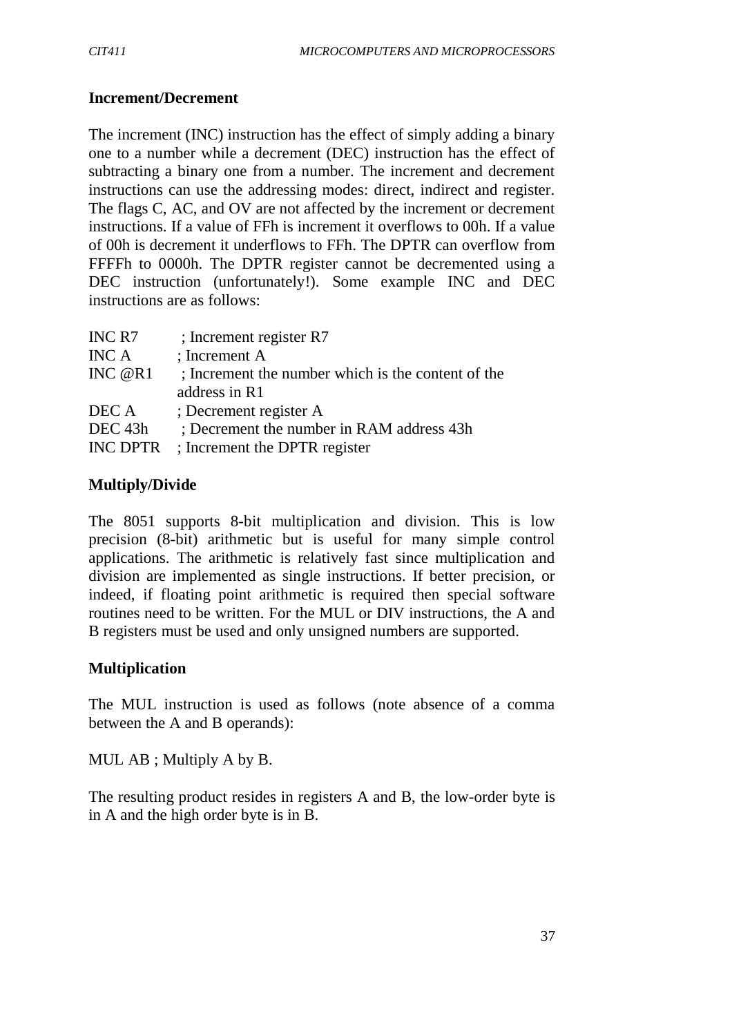**Increment/Decrement**

The increment (INC) instruction has the effect of simply adding a binary one to a number while a decrement (DEC) instruction has the effect of subtracting a binary one from a number. The increment and decrement instructions can use the addressing modes: direct, indirect and register. The flags C, AC, and OV are not affected by the increment or decrement instructions. If a value of FFh is increment it overflows to 00h. If a value of 00h is decrement it underflows to FFh. The DPTR can overflow from FFFFh to 0000h. The DPTR register cannot be decremented using a DEC instruction (unfortunately!). Some example INC and DEC instructions are as follows:

```
INC R7      ; Increment register R7
INC A       ; Increment A
INC @R1     ; Increment the number which is the content of the
              address in R1
DEC A       ; Decrement register A
DEC 43h     ; Decrement the number in RAM address 43h
INC DPTR    ; Increment the DPTR register
```

**Multiply/Divide**

The 8051 supports 8-bit multiplication and division. This is low precision (8-bit) arithmetic but is useful for many simple control applications. The arithmetic is relatively fast since multiplication and division are implemented as single instructions. If better precision, or indeed, if floating point arithmetic is required then special software routines need to be written. For the MUL or DIV instructions, the A and B registers must be used and only unsigned numbers are supported.

**Multiplication**

The MUL instruction is used as follows (note absence of a comma between the A and B operands):

```
MUL AB ; Multiply A by B.
```

The resulting product resides in registers A and B, the low-order byte is in A and the high order byte is in B.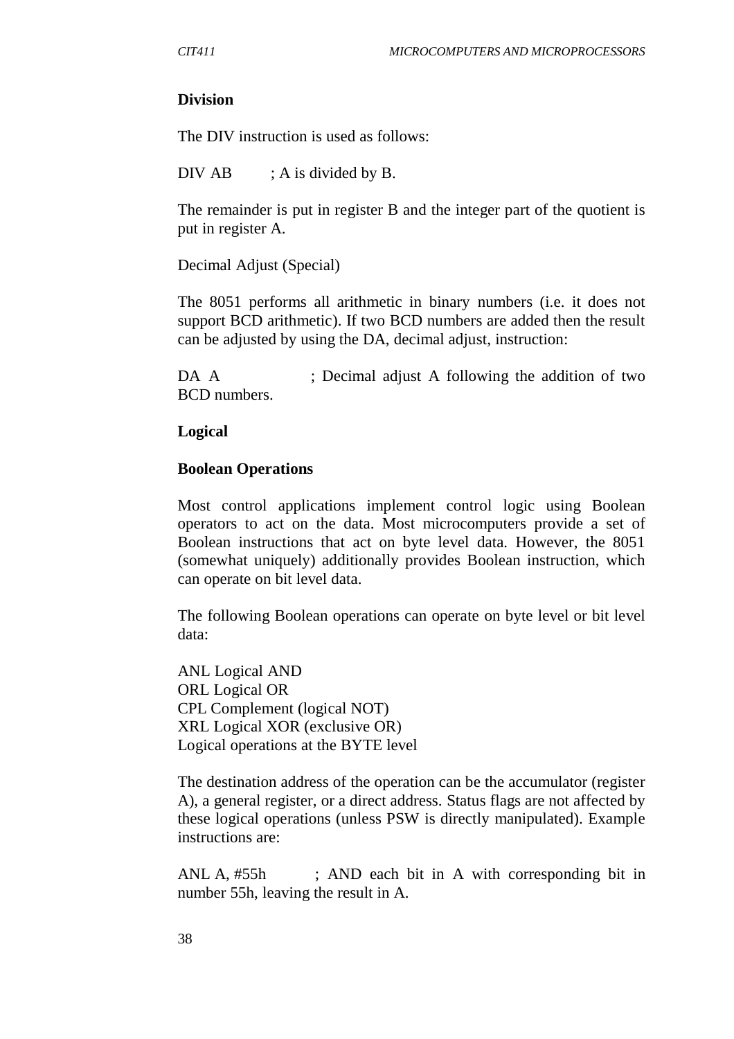**Division**

The DIV instruction is used as follows:

DIV AB ; A is divided by B.

The remainder is put in register B and the integer part of the quotient is put in register A.

Decimal Adjust (Special)

The 8051 performs all arithmetic in binary numbers (i.e. it does not support BCD arithmetic). If two BCD numbers are added then the result can be adjusted by using the DA, decimal adjust, instruction:

DA A ; Decimal adjust A following the addition of two BCD numbers.

**Logical**

**Boolean Operations**

Most control applications implement control logic using Boolean operators to act on the data. Most microcomputers provide a set of Boolean instructions that act on byte level data. However, the 8051 (somewhat uniquely) additionally provides Boolean instruction, which can operate on bit level data.

The following Boolean operations can operate on byte level or bit level data:

ANL Logical AND
ORL Logical OR
CPL Complement (logical NOT)
XRL Logical XOR (exclusive OR)
Logical operations at the BYTE level

The destination address of the operation can be the accumulator (register A), a general register, or a direct address. Status flags are not affected by these logical operations (unless PSW is directly manipulated). Example instructions are:

ANL A, #55h ; AND each bit in A with corresponding bit in number 55h, leaving the result in A.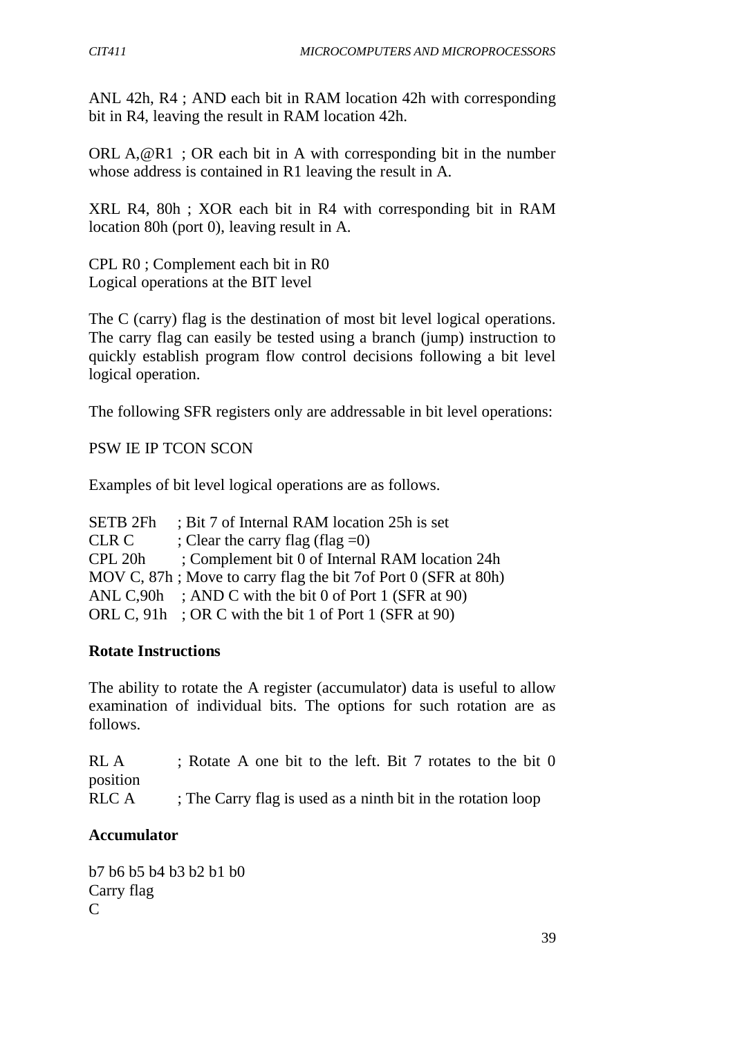ANL 42h, R4 ; AND each bit in RAM location 42h with corresponding bit in R4, leaving the result in RAM location 42h.

ORL A,@R1 ; OR each bit in A with corresponding bit in the number whose address is contained in R1 leaving the result in A.

XRL R4, 80h ; XOR each bit in R4 with corresponding bit in RAM location 80h (port 0), leaving result in A.

CPL R0 ; Complement each bit in R0
Logical operations at the BIT level

The C (carry) flag is the destination of most bit level logical operations. The carry flag can easily be tested using a branch (jump) instruction to quickly establish program flow control decisions following a bit level logical operation.

The following SFR registers only are addressable in bit level operations:

PSW IE IP TCON SCON

Examples of bit level logical operations are as follows.

```
SETB 2Fh    ; Bit 7 of Internal RAM location 25h is set
CLR C       ; Clear the carry flag (flag =0)
CPL 20h     ; Complement bit 0 of Internal RAM location 24h
MOV C, 87h ; Move to carry flag the bit 7of Port 0 (SFR at 80h)
ANL C,90h   ; AND C with the bit 0 of Port 1 (SFR at 90)
ORL C, 91h  ; OR C with the bit 1 of Port 1 (SFR at 90)
```

**Rotate Instructions**

The ability to rotate the A register (accumulator) data is useful to allow examination of individual bits. The options for such rotation are as follows.

```
RL A        ; Rotate A one bit to the left. Bit 7 rotates to the bit 0 position
RLC A       ; The Carry flag is used as a ninth bit in the rotation loop
```

**Accumulator**

b7 b6 b5 b4 b3 b2 b1 b0
Carry flag
C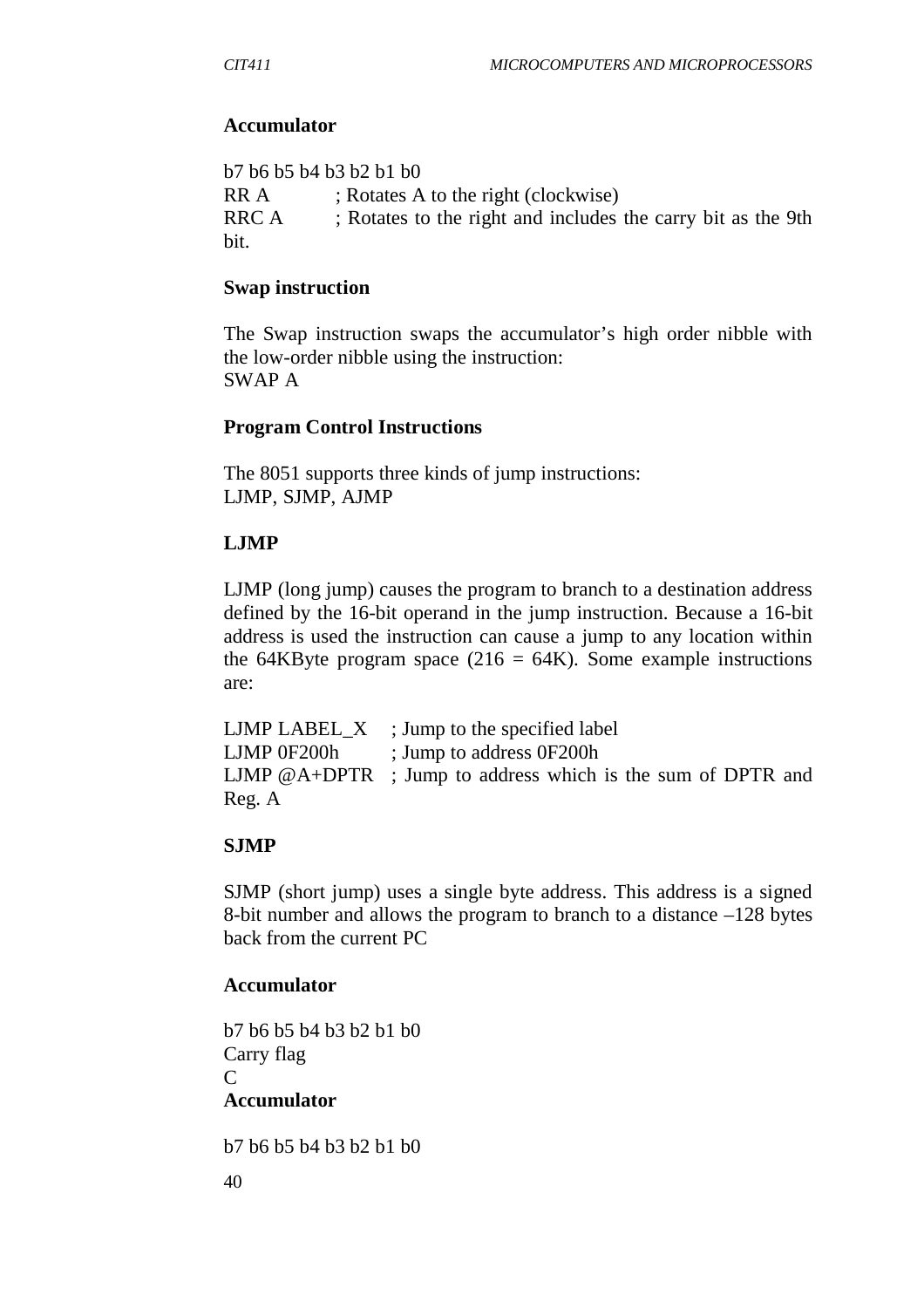**Accumulator**

b7 b6 b5 b4 b3 b2 b1 b0

RR A ; Rotates A to the right (clockwise)

RRC A ; Rotates to the right and includes the carry bit as the 9th bit.

**Swap instruction**

The Swap instruction swaps the accumulator's high order nibble with the low-order nibble using the instruction:

SWAP A

**Program Control Instructions**

The 8051 supports three kinds of jump instructions:

LJMP, SJMP, AJMP

**LJMP**

LJMP (long jump) causes the program to branch to a destination address defined by the 16-bit operand in the jump instruction. Because a 16-bit address is used the instruction can cause a jump to any location within the 64KByte program space (216 = 64K). Some example instructions are:

LJMP LABEL_X ; Jump to the specified label

LJMP 0F200h ; Jump to address 0F200h

LJMP @A+DPTR ; Jump to address which is the sum of DPTR and Reg. A

**SJMP**

SJMP (short jump) uses a single byte address. This address is a signed 8-bit number and allows the program to branch to a distance –128 bytes back from the current PC

**Accumulator**

b7 b6 b5 b4 b3 b2 b1 b0

Carry flag

C

**Accumulator**

b7 b6 b5 b4 b3 b2 b1 b0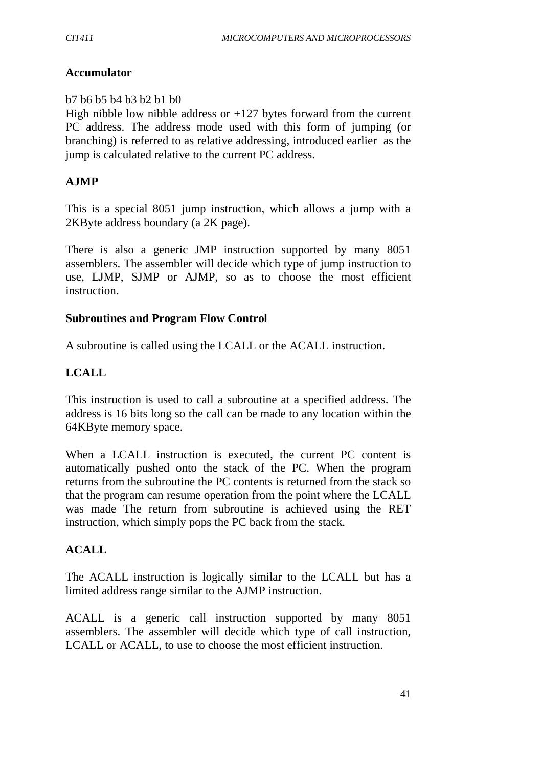**Accumulator**

b7 b6 b5 b4 b3 b2 b1 b0

High nibble low nibble address or +127 bytes forward from the current PC address. The address mode used with this form of jumping (or branching) is referred to as relative addressing, introduced earlier as the jump is calculated relative to the current PC address.

**AJMP**

This is a special 8051 jump instruction, which allows a jump with a 2KByte address boundary (a 2K page).

There is also a generic JMP instruction supported by many 8051 assemblers. The assembler will decide which type of jump instruction to use, LJMP, SJMP or AJMP, so as to choose the most efficient instruction.

**Subroutines and Program Flow Control**

A subroutine is called using the LCALL or the ACALL instruction.

**LCALL**

This instruction is used to call a subroutine at a specified address. The address is 16 bits long so the call can be made to any location within the 64KByte memory space.

When a LCALL instruction is executed, the current PC content is automatically pushed onto the stack of the PC. When the program returns from the subroutine the PC contents is returned from the stack so that the program can resume operation from the point where the LCALL was made The return from subroutine is achieved using the RET instruction, which simply pops the PC back from the stack.

**ACALL**

The ACALL instruction is logically similar to the LCALL but has a limited address range similar to the AJMP instruction.

ACALL is a generic call instruction supported by many 8051 assemblers. The assembler will decide which type of call instruction, LCALL or ACALL, to use to choose the most efficient instruction.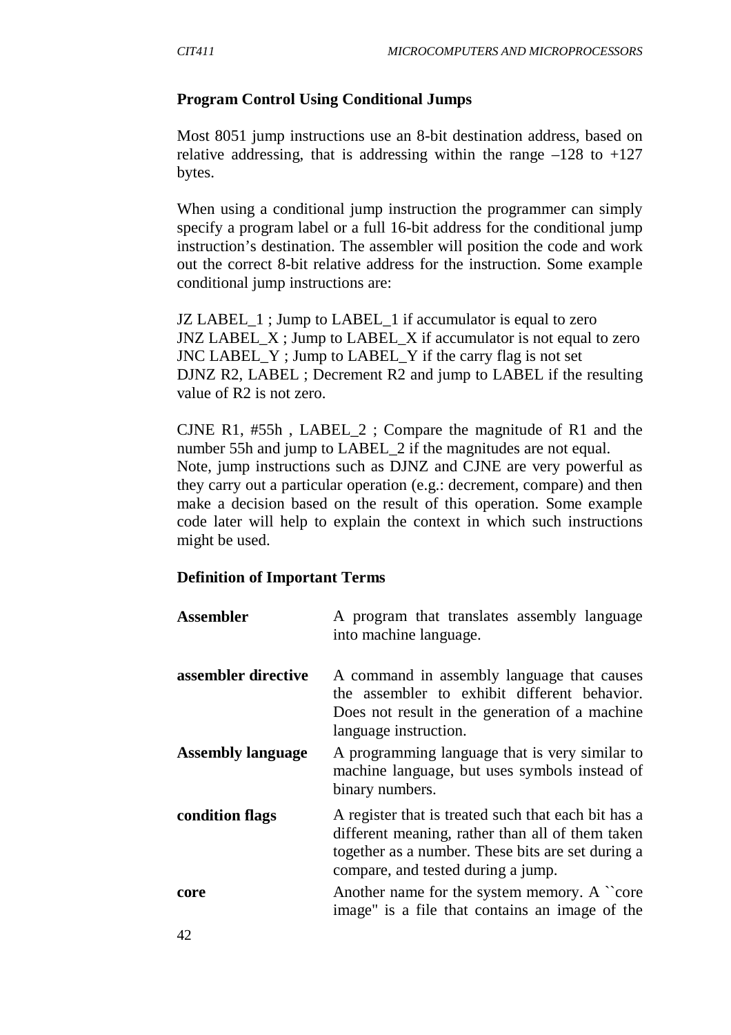### Program Control Using Conditional Jumps

Most 8051 jump instructions use an 8-bit destination address, based on relative addressing, that is addressing within the range –128 to +127 bytes.

When using a conditional jump instruction the programmer can simply specify a program label or a full 16-bit address for the conditional jump instruction's destination. The assembler will position the code and work out the correct 8-bit relative address for the instruction. Some example conditional jump instructions are:

JZ LABEL_1 ; Jump to LABEL_1 if accumulator is equal to zero
JNZ LABEL_X ; Jump to LABEL_X if accumulator is not equal to zero
JNC LABEL_Y ; Jump to LABEL_Y if the carry flag is not set
DJNZ R2, LABEL ; Decrement R2 and jump to LABEL if the resulting value of R2 is not zero.

CJNE R1, #55h , LABEL_2 ; Compare the magnitude of R1 and the number 55h and jump to LABEL_2 if the magnitudes are not equal.
Note, jump instructions such as DJNZ and CJNE are very powerful as they carry out a particular operation (e.g.: decrement, compare) and then make a decision based on the result of this operation. Some example code later will help to explain the context in which such instructions might be used.

### Definition of Important Terms

**Assembler** — A program that translates assembly language into machine language.

**assembler directive** — A command in assembly language that causes the assembler to exhibit different behavior. Does not result in the generation of a machine language instruction.

**Assembly language** — A programming language that is very similar to machine language, but uses symbols instead of binary numbers.

**condition flags** — A register that is treated such that each bit has a different meaning, rather than all of them taken together as a number. These bits are set during a compare, and tested during a jump.

**core** — Another name for the system memory. A ``core image" is a file that contains an image of the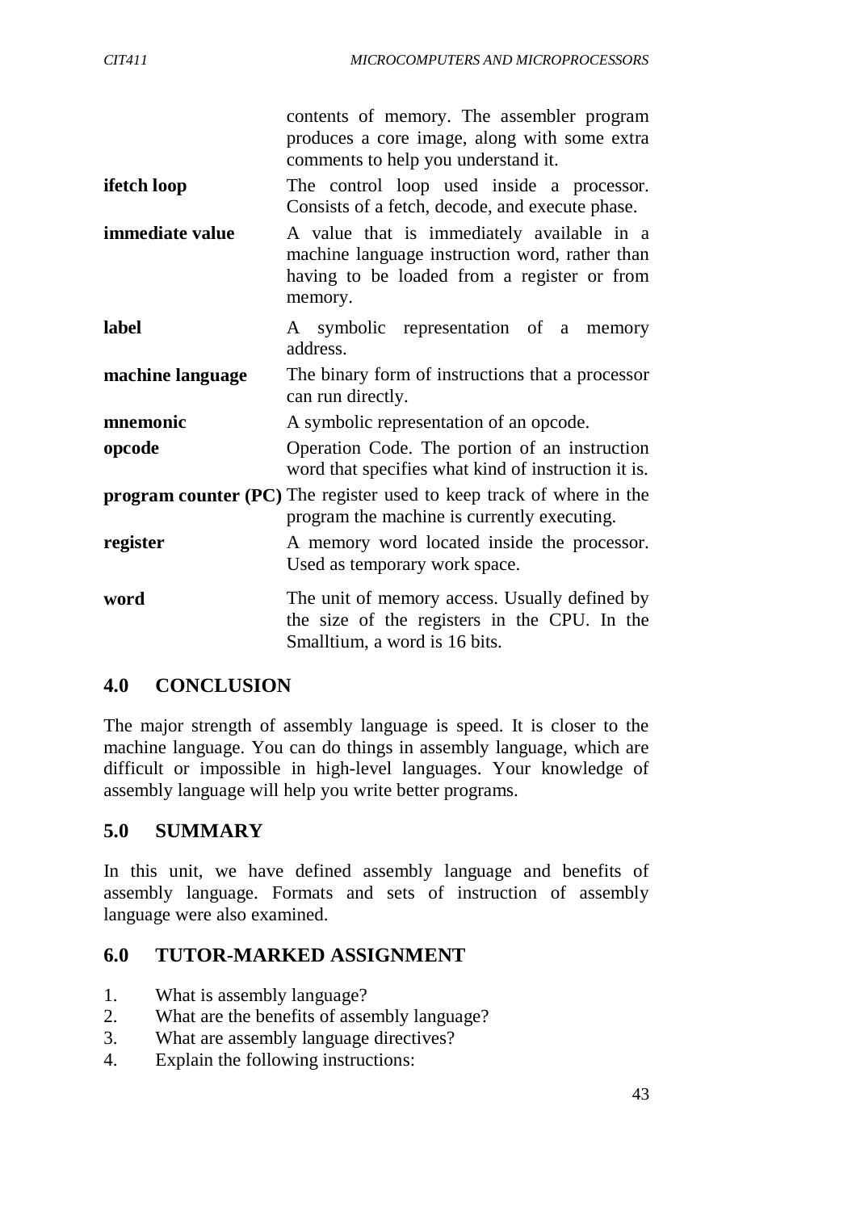| | |
|---|---|
| | contents of memory. The assembler program produces a core image, along with some extra comments to help you understand it. |
| **ifetch loop** | The control loop used inside a processor. Consists of a fetch, decode, and execute phase. |
| **immediate value** | A value that is immediately available in a machine language instruction word, rather than having to be loaded from a register or from memory. |
| **label** | A symbolic representation of a memory address. |
| **machine language** | The binary form of instructions that a processor can run directly. |
| **mnemonic** | A symbolic representation of an opcode. |
| **opcode** | Operation Code. The portion of an instruction word that specifies what kind of instruction it is. |
| **program counter (PC)** | The register used to keep track of where in the program the machine is currently executing. |
| **register** | A memory word located inside the processor. Used as temporary work space. |
| **word** | The unit of memory access. Usually defined by the size of the registers in the CPU. In the Smalltium, a word is 16 bits. |

## 4.0 CONCLUSION

The major strength of assembly language is speed. It is closer to the machine language. You can do things in assembly language, which are difficult or impossible in high-level languages. Your knowledge of assembly language will help you write better programs.

## 5.0 SUMMARY

In this unit, we have defined assembly language and benefits of assembly language. Formats and sets of instruction of assembly language were also examined.

## 6.0 TUTOR-MARKED ASSIGNMENT

1. What is assembly language?
2. What are the benefits of assembly language?
3. What are assembly language directives?
4. Explain the following instructions: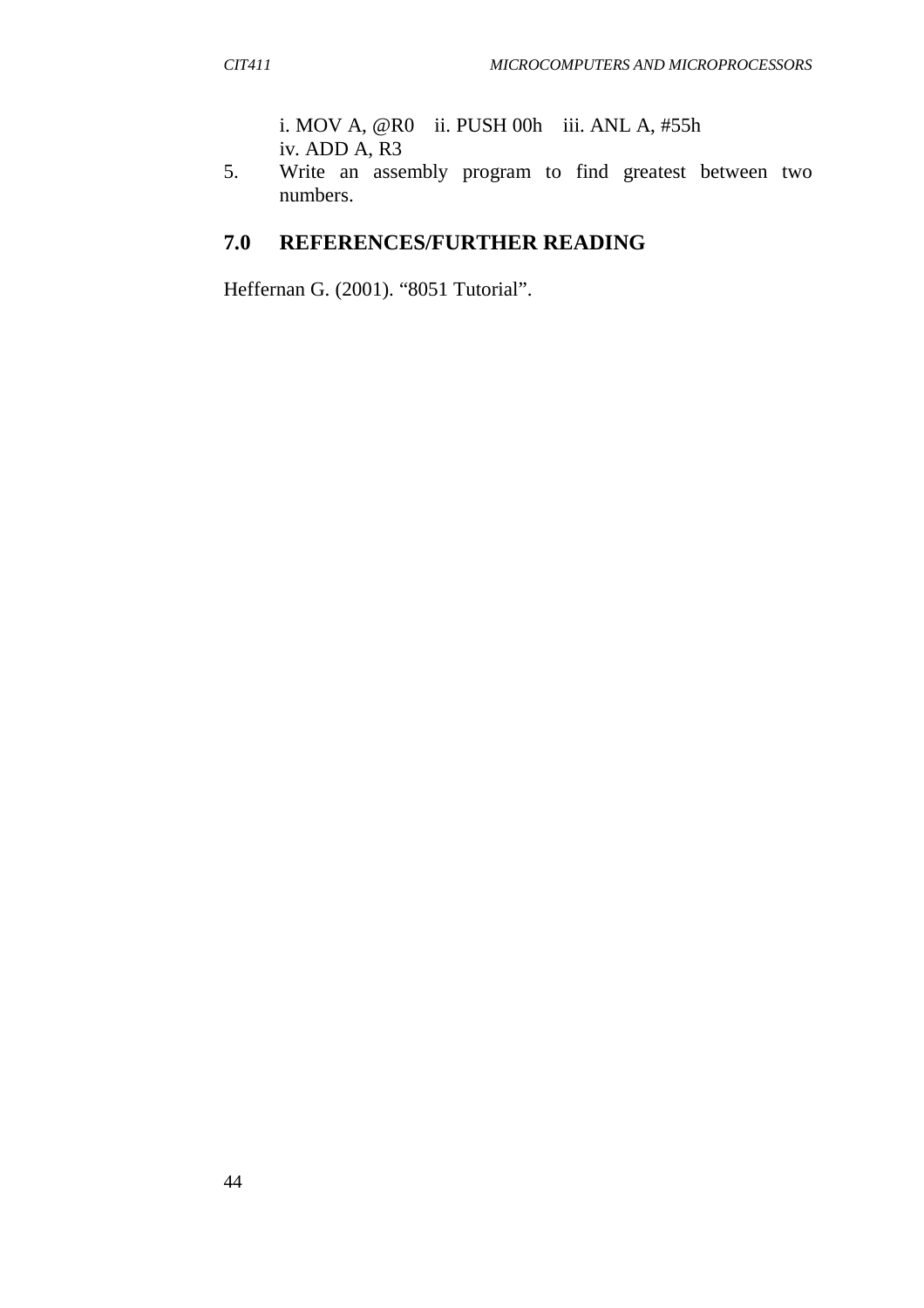i. MOV A, @R0    ii. PUSH 00h    iii. ANL A, #55h
iv. ADD A, R3

5. Write an assembly program to find greatest between two numbers.

## 7.0 REFERENCES/FURTHER READING

Heffernan G. (2001). "8051 Tutorial".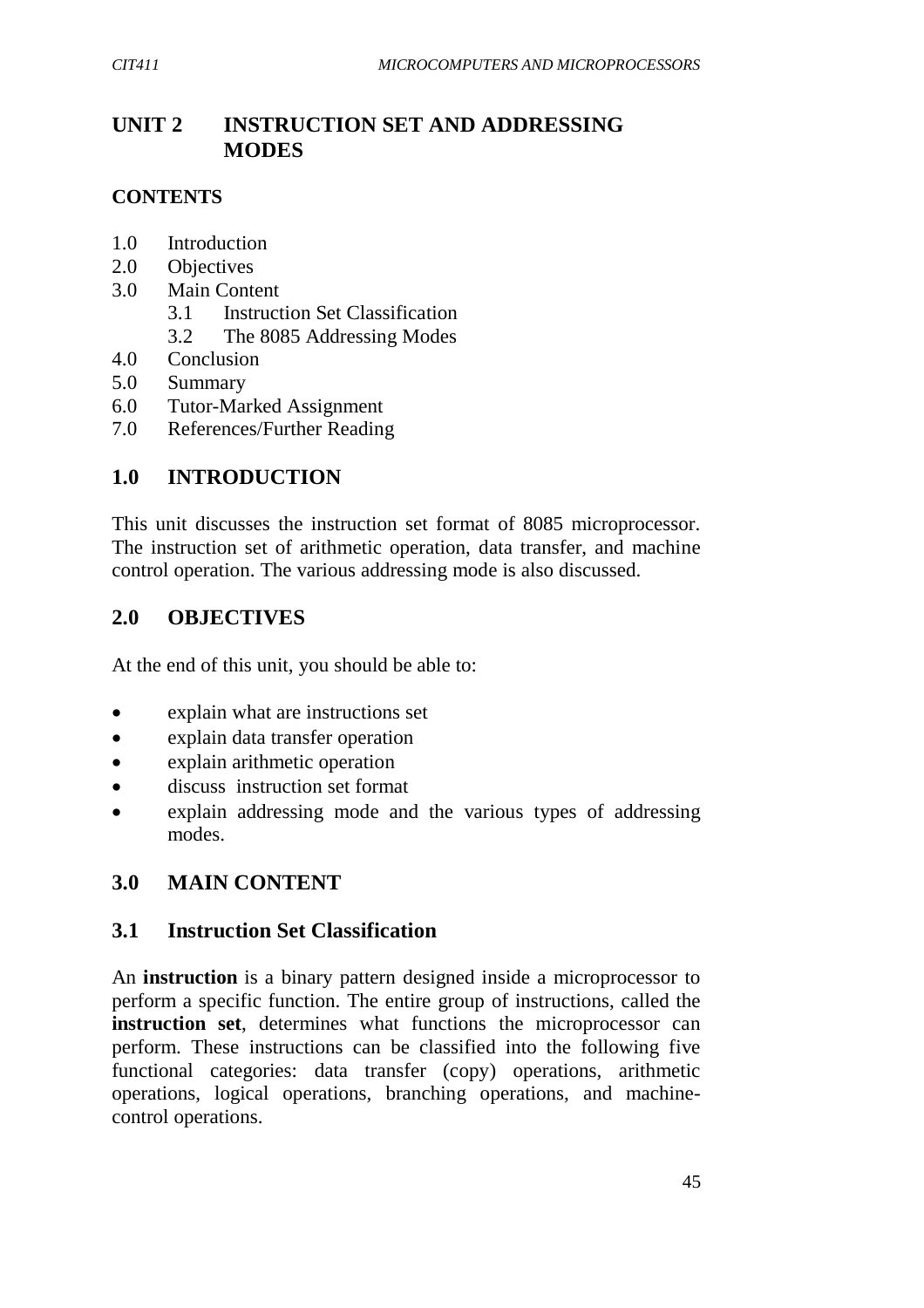# UNIT 2 INSTRUCTION SET AND ADDRESSING MODES

## CONTENTS

1.0 Introduction
2.0 Objectives
3.0 Main Content
    3.1 Instruction Set Classification
    3.2 The 8085 Addressing Modes
4.0 Conclusion
5.0 Summary
6.0 Tutor-Marked Assignment
7.0 References/Further Reading

## 1.0 INTRODUCTION

This unit discusses the instruction set format of 8085 microprocessor. The instruction set of arithmetic operation, data transfer, and machine control operation. The various addressing mode is also discussed.

## 2.0 OBJECTIVES

At the end of this unit, you should be able to:

- explain what are instructions set
- explain data transfer operation
- explain arithmetic operation
- discuss instruction set format
- explain addressing mode and the various types of addressing modes.

## 3.0 MAIN CONTENT

### 3.1 Instruction Set Classification

An **instruction** is a binary pattern designed inside a microprocessor to perform a specific function. The entire group of instructions, called the **instruction set**, determines what functions the microprocessor can perform. These instructions can be classified into the following five functional categories: data transfer (copy) operations, arithmetic operations, logical operations, branching operations, and machine-control operations.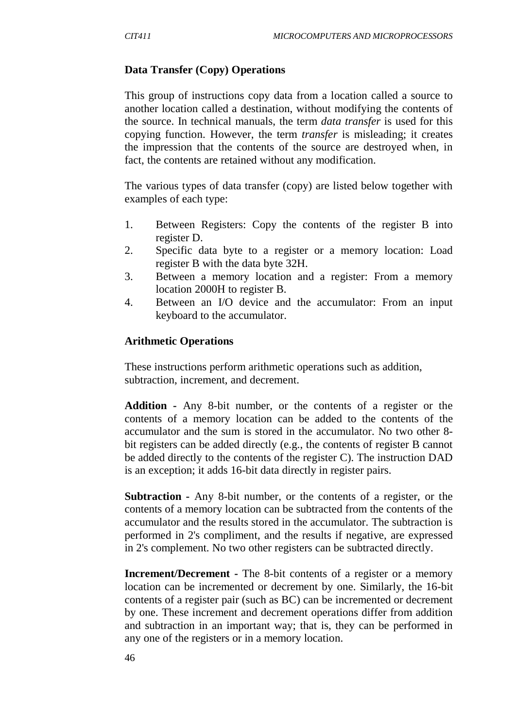**Data Transfer (Copy) Operations**

This group of instructions copy data from a location called a source to another location called a destination, without modifying the contents of the source. In technical manuals, the term *data transfer* is used for this copying function. However, the term *transfer* is misleading; it creates the impression that the contents of the source are destroyed when, in fact, the contents are retained without any modification.

The various types of data transfer (copy) are listed below together with examples of each type:

1. Between Registers: Copy the contents of the register B into register D.
2. Specific data byte to a register or a memory location: Load register B with the data byte 32H.
3. Between a memory location and a register: From a memory location 2000H to register B.
4. Between an I/O device and the accumulator: From an input keyboard to the accumulator.

**Arithmetic Operations**

These instructions perform arithmetic operations such as addition, subtraction, increment, and decrement.

**Addition -** Any 8-bit number, or the contents of a register or the contents of a memory location can be added to the contents of the accumulator and the sum is stored in the accumulator. No two other 8-bit registers can be added directly (e.g., the contents of register B cannot be added directly to the contents of the register C). The instruction DAD is an exception; it adds 16-bit data directly in register pairs.

**Subtraction -** Any 8-bit number, or the contents of a register, or the contents of a memory location can be subtracted from the contents of the accumulator and the results stored in the accumulator. The subtraction is performed in 2's compliment, and the results if negative, are expressed in 2's complement. No two other registers can be subtracted directly.

**Increment/Decrement -** The 8-bit contents of a register or a memory location can be incremented or decrement by one. Similarly, the 16-bit contents of a register pair (such as BC) can be incremented or decrement by one. These increment and decrement operations differ from addition and subtraction in an important way; that is, they can be performed in any one of the registers or in a memory location.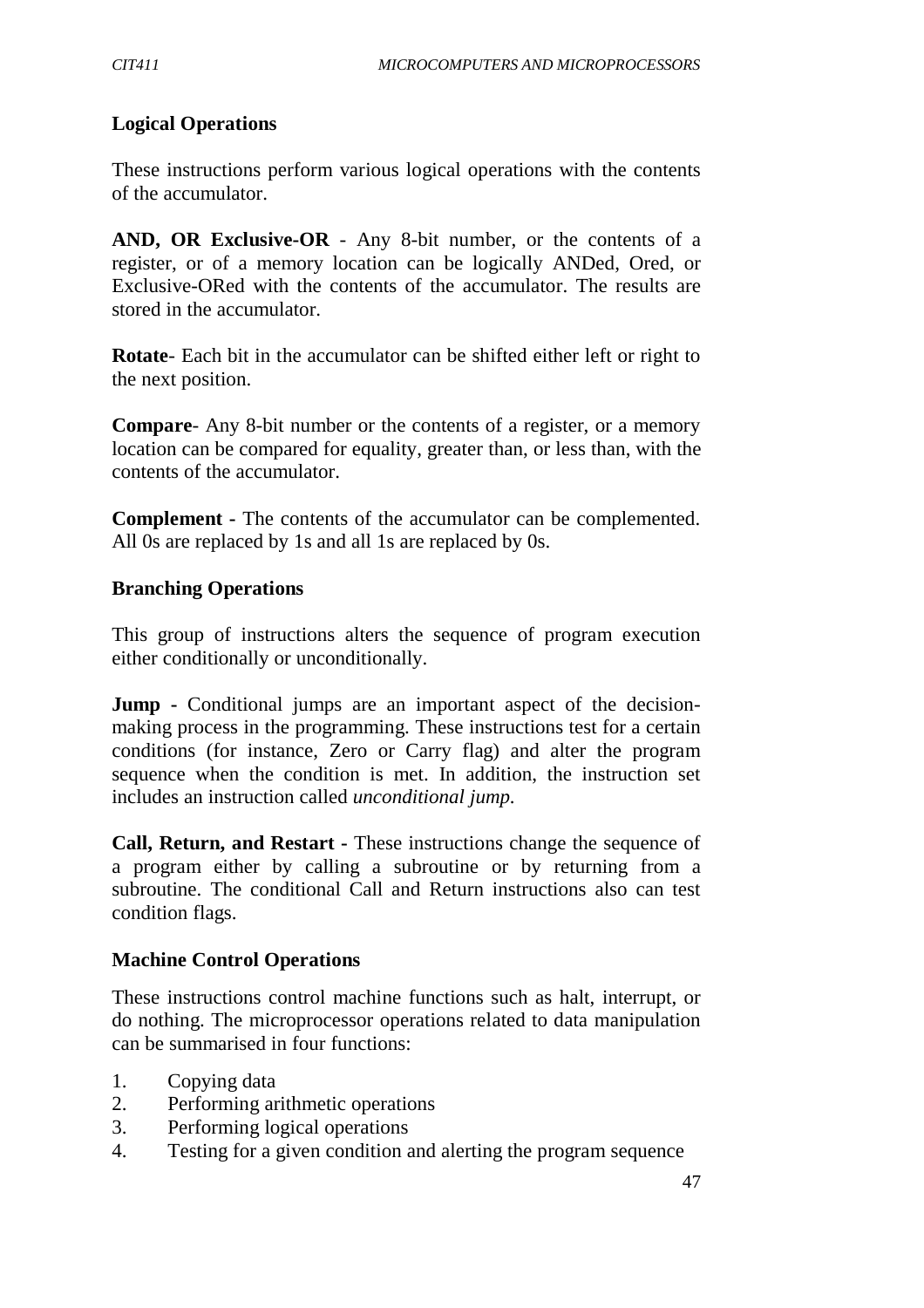### Logical Operations

These instructions perform various logical operations with the contents of the accumulator.

**AND, OR Exclusive-OR** - Any 8-bit number, or the contents of a register, or of a memory location can be logically ANDed, Ored, or Exclusive-ORed with the contents of the accumulator. The results are stored in the accumulator.

**Rotate**- Each bit in the accumulator can be shifted either left or right to the next position.

**Compare**- Any 8-bit number or the contents of a register, or a memory location can be compared for equality, greater than, or less than, with the contents of the accumulator.

**Complement** - The contents of the accumulator can be complemented. All 0s are replaced by 1s and all 1s are replaced by 0s.

### Branching Operations

This group of instructions alters the sequence of program execution either conditionally or unconditionally.

**Jump** - Conditional jumps are an important aspect of the decision-making process in the programming. These instructions test for a certain conditions (for instance, Zero or Carry flag) and alter the program sequence when the condition is met. In addition, the instruction set includes an instruction called *unconditional jump*.

**Call, Return, and Restart** - These instructions change the sequence of a program either by calling a subroutine or by returning from a subroutine. The conditional Call and Return instructions also can test condition flags.

### Machine Control Operations

These instructions control machine functions such as halt, interrupt, or do nothing. The microprocessor operations related to data manipulation can be summarised in four functions:

1. Copying data
2. Performing arithmetic operations
3. Performing logical operations
4. Testing for a given condition and alerting the program sequence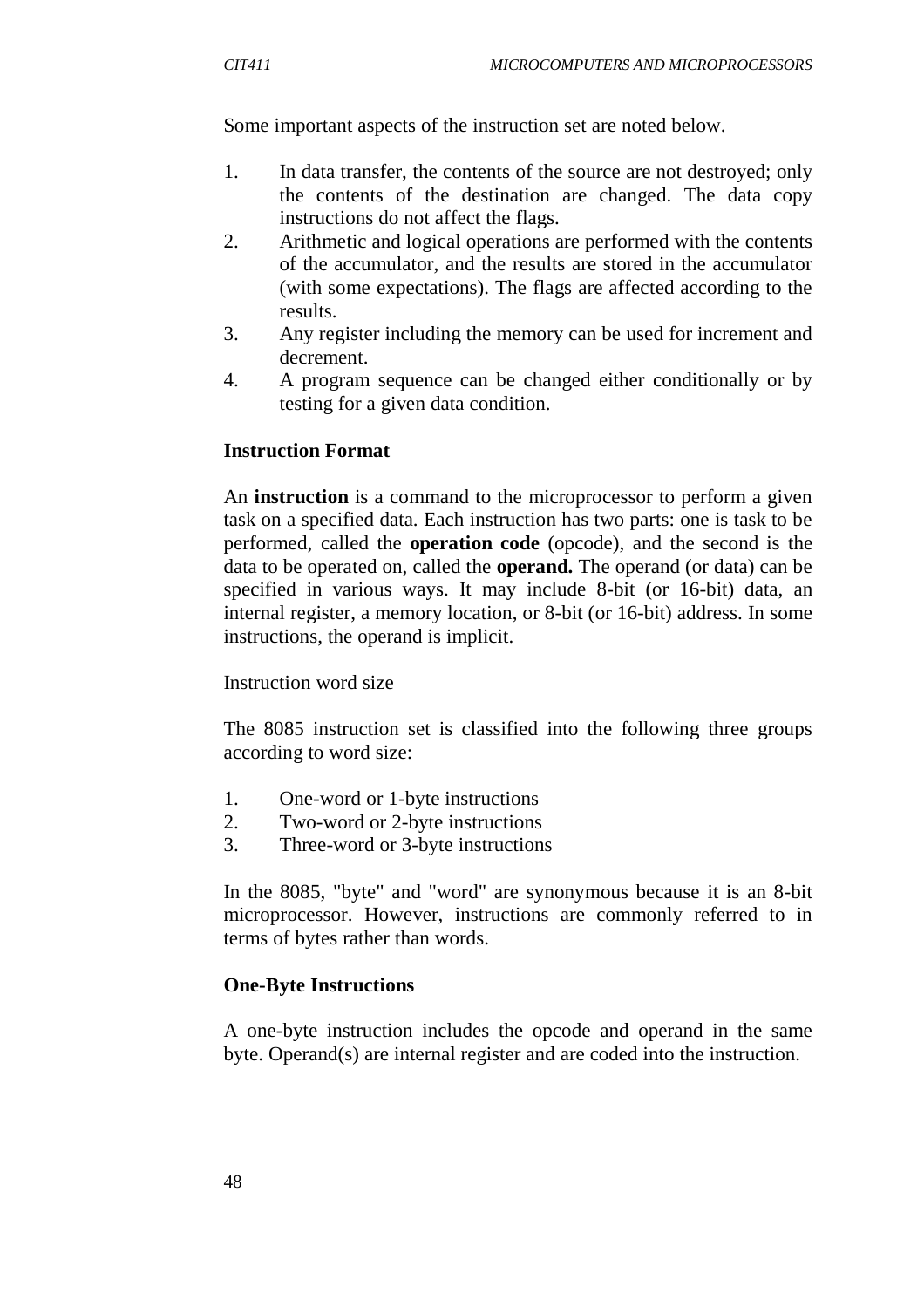Some important aspects of the instruction set are noted below.

1. In data transfer, the contents of the source are not destroyed; only the contents of the destination are changed. The data copy instructions do not affect the flags.
2. Arithmetic and logical operations are performed with the contents of the accumulator, and the results are stored in the accumulator (with some expectations). The flags are affected according to the results.
3. Any register including the memory can be used for increment and decrement.
4. A program sequence can be changed either conditionally or by testing for a given data condition.

**Instruction Format**

An **instruction** is a command to the microprocessor to perform a given task on a specified data. Each instruction has two parts: one is task to be performed, called the **operation code** (opcode), and the second is the data to be operated on, called the **operand.** The operand (or data) can be specified in various ways. It may include 8-bit (or 16-bit) data, an internal register, a memory location, or 8-bit (or 16-bit) address. In some instructions, the operand is implicit.

Instruction word size

The 8085 instruction set is classified into the following three groups according to word size:

1. One-word or 1-byte instructions
2. Two-word or 2-byte instructions
3. Three-word or 3-byte instructions

In the 8085, "byte" and "word" are synonymous because it is an 8-bit microprocessor. However, instructions are commonly referred to in terms of bytes rather than words.

**One-Byte Instructions**

A one-byte instruction includes the opcode and operand in the same byte. Operand(s) are internal register and are coded into the instruction.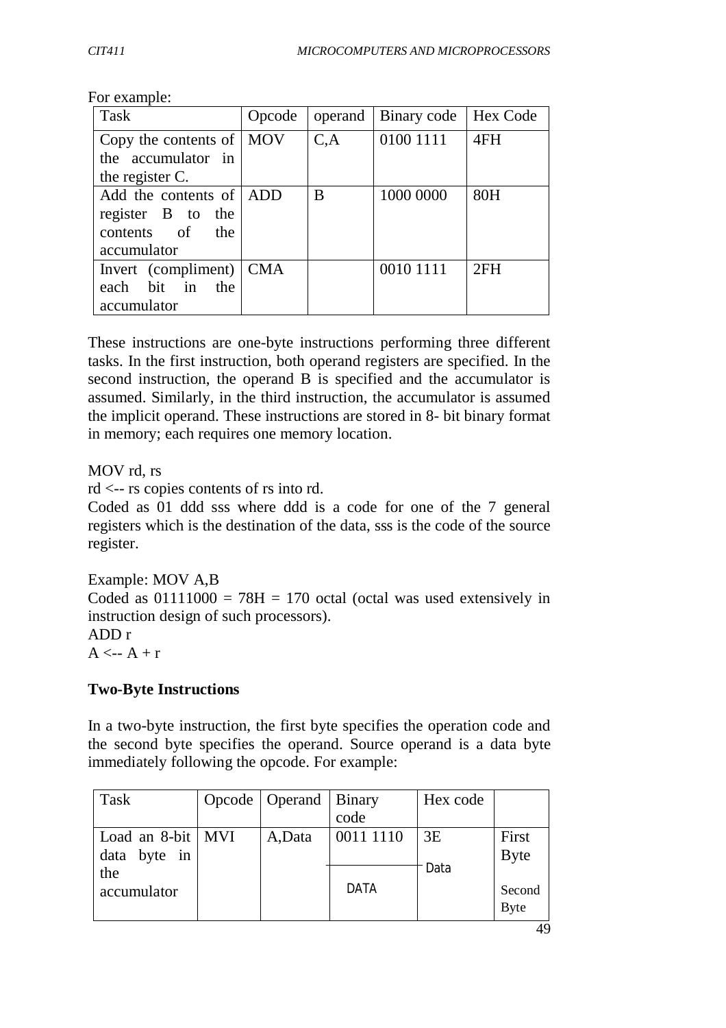For example:

| Task | Opcode | operand | Binary code | Hex Code |
|---|---|---|---|---|
| Copy the contents of the accumulator in the register C. | MOV | C,A | 0100 1111 | 4FH |
| Add the contents of register B to the contents of the accumulator | ADD | B | 1000 0000 | 80H |
| Invert (compliment) each bit in the accumulator | CMA | | 0010 1111 | 2FH |

These instructions are one-byte instructions performing three different tasks. In the first instruction, both operand registers are specified. In the second instruction, the operand B is specified and the accumulator is assumed. Similarly, in the third instruction, the accumulator is assumed the implicit operand. These instructions are stored in 8- bit binary format in memory; each requires one memory location.

MOV rd, rs

rd <-- rs copies contents of rs into rd.

Coded as 01 ddd sss where ddd is a code for one of the 7 general registers which is the destination of the data, sss is the code of the source register.

Example: MOV A,B

Coded as 01111000 = 78H = 170 octal (octal was used extensively in instruction design of such processors).

ADD r

A <-- A + r

**Two-Byte Instructions**

In a two-byte instruction, the first byte specifies the operation code and the second byte specifies the operand. Source operand is a data byte immediately following the opcode. For example:

| Task | Opcode | Operand | Binary code | Hex code | |
|---|---|---|---|---|---|
| Load an 8-bit data byte in the accumulator | MVI | A,Data | 0011 1110 | 3E | First Byte |
| | | | DATA | Data | Second Byte |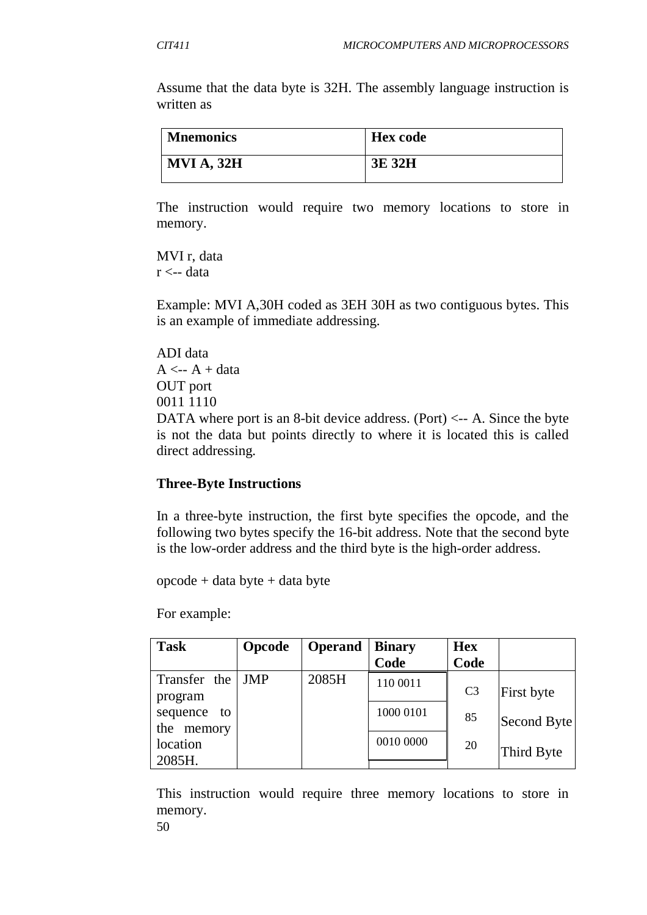Assume that the data byte is 32H. The assembly language instruction is written as

| **Mnemonics** | **Hex code** |
|---|---|
| **MVI A, 32H** | **3E 32H** |

The instruction would require two memory locations to store in memory.

MVI r, data
r <-- data

Example: MVI A,30H coded as 3EH 30H as two contiguous bytes. This is an example of immediate addressing.

ADI data
A <-- A + data
OUT port
0011 1110
DATA where port is an 8-bit device address. (Port) <-- A. Since the byte is not the data but points directly to where it is located this is called direct addressing.

**Three-Byte Instructions**

In a three-byte instruction, the first byte specifies the opcode, and the following two bytes specify the 16-bit address. Note that the second byte is the low-order address and the third byte is the high-order address.

opcode + data byte + data byte

For example:

| **Task** | **Opcode** | **Operand** | **Binary Code** | **Hex Code** | |
|---|---|---|---|---|---|
| Transfer the program sequence to the memory location 2085H. | JMP | 2085H | 110 0011 | C3 | First byte |
| | | | 1000 0101 | 85 | Second Byte |
| | | | 0010 0000 | 20 | Third Byte |

This instruction would require three memory locations to store in memory.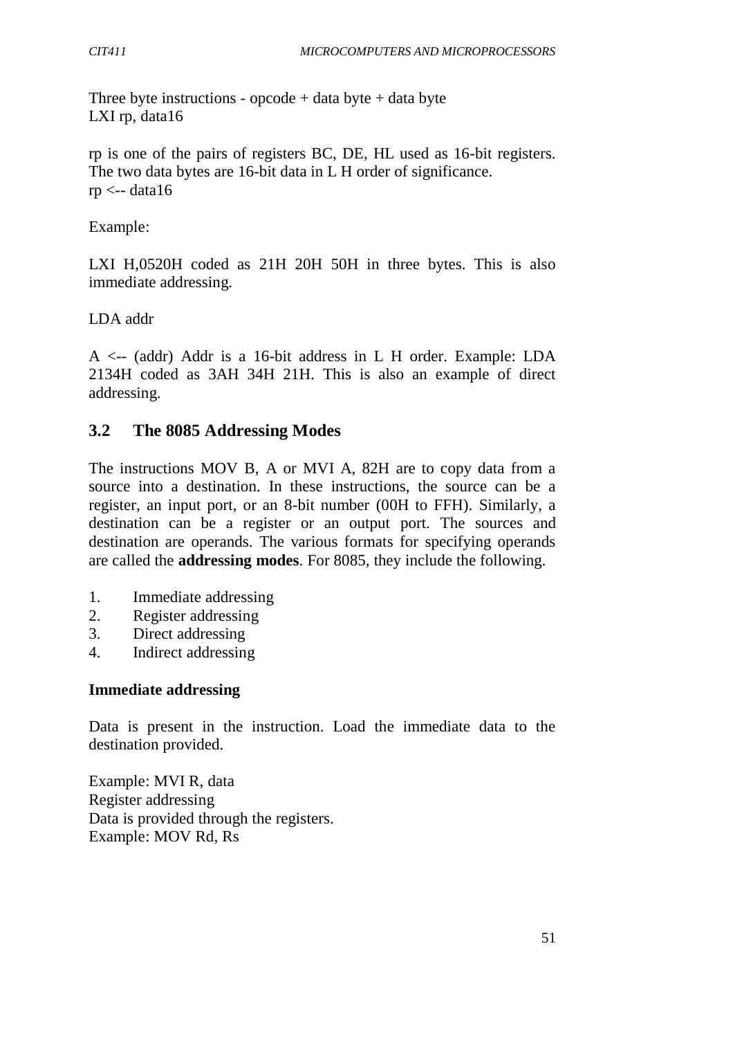Three byte instructions - opcode + data byte + data byte
LXI rp, data16

rp is one of the pairs of registers BC, DE, HL used as 16-bit registers. The two data bytes are 16-bit data in L H order of significance.
rp <-- data16

Example:

LXI H,0520H coded as 21H 20H 50H in three bytes. This is also immediate addressing.

LDA addr

A <-- (addr) Addr is a 16-bit address in L H order. Example: LDA 2134H coded as 3AH 34H 21H. This is also an example of direct addressing.

## 3.2 The 8085 Addressing Modes

The instructions MOV B, A or MVI A, 82H are to copy data from a source into a destination. In these instructions, the source can be a register, an input port, or an 8-bit number (00H to FFH). Similarly, a destination can be a register or an output port. The sources and destination are operands. The various formats for specifying operands are called the **addressing modes**. For 8085, they include the following.

1. Immediate addressing
2. Register addressing
3. Direct addressing
4. Indirect addressing

**Immediate addressing**

Data is present in the instruction. Load the immediate data to the destination provided.

Example: MVI R, data
Register addressing
Data is provided through the registers.
Example: MOV Rd, Rs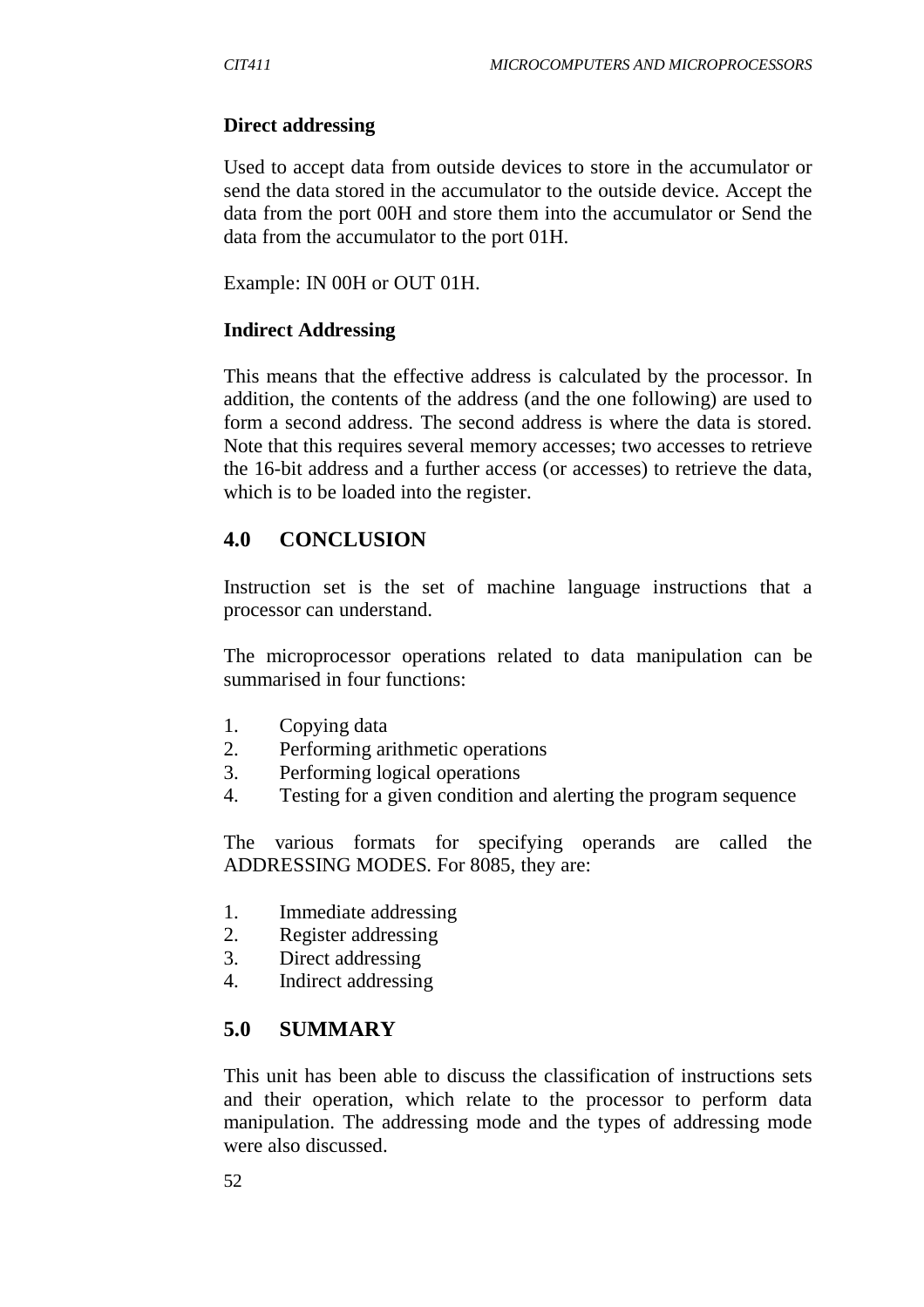**Direct addressing**

Used to accept data from outside devices to store in the accumulator or send the data stored in the accumulator to the outside device. Accept the data from the port 00H and store them into the accumulator or Send the data from the accumulator to the port 01H.

Example: IN 00H or OUT 01H.

**Indirect Addressing**

This means that the effective address is calculated by the processor. In addition, the contents of the address (and the one following) are used to form a second address. The second address is where the data is stored. Note that this requires several memory accesses; two accesses to retrieve the 16-bit address and a further access (or accesses) to retrieve the data, which is to be loaded into the register.

## 4.0 CONCLUSION

Instruction set is the set of machine language instructions that a processor can understand.

The microprocessor operations related to data manipulation can be summarised in four functions:

1. Copying data
2. Performing arithmetic operations
3. Performing logical operations
4. Testing for a given condition and alerting the program sequence

The various formats for specifying operands are called the ADDRESSING MODES. For 8085, they are:

1. Immediate addressing
2. Register addressing
3. Direct addressing
4. Indirect addressing

## 5.0 SUMMARY

This unit has been able to discuss the classification of instructions sets and their operation, which relate to the processor to perform data manipulation. The addressing mode and the types of addressing mode were also discussed.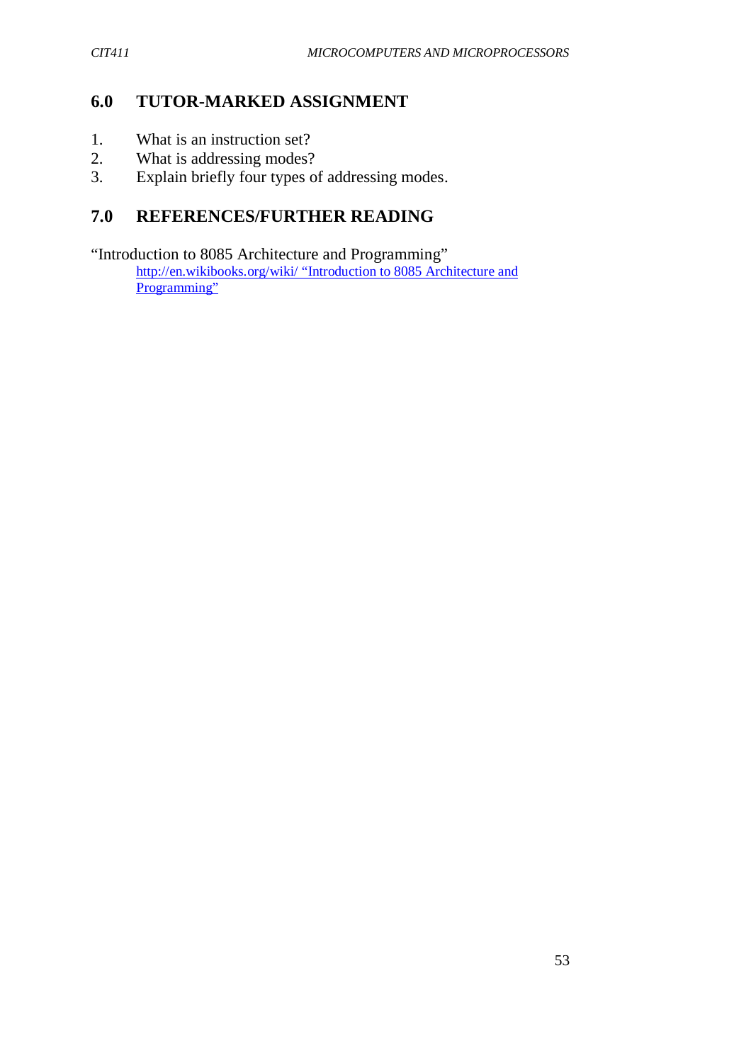## 6.0 TUTOR-MARKED ASSIGNMENT

1. What is an instruction set?
2. What is addressing modes?
3. Explain briefly four types of addressing modes.

## 7.0 REFERENCES/FURTHER READING

"Introduction to 8085 Architecture and Programming"
http://en.wikibooks.org/wiki/ "Introduction to 8085 Architecture and Programming"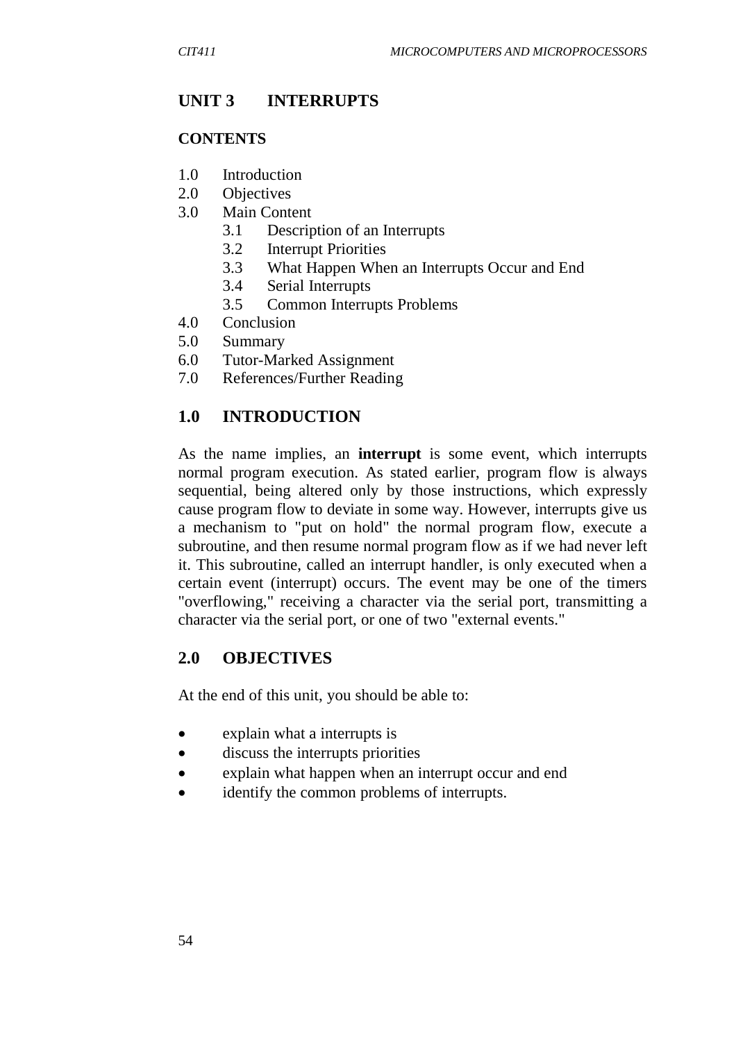# UNIT 3 INTERRUPTS

**CONTENTS**

1.0 Introduction
2.0 Objectives
3.0 Main Content
 3.1 Description of an Interrupts
 3.2 Interrupt Priorities
 3.3 What Happen When an Interrupts Occur and End
 3.4 Serial Interrupts
 3.5 Common Interrupts Problems
4.0 Conclusion
5.0 Summary
6.0 Tutor-Marked Assignment
7.0 References/Further Reading

## 1.0 INTRODUCTION

As the name implies, an **interrupt** is some event, which interrupts normal program execution. As stated earlier, program flow is always sequential, being altered only by those instructions, which expressly cause program flow to deviate in some way. However, interrupts give us a mechanism to "put on hold" the normal program flow, execute a subroutine, and then resume normal program flow as if we had never left it. This subroutine, called an interrupt handler, is only executed when a certain event (interrupt) occurs. The event may be one of the timers "overflowing," receiving a character via the serial port, transmitting a character via the serial port, or one of two "external events."

## 2.0 OBJECTIVES

At the end of this unit, you should be able to:

- explain what a interrupts is
- discuss the interrupts priorities
- explain what happen when an interrupt occur and end
- identify the common problems of interrupts.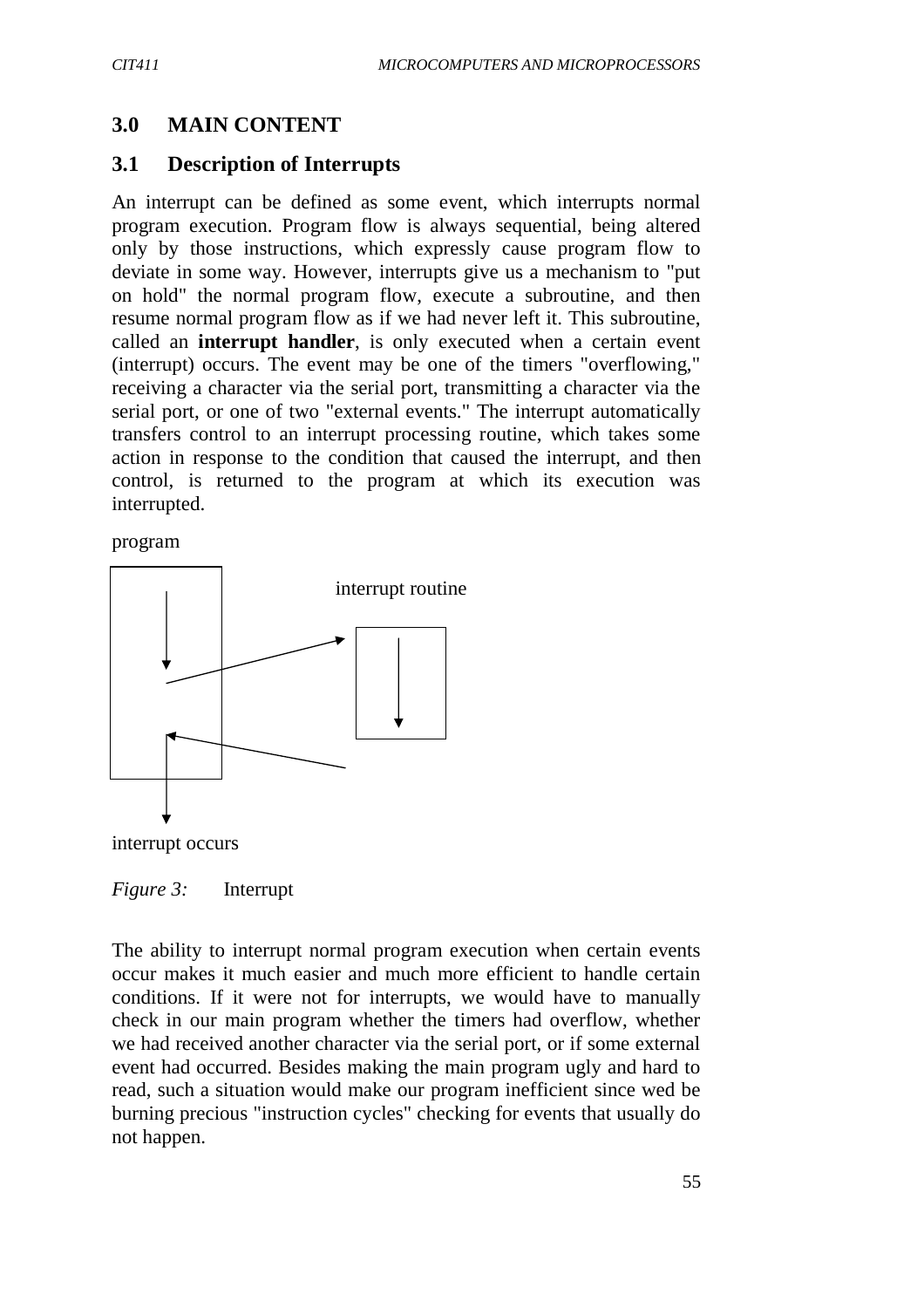## 3.0 MAIN CONTENT

### 3.1 Description of Interrupts

An interrupt can be defined as some event, which interrupts normal program execution. Program flow is always sequential, being altered only by those instructions, which expressly cause program flow to deviate in some way. However, interrupts give us a mechanism to "put on hold" the normal program flow, execute a subroutine, and then resume normal program flow as if we had never left it. This subroutine, called an **interrupt handler**, is only executed when a certain event (interrupt) occurs. The event may be one of the timers "overflowing," receiving a character via the serial port, transmitting a character via the serial port, or one of two "external events." The interrupt automatically transfers control to an interrupt processing routine, which takes some action in response to the condition that caused the interrupt, and then control, is returned to the program at which its execution was interrupted.

program

interrupt routine

interrupt occurs

*Figure 3:* Interrupt

The ability to interrupt normal program execution when certain events occur makes it much easier and much more efficient to handle certain conditions. If it were not for interrupts, we would have to manually check in our main program whether the timers had overflow, whether we had received another character via the serial port, or if some external event had occurred. Besides making the main program ugly and hard to read, such a situation would make our program inefficient since wed be burning precious "instruction cycles" checking for events that usually do not happen.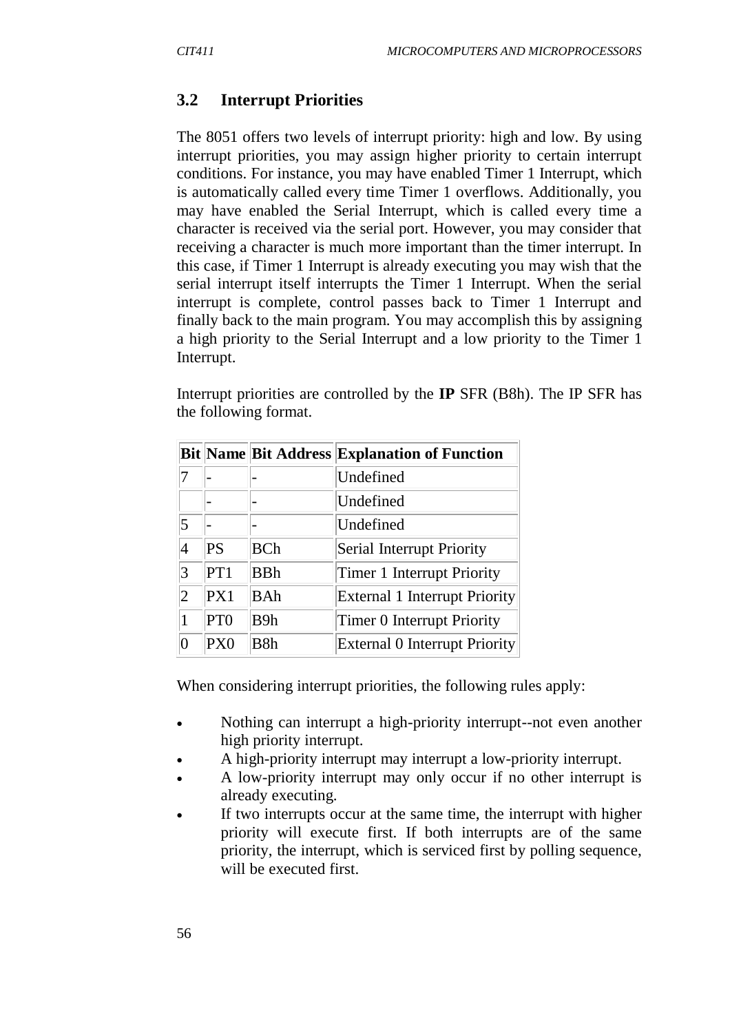## 3.2 Interrupt Priorities

The 8051 offers two levels of interrupt priority: high and low. By using interrupt priorities, you may assign higher priority to certain interrupt conditions. For instance, you may have enabled Timer 1 Interrupt, which is automatically called every time Timer 1 overflows. Additionally, you may have enabled the Serial Interrupt, which is called every time a character is received via the serial port. However, you may consider that receiving a character is much more important than the timer interrupt. In this case, if Timer 1 Interrupt is already executing you may wish that the serial interrupt itself interrupts the Timer 1 Interrupt. When the serial interrupt is complete, control passes back to Timer 1 Interrupt and finally back to the main program. You may accomplish this by assigning a high priority to the Serial Interrupt and a low priority to the Timer 1 Interrupt.

Interrupt priorities are controlled by the **IP** SFR (B8h). The IP SFR has the following format.

| Bit | Name | Bit Address | Explanation of Function |
|---|---|---|---|
| 7 | - | - | Undefined |
| | - | - | Undefined |
| 5 | - | - | Undefined |
| 4 | PS | BCh | Serial Interrupt Priority |
| 3 | PT1 | BBh | Timer 1 Interrupt Priority |
| 2 | PX1 | BAh | External 1 Interrupt Priority |
| 1 | PT0 | B9h | Timer 0 Interrupt Priority |
| 0 | PX0 | B8h | External 0 Interrupt Priority |

When considering interrupt priorities, the following rules apply:

- Nothing can interrupt a high-priority interrupt--not even another high priority interrupt.
- A high-priority interrupt may interrupt a low-priority interrupt.
- A low-priority interrupt may only occur if no other interrupt is already executing.
- If two interrupts occur at the same time, the interrupt with higher priority will execute first. If both interrupts are of the same priority, the interrupt, which is serviced first by polling sequence, will be executed first.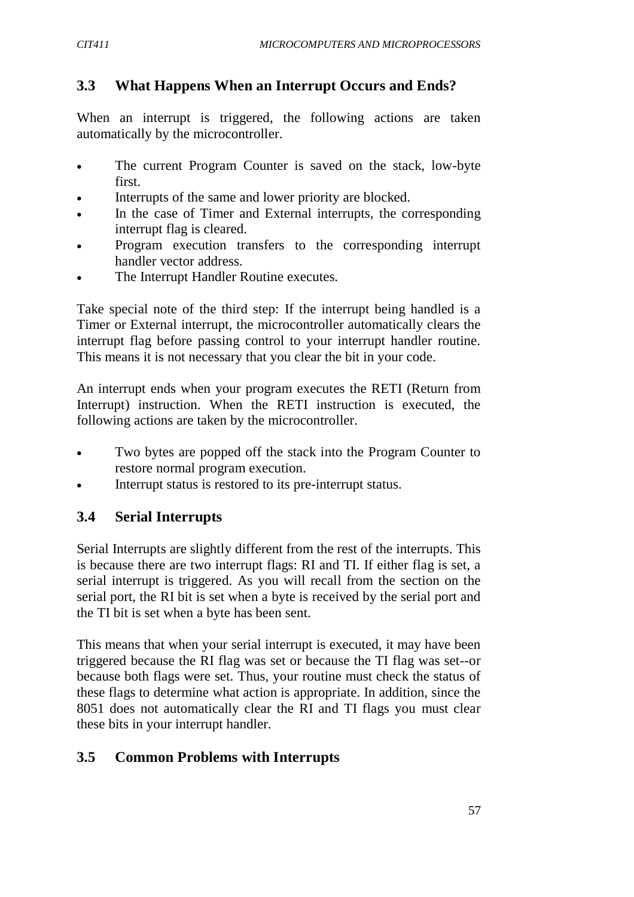### 3.3 What Happens When an Interrupt Occurs and Ends?

When an interrupt is triggered, the following actions are taken automatically by the microcontroller.

- The current Program Counter is saved on the stack, low-byte first.
- Interrupts of the same and lower priority are blocked.
- In the case of Timer and External interrupts, the corresponding interrupt flag is cleared.
- Program execution transfers to the corresponding interrupt handler vector address.
- The Interrupt Handler Routine executes.

Take special note of the third step: If the interrupt being handled is a Timer or External interrupt, the microcontroller automatically clears the interrupt flag before passing control to your interrupt handler routine. This means it is not necessary that you clear the bit in your code.

An interrupt ends when your program executes the RETI (Return from Interrupt) instruction. When the RETI instruction is executed, the following actions are taken by the microcontroller.

- Two bytes are popped off the stack into the Program Counter to restore normal program execution.
- Interrupt status is restored to its pre-interrupt status.

### 3.4 Serial Interrupts

Serial Interrupts are slightly different from the rest of the interrupts. This is because there are two interrupt flags: RI and TI. If either flag is set, a serial interrupt is triggered. As you will recall from the section on the serial port, the RI bit is set when a byte is received by the serial port and the TI bit is set when a byte has been sent.

This means that when your serial interrupt is executed, it may have been triggered because the RI flag was set or because the TI flag was set--or because both flags were set. Thus, your routine must check the status of these flags to determine what action is appropriate. In addition, since the 8051 does not automatically clear the RI and TI flags you must clear these bits in your interrupt handler.

### 3.5 Common Problems with Interrupts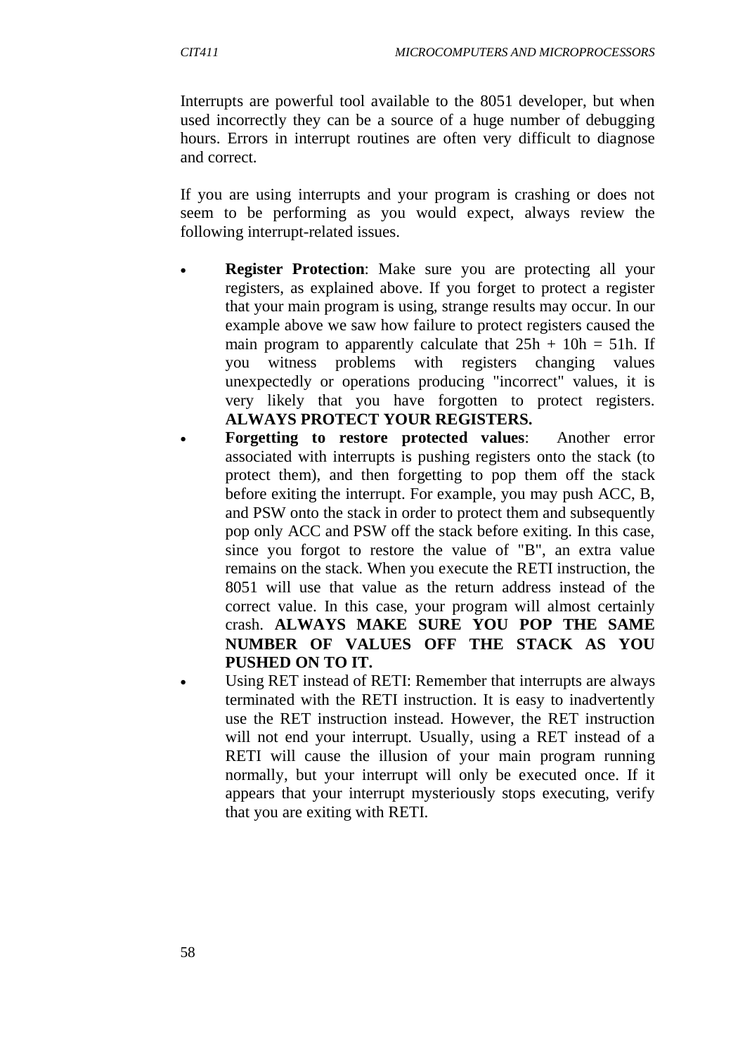Interrupts are powerful tool available to the 8051 developer, but when used incorrectly they can be a source of a huge number of debugging hours. Errors in interrupt routines are often very difficult to diagnose and correct.

If you are using interrupts and your program is crashing or does not seem to be performing as you would expect, always review the following interrupt-related issues.

- **Register Protection**: Make sure you are protecting all your registers, as explained above. If you forget to protect a register that your main program is using, strange results may occur. In our example above we saw how failure to protect registers caused the main program to apparently calculate that 25h + 10h = 51h. If you witness problems with registers changing values unexpectedly or operations producing "incorrect" values, it is very likely that you have forgotten to protect registers. **ALWAYS PROTECT YOUR REGISTERS.**
- **Forgetting to restore protected values**: Another error associated with interrupts is pushing registers onto the stack (to protect them), and then forgetting to pop them off the stack before exiting the interrupt. For example, you may push ACC, B, and PSW onto the stack in order to protect them and subsequently pop only ACC and PSW off the stack before exiting. In this case, since you forgot to restore the value of "B", an extra value remains on the stack. When you execute the RETI instruction, the 8051 will use that value as the return address instead of the correct value. In this case, your program will almost certainly crash. **ALWAYS MAKE SURE YOU POP THE SAME NUMBER OF VALUES OFF THE STACK AS YOU PUSHED ON TO IT.**
- Using RET instead of RETI: Remember that interrupts are always terminated with the RETI instruction. It is easy to inadvertently use the RET instruction instead. However, the RET instruction will not end your interrupt. Usually, using a RET instead of a RETI will cause the illusion of your main program running normally, but your interrupt will only be executed once. If it appears that your interrupt mysteriously stops executing, verify that you are exiting with RETI.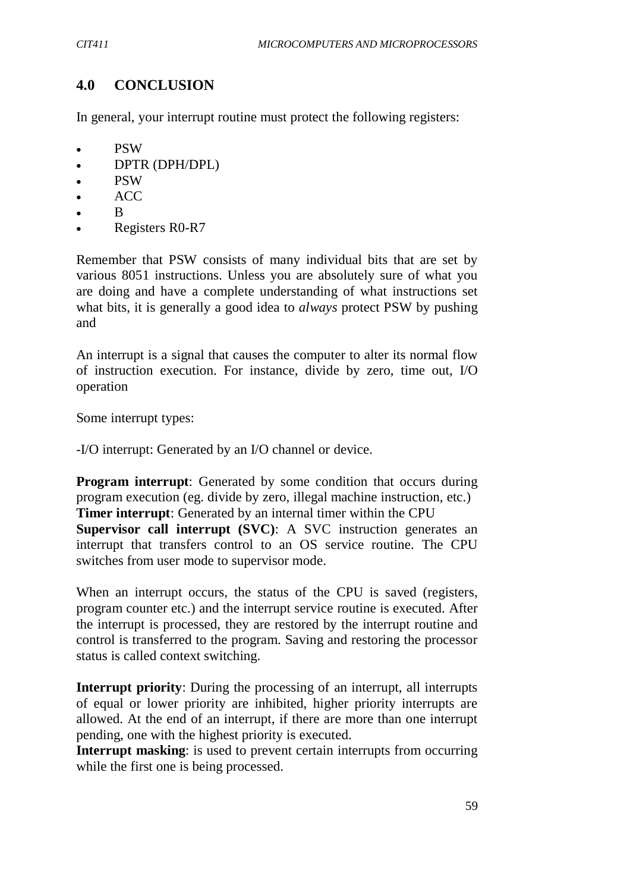## 4.0 CONCLUSION

In general, your interrupt routine must protect the following registers:

- PSW
- DPTR (DPH/DPL)
- PSW
- ACC
- B
- Registers R0-R7

Remember that PSW consists of many individual bits that are set by various 8051 instructions. Unless you are absolutely sure of what you are doing and have a complete understanding of what instructions set what bits, it is generally a good idea to *always* protect PSW by pushing and

An interrupt is a signal that causes the computer to alter its normal flow of instruction execution. For instance, divide by zero, time out, I/O operation

Some interrupt types:

-I/O interrupt: Generated by an I/O channel or device.

**Program interrupt**: Generated by some condition that occurs during program execution (eg. divide by zero, illegal machine instruction, etc.)
**Timer interrupt**: Generated by an internal timer within the CPU
**Supervisor call interrupt (SVC)**: A SVC instruction generates an interrupt that transfers control to an OS service routine. The CPU switches from user mode to supervisor mode.

When an interrupt occurs, the status of the CPU is saved (registers, program counter etc.) and the interrupt service routine is executed. After the interrupt is processed, they are restored by the interrupt routine and control is transferred to the program. Saving and restoring the processor status is called context switching.

**Interrupt priority**: During the processing of an interrupt, all interrupts of equal or lower priority are inhibited, higher priority interrupts are allowed. At the end of an interrupt, if there are more than one interrupt pending, one with the highest priority is executed.
**Interrupt masking**: is used to prevent certain interrupts from occurring while the first one is being processed.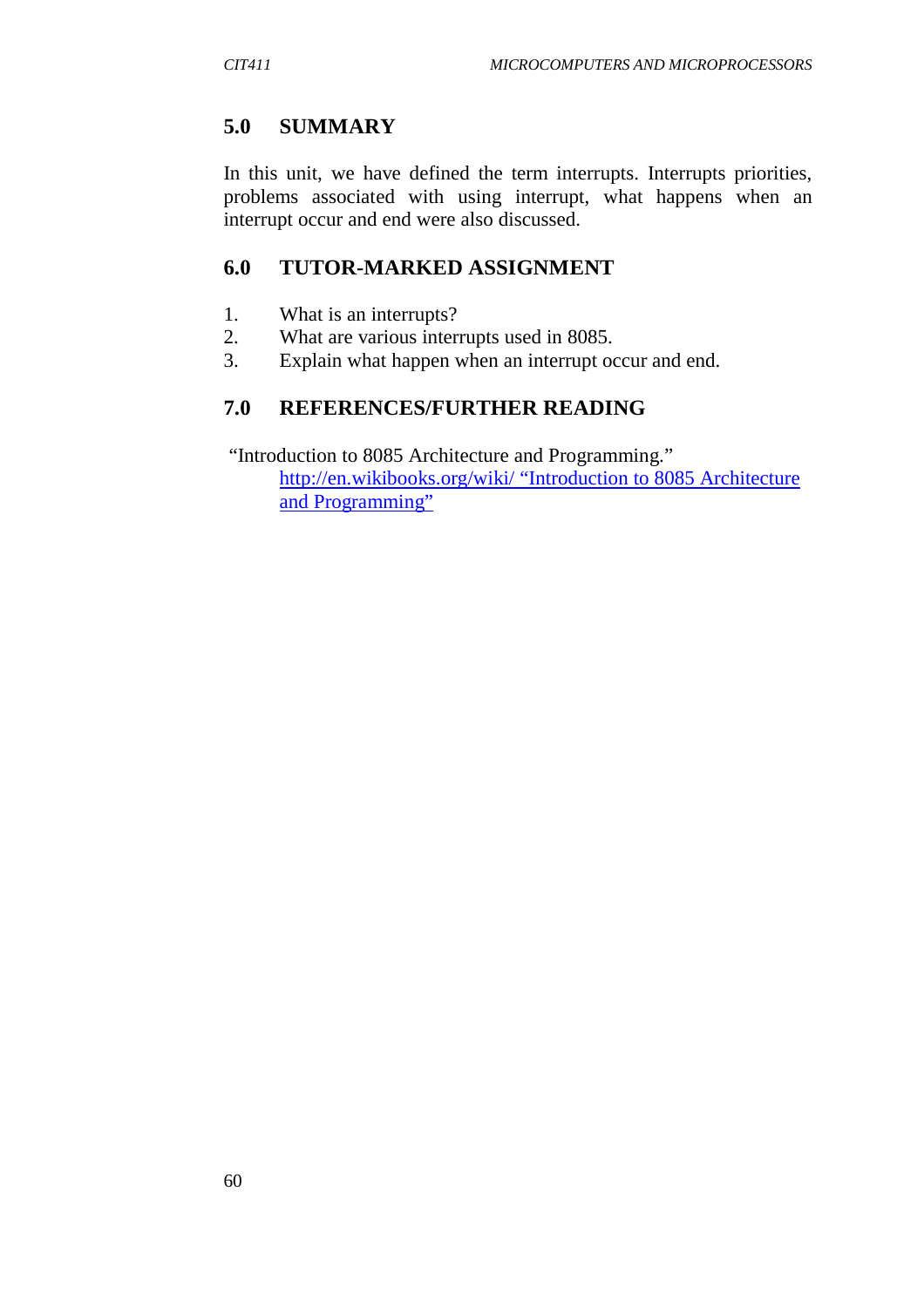## 5.0 SUMMARY

In this unit, we have defined the term interrupts. Interrupts priorities, problems associated with using interrupt, what happens when an interrupt occur and end were also discussed.

## 6.0 TUTOR-MARKED ASSIGNMENT

1. What is an interrupts?
2. What are various interrupts used in 8085.
3. Explain what happen when an interrupt occur and end.

## 7.0 REFERENCES/FURTHER READING

"Introduction to 8085 Architecture and Programming."
    http://en.wikibooks.org/wiki/ "Introduction to 8085 Architecture and Programming"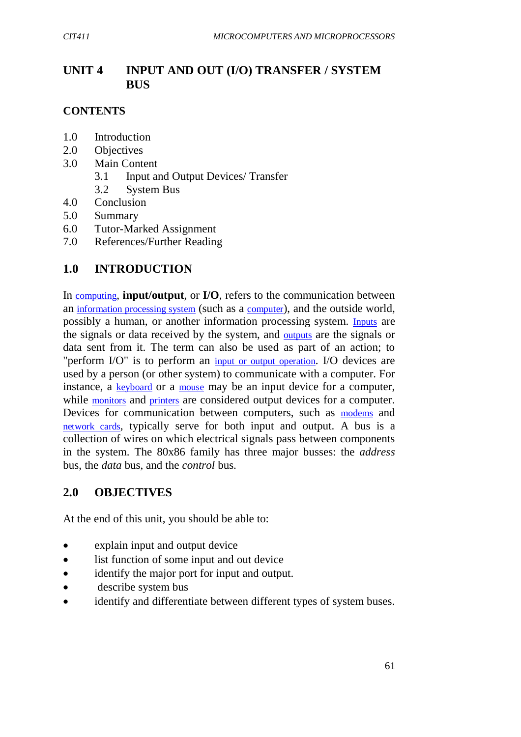# UNIT 4 INPUT AND OUT (I/O) TRANSFER / SYSTEM BUS

## CONTENTS

1.0 Introduction
2.0 Objectives
3.0 Main Content
  3.1 Input and Output Devices/ Transfer
  3.2 System Bus
4.0 Conclusion
5.0 Summary
6.0 Tutor-Marked Assignment
7.0 References/Further Reading

## 1.0 INTRODUCTION

In computing, **input/output**, or **I/O**, refers to the communication between an information processing system (such as a computer), and the outside world, possibly a human, or another information processing system. Inputs are the signals or data received by the system, and outputs are the signals or data sent from it. The term can also be used as part of an action; to "perform I/O" is to perform an input or output operation. I/O devices are used by a person (or other system) to communicate with a computer. For instance, a keyboard or a mouse may be an input device for a computer, while monitors and printers are considered output devices for a computer. Devices for communication between computers, such as modems and network cards, typically serve for both input and output. A bus is a collection of wires on which electrical signals pass between components in the system. The 80x86 family has three major busses: the *address* bus, the *data* bus, and the *control* bus.

## 2.0 OBJECTIVES

At the end of this unit, you should be able to:

- explain input and output device
- list function of some input and out device
- identify the major port for input and output.
- describe system bus
- identify and differentiate between different types of system buses.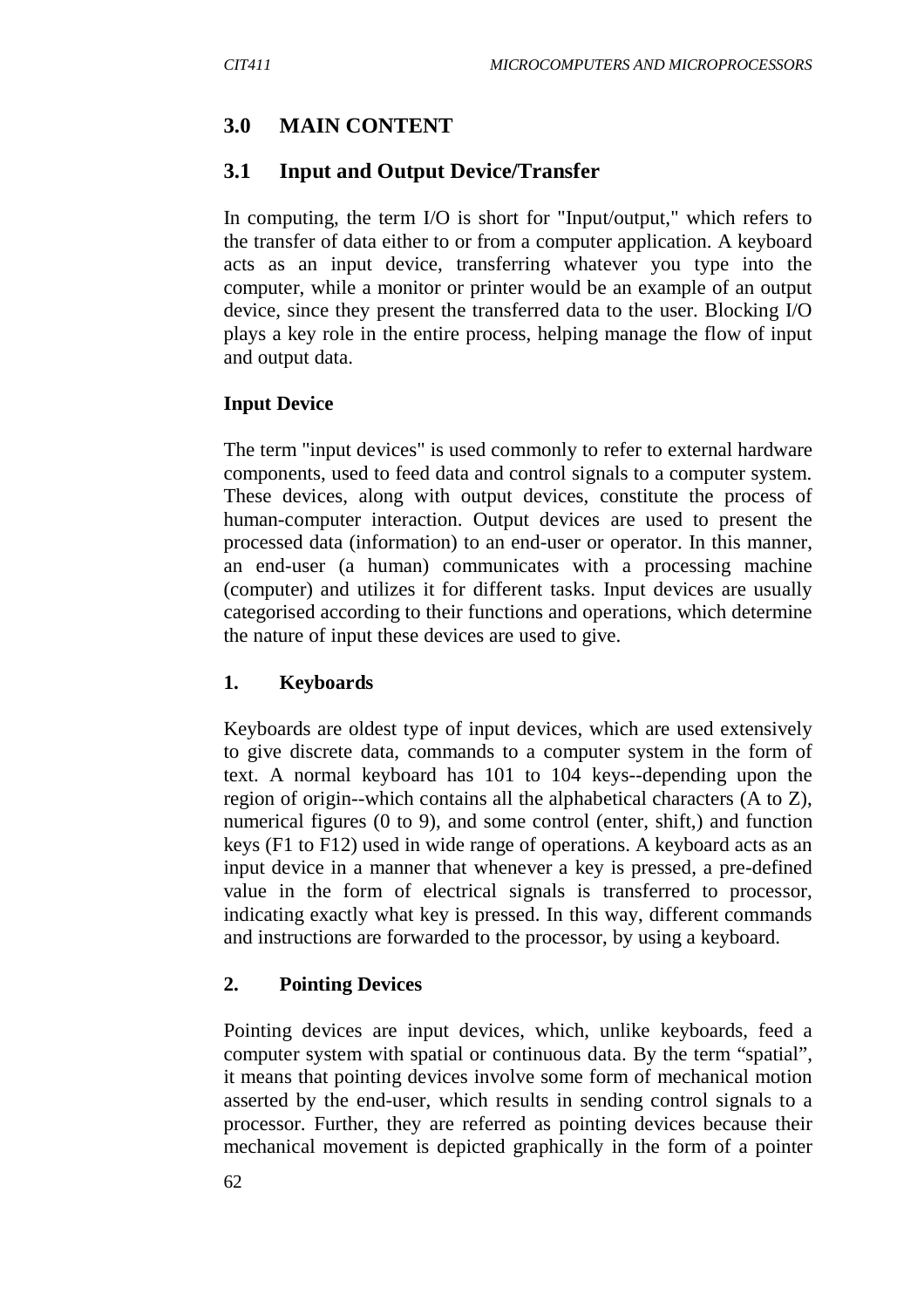## 3.0 MAIN CONTENT

### 3.1 Input and Output Device/Transfer

In computing, the term I/O is short for "Input/output," which refers to the transfer of data either to or from a computer application. A keyboard acts as an input device, transferring whatever you type into the computer, while a monitor or printer would be an example of an output device, since they present the transferred data to the user. Blocking I/O plays a key role in the entire process, helping manage the flow of input and output data.

**Input Device**

The term "input devices" is used commonly to refer to external hardware components, used to feed data and control signals to a computer system. These devices, along with output devices, constitute the process of human-computer interaction. Output devices are used to present the processed data (information) to an end-user or operator. In this manner, an end-user (a human) communicates with a processing machine (computer) and utilizes it for different tasks. Input devices are usually categorised according to their functions and operations, which determine the nature of input these devices are used to give.

**1. Keyboards**

Keyboards are oldest type of input devices, which are used extensively to give discrete data, commands to a computer system in the form of text. A normal keyboard has 101 to 104 keys--depending upon the region of origin--which contains all the alphabetical characters (A to Z), numerical figures (0 to 9), and some control (enter, shift,) and function keys (F1 to F12) used in wide range of operations. A keyboard acts as an input device in a manner that whenever a key is pressed, a pre-defined value in the form of electrical signals is transferred to processor, indicating exactly what key is pressed. In this way, different commands and instructions are forwarded to the processor, by using a keyboard.

**2. Pointing Devices**

Pointing devices are input devices, which, unlike keyboards, feed a computer system with spatial or continuous data. By the term "spatial", it means that pointing devices involve some form of mechanical motion asserted by the end-user, which results in sending control signals to a processor. Further, they are referred as pointing devices because their mechanical movement is depicted graphically in the form of a pointer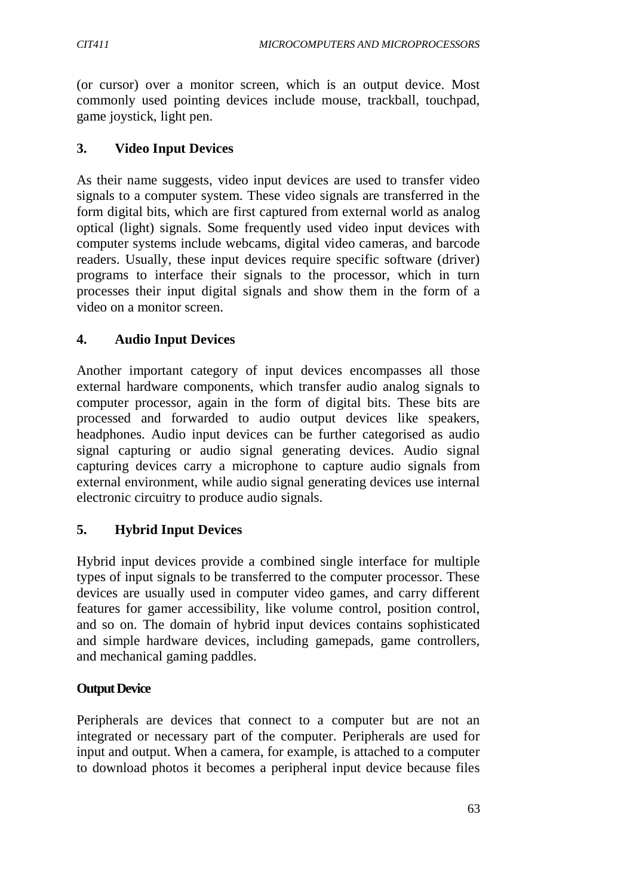(or cursor) over a monitor screen, which is an output device. Most commonly used pointing devices include mouse, trackball, touchpad, game joystick, light pen.

### 3. Video Input Devices

As their name suggests, video input devices are used to transfer video signals to a computer system. These video signals are transferred in the form digital bits, which are first captured from external world as analog optical (light) signals. Some frequently used video input devices with computer systems include webcams, digital video cameras, and barcode readers. Usually, these input devices require specific software (driver) programs to interface their signals to the processor, which in turn processes their input digital signals and show them in the form of a video on a monitor screen.

### 4. Audio Input Devices

Another important category of input devices encompasses all those external hardware components, which transfer audio analog signals to computer processor, again in the form of digital bits. These bits are processed and forwarded to audio output devices like speakers, headphones. Audio input devices can be further categorised as audio signal capturing or audio signal generating devices. Audio signal capturing devices carry a microphone to capture audio signals from external environment, while audio signal generating devices use internal electronic circuitry to produce audio signals.

### 5. Hybrid Input Devices

Hybrid input devices provide a combined single interface for multiple types of input signals to be transferred to the computer processor. These devices are usually used in computer video games, and carry different features for gamer accessibility, like volume control, position control, and so on. The domain of hybrid input devices contains sophisticated and simple hardware devices, including gamepads, game controllers, and mechanical gaming paddles.

### Output Device

Peripherals are devices that connect to a computer but are not an integrated or necessary part of the computer. Peripherals are used for input and output. When a camera, for example, is attached to a computer to download photos it becomes a peripheral input device because files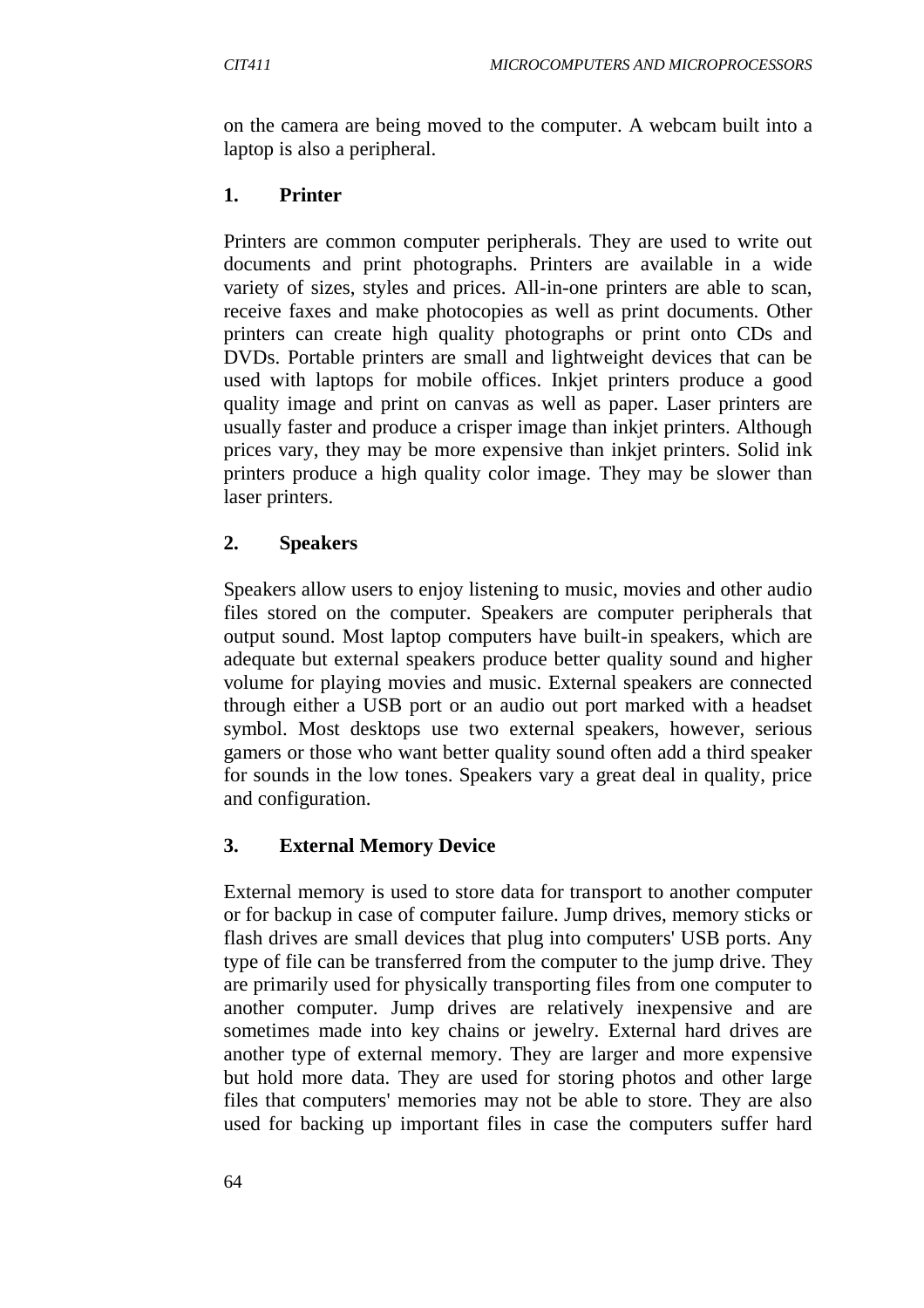on the camera are being moved to the computer. A webcam built into a laptop is also a peripheral.

### 1. Printer

Printers are common computer peripherals. They are used to write out documents and print photographs. Printers are available in a wide variety of sizes, styles and prices. All-in-one printers are able to scan, receive faxes and make photocopies as well as print documents. Other printers can create high quality photographs or print onto CDs and DVDs. Portable printers are small and lightweight devices that can be used with laptops for mobile offices. Inkjet printers produce a good quality image and print on canvas as well as paper. Laser printers are usually faster and produce a crisper image than inkjet printers. Although prices vary, they may be more expensive than inkjet printers. Solid ink printers produce a high quality color image. They may be slower than laser printers.

### 2. Speakers

Speakers allow users to enjoy listening to music, movies and other audio files stored on the computer. Speakers are computer peripherals that output sound. Most laptop computers have built-in speakers, which are adequate but external speakers produce better quality sound and higher volume for playing movies and music. External speakers are connected through either a USB port or an audio out port marked with a headset symbol. Most desktops use two external speakers, however, serious gamers or those who want better quality sound often add a third speaker for sounds in the low tones. Speakers vary a great deal in quality, price and configuration.

### 3. External Memory Device

External memory is used to store data for transport to another computer or for backup in case of computer failure. Jump drives, memory sticks or flash drives are small devices that plug into computers' USB ports. Any type of file can be transferred from the computer to the jump drive. They are primarily used for physically transporting files from one computer to another computer. Jump drives are relatively inexpensive and are sometimes made into key chains or jewelry. External hard drives are another type of external memory. They are larger and more expensive but hold more data. They are used for storing photos and other large files that computers' memories may not be able to store. They are also used for backing up important files in case the computers suffer hard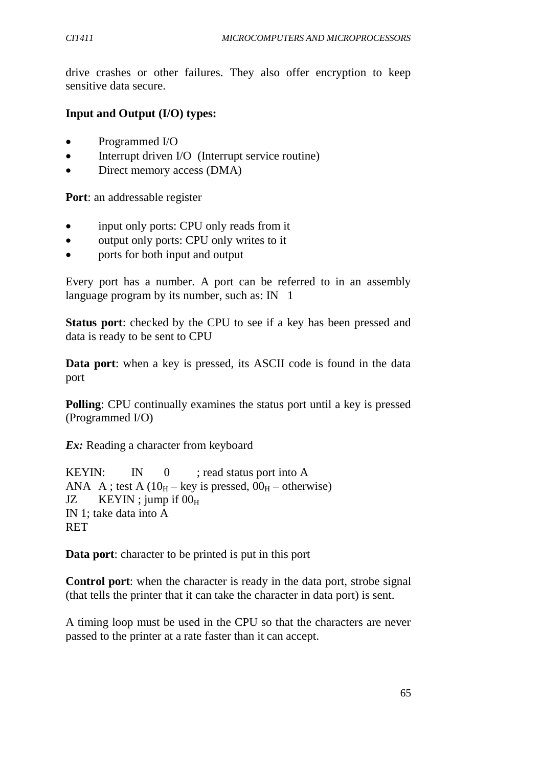drive crashes or other failures. They also offer encryption to keep sensitive data secure.

**Input and Output (I/O) types:**

- Programmed I/O
- Interrupt driven I/O (Interrupt service routine)
- Direct memory access (DMA)

**Port**: an addressable register

- input only ports: CPU only reads from it
- output only ports: CPU only writes to it
- ports for both input and output

Every port has a number. A port can be referred to in an assembly language program by its number, such as: IN 1

**Status port**: checked by the CPU to see if a key has been pressed and data is ready to be sent to CPU

**Data port**: when a key is pressed, its ASCII code is found in the data port

**Polling**: CPU continually examines the status port until a key is pressed (Programmed I/O)

***Ex:*** Reading a character from keyboard

```
KEYIN:    IN    0     ; read status port into A
ANA  A ; test A (10H – key is pressed, 00H – otherwise)
JZ     KEYIN ; jump if 00H
IN 1; take data into A
RET
```

**Data port**: character to be printed is put in this port

**Control port**: when the character is ready in the data port, strobe signal (that tells the printer that it can take the character in data port) is sent.

A timing loop must be used in the CPU so that the characters are never passed to the printer at a rate faster than it can accept.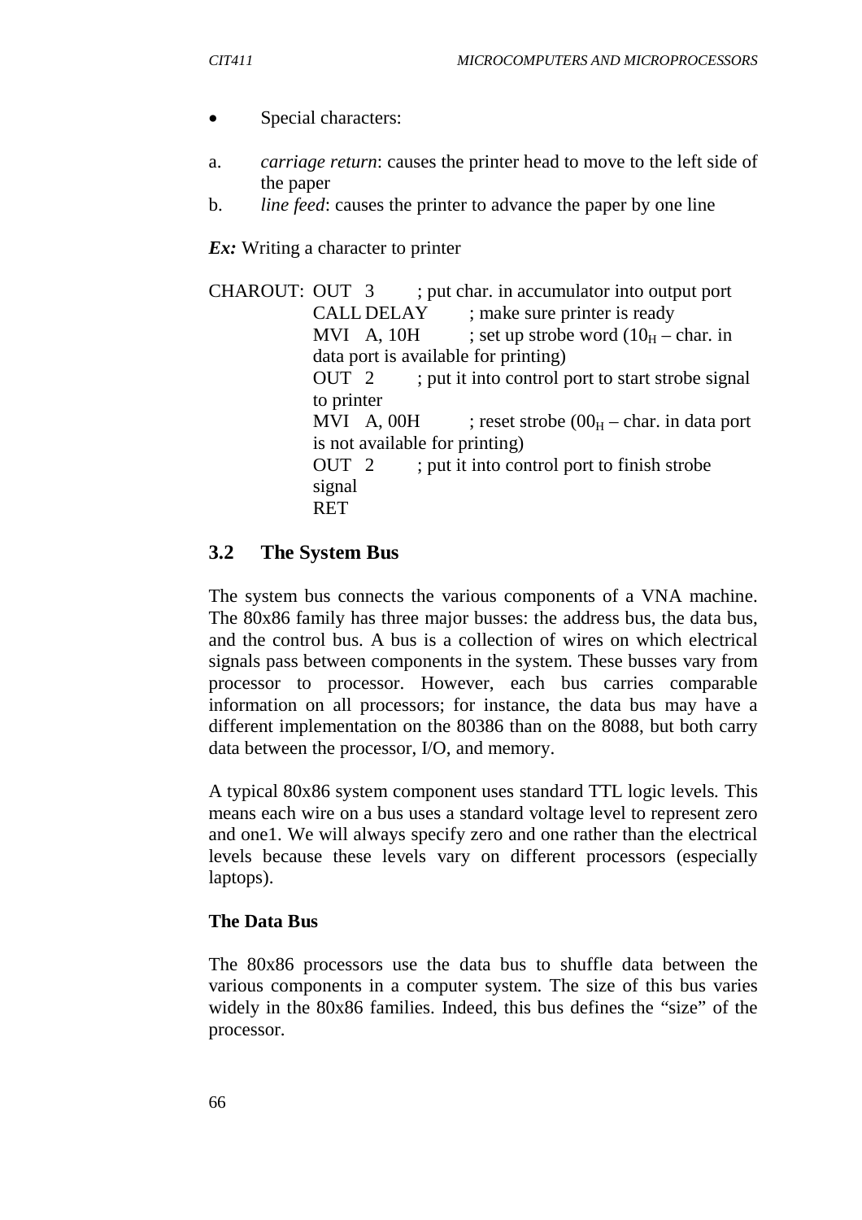- Special characters:

a. *carriage return*: causes the printer head to move to the left side of the paper
b. *line feed*: causes the printer to advance the paper by one line

***Ex:*** Writing a character to printer

```
CHAROUT: OUT  3       ; put char. in accumulator into output port
         CALL DELAY   ; make sure printer is ready
         MVI  A, 10H  ; set up strobe word (10H – char. in
                        data port is available for printing)
         OUT  2       ; put it into control port to start strobe signal
                        to printer
         MVI  A, 00H  ; reset strobe (00H – char. in data port
                        is not available for printing)
         OUT  2       ; put it into control port to finish strobe
                        signal
         RET
```

## 3.2 The System Bus

The system bus connects the various components of a VNA machine. The 80x86 family has three major busses: the address bus, the data bus, and the control bus. A bus is a collection of wires on which electrical signals pass between components in the system. These busses vary from processor to processor. However, each bus carries comparable information on all processors; for instance, the data bus may have a different implementation on the 80386 than on the 8088, but both carry data between the processor, I/O, and memory.

A typical 80x86 system component uses standard TTL logic levels. This means each wire on a bus uses a standard voltage level to represent zero and one1. We will always specify zero and one rather than the electrical levels because these levels vary on different processors (especially laptops).

### The Data Bus

The 80x86 processors use the data bus to shuffle data between the various components in a computer system. The size of this bus varies widely in the 80x86 families. Indeed, this bus defines the "size" of the processor.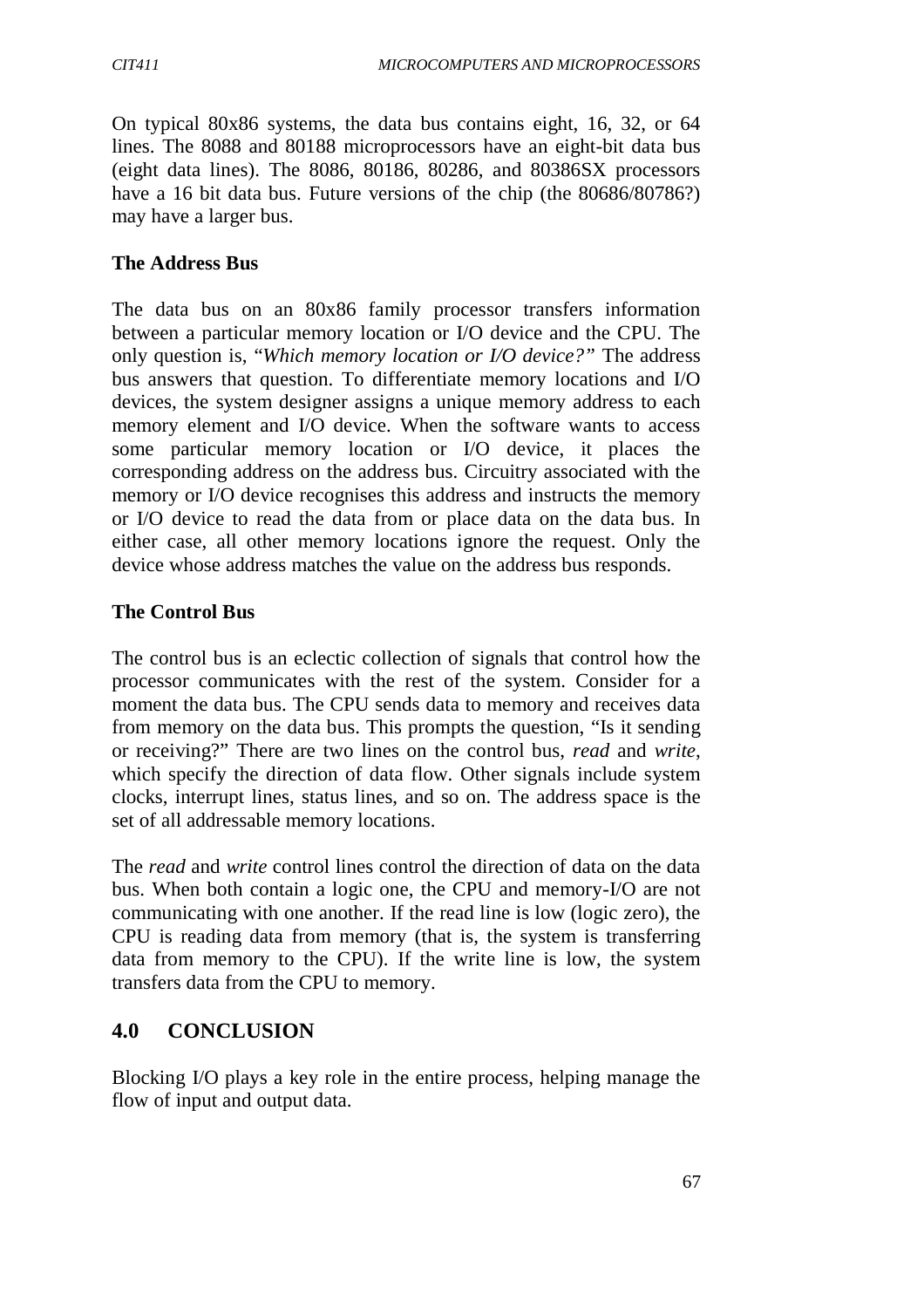On typical 80x86 systems, the data bus contains eight, 16, 32, or 64 lines. The 8088 and 80188 microprocessors have an eight-bit data bus (eight data lines). The 8086, 80186, 80286, and 80386SX processors have a 16 bit data bus. Future versions of the chip (the 80686/80786?) may have a larger bus.

**The Address Bus**

The data bus on an 80x86 family processor transfers information between a particular memory location or I/O device and the CPU. The only question is, "*Which memory location or I/O device?*" The address bus answers that question. To differentiate memory locations and I/O devices, the system designer assigns a unique memory address to each memory element and I/O device. When the software wants to access some particular memory location or I/O device, it places the corresponding address on the address bus. Circuitry associated with the memory or I/O device recognises this address and instructs the memory or I/O device to read the data from or place data on the data bus. In either case, all other memory locations ignore the request. Only the device whose address matches the value on the address bus responds.

**The Control Bus**

The control bus is an eclectic collection of signals that control how the processor communicates with the rest of the system. Consider for a moment the data bus. The CPU sends data to memory and receives data from memory on the data bus. This prompts the question, "Is it sending or receiving?" There are two lines on the control bus, *read* and *write*, which specify the direction of data flow. Other signals include system clocks, interrupt lines, status lines, and so on. The address space is the set of all addressable memory locations.

The *read* and *write* control lines control the direction of data on the data bus. When both contain a logic one, the CPU and memory-I/O are not communicating with one another. If the read line is low (logic zero), the CPU is reading data from memory (that is, the system is transferring data from memory to the CPU). If the write line is low, the system transfers data from the CPU to memory.

## 4.0 CONCLUSION

Blocking I/O plays a key role in the entire process, helping manage the flow of input and output data.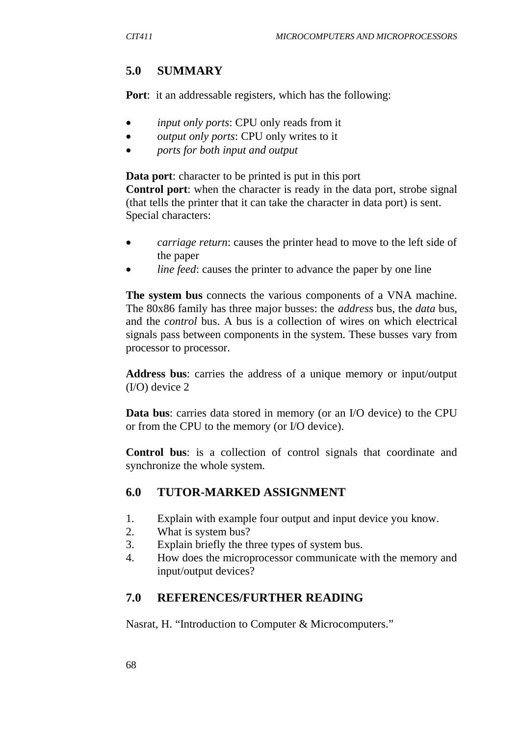## 5.0 SUMMARY

**Port**: it an addressable registers, which has the following:

- *input only ports*: CPU only reads from it
- *output only ports*: CPU only writes to it
- *ports for both input and output*

**Data port**: character to be printed is put in this port
**Control port**: when the character is ready in the data port, strobe signal (that tells the printer that it can take the character in data port) is sent.
Special characters:

- *carriage return*: causes the printer head to move to the left side of the paper
- *line feed*: causes the printer to advance the paper by one line

**The system bus** connects the various components of a VNA machine. The 80x86 family has three major busses: the *address* bus, the *data* bus, and the *control* bus. A bus is a collection of wires on which electrical signals pass between components in the system. These busses vary from processor to processor.

**Address bus**: carries the address of a unique memory or input/output (I/O) device 2

**Data bus**: carries data stored in memory (or an I/O device) to the CPU or from the CPU to the memory (or I/O device).

**Control bus**: is a collection of control signals that coordinate and synchronize the whole system.

## 6.0 TUTOR-MARKED ASSIGNMENT

1. Explain with example four output and input device you know.
2. What is system bus?
3. Explain briefly the three types of system bus.
4. How does the microprocessor communicate with the memory and input/output devices?

## 7.0 REFERENCES/FURTHER READING

Nasrat, H. "Introduction to Computer & Microcomputers."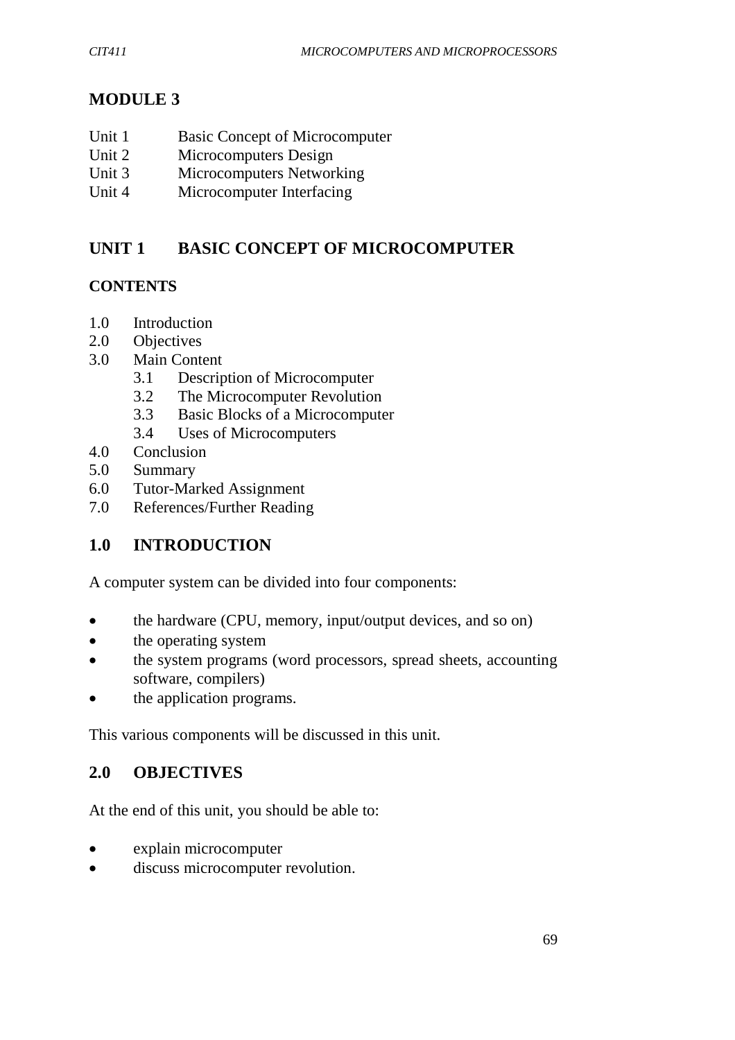# MODULE 3

Unit 1 Basic Concept of Microcomputer
Unit 2 Microcomputers Design
Unit 3 Microcomputers Networking
Unit 4 Microcomputer Interfacing

## UNIT 1 BASIC CONCEPT OF MICROCOMPUTER

### CONTENTS

1.0 Introduction
2.0 Objectives
3.0 Main Content
  3.1 Description of Microcomputer
  3.2 The Microcomputer Revolution
  3.3 Basic Blocks of a Microcomputer
  3.4 Uses of Microcomputers
4.0 Conclusion
5.0 Summary
6.0 Tutor-Marked Assignment
7.0 References/Further Reading

## 1.0 INTRODUCTION

A computer system can be divided into four components:

- the hardware (CPU, memory, input/output devices, and so on)
- the operating system
- the system programs (word processors, spread sheets, accounting software, compilers)
- the application programs.

This various components will be discussed in this unit.

## 2.0 OBJECTIVES

At the end of this unit, you should be able to:

- explain microcomputer
- discuss microcomputer revolution.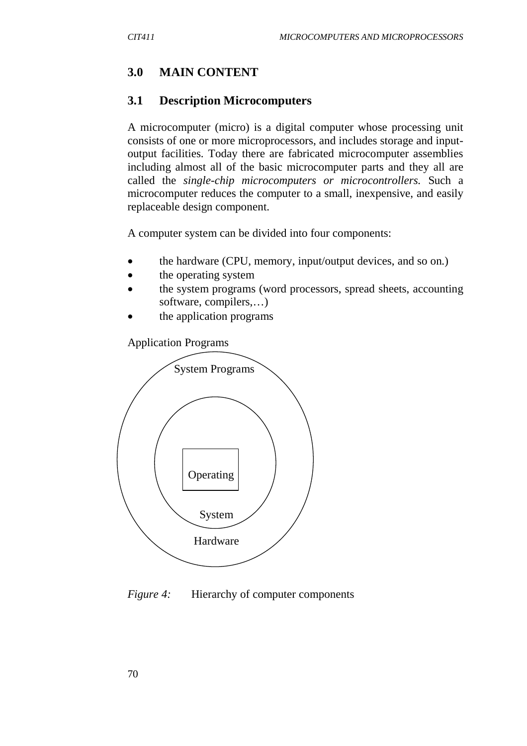## 3.0 MAIN CONTENT

### 3.1 Description Microcomputers

A microcomputer (micro) is a digital computer whose processing unit consists of one or more microprocessors, and includes storage and input-output facilities. Today there are fabricated microcomputer assemblies including almost all of the basic microcomputer parts and they all are called the *single-chip microcomputers or microcontrollers.* Such a microcomputer reduces the computer to a small, inexpensive, and easily replaceable design component.

A computer system can be divided into four components:

- the hardware (CPU, memory, input/output devices, and so on.)
- the operating system
- the system programs (word processors, spread sheets, accounting software, compilers,…)
- the application programs

Application Programs

System Programs

Operating

System

Hardware

*Figure 4:* Hierarchy of computer components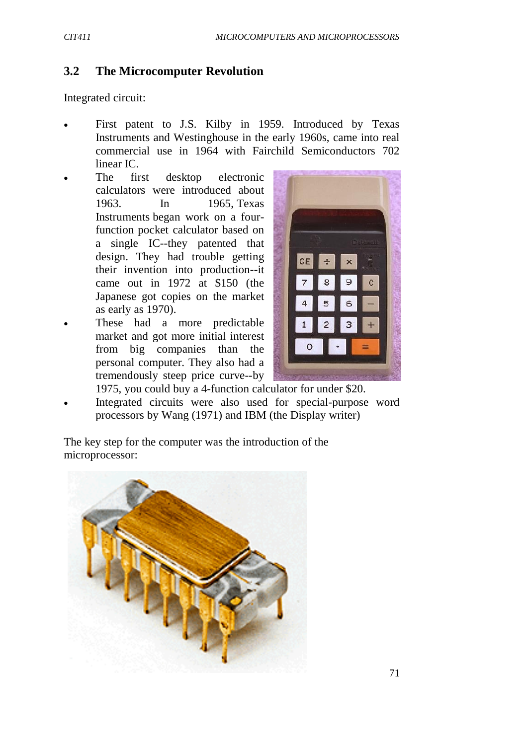## 3.2 The Microcomputer Revolution

Integrated circuit:

- First patent to J.S. Kilby in 1959. Introduced by Texas Instruments and Westinghouse in the early 1960s, came into real commercial use in 1964 with Fairchild Semiconductors 702 linear IC.
- The first desktop electronic calculators were introduced about 1963. In 1965, Texas Instruments began work on a four-function pocket calculator based on a single IC--they patented that design. They had trouble getting their invention into production--it came out in 1972 at $150 (the Japanese got copies on the market as early as 1970).
- These had a more predictable market and got more initial interest from big companies than the personal computer. They also had a tremendously steep price curve--by 1975, you could buy a 4-function calculator for under $20.
- Integrated circuits were also used for special-purpose word processors by Wang (1971) and IBM (the Display writer)

The key step for the computer was the introduction of the microprocessor: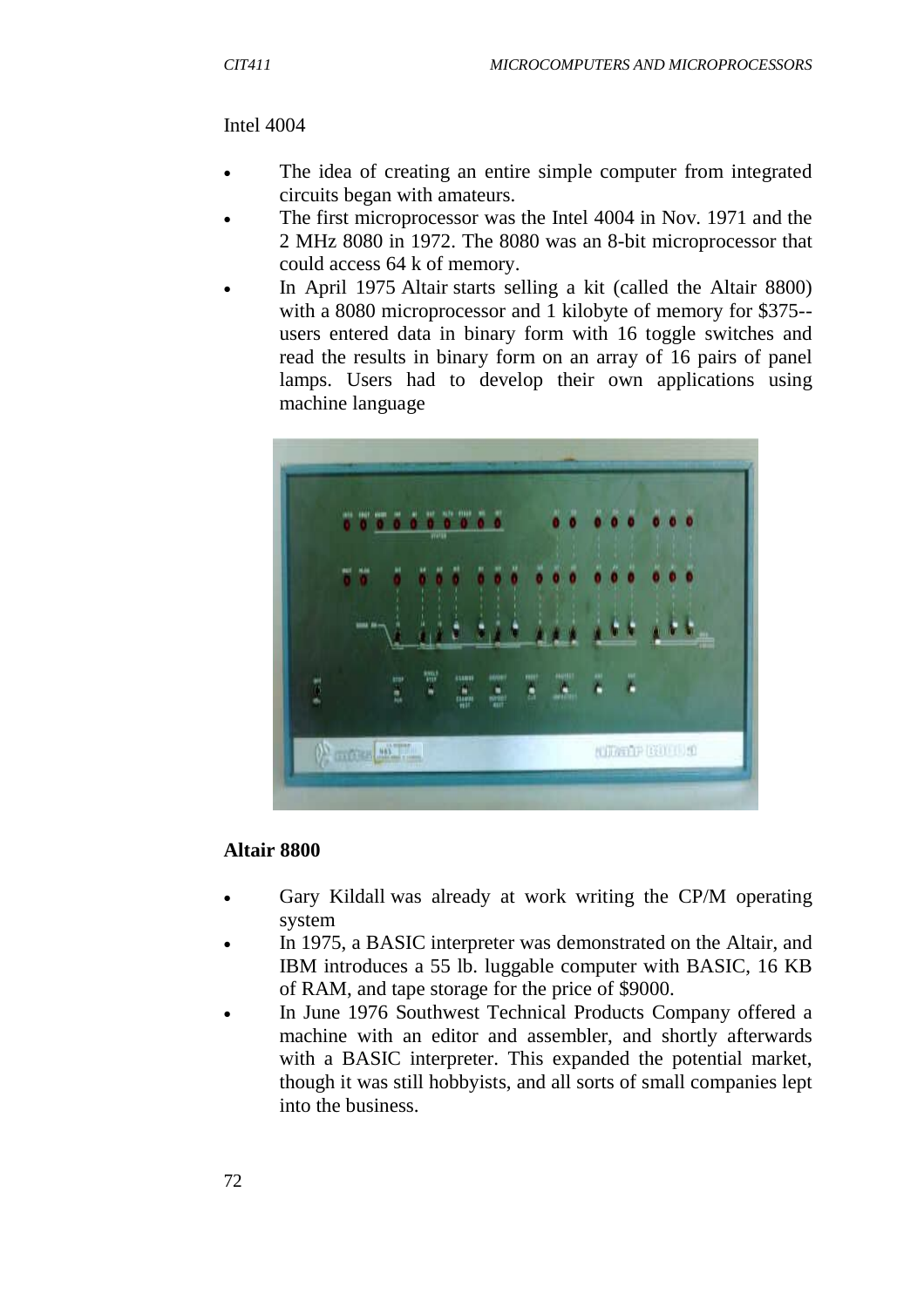Intel 4004

- The idea of creating an entire simple computer from integrated circuits began with amateurs.
- The first microprocessor was the Intel 4004 in Nov. 1971 and the 2 MHz 8080 in 1972. The 8080 was an 8-bit microprocessor that could access 64 k of memory.
- In April 1975 Altair starts selling a kit (called the Altair 8800) with a 8080 microprocessor and 1 kilobyte of memory for $375-- users entered data in binary form with 16 toggle switches and read the results in binary form on an array of 16 pairs of panel lamps. Users had to develop their own applications using machine language

**Altair 8800**

- Gary Kildall was already at work writing the CP/M operating system
- In 1975, a BASIC interpreter was demonstrated on the Altair, and IBM introduces a 55 lb. luggable computer with BASIC, 16 KB of RAM, and tape storage for the price of $9000.
- In June 1976 Southwest Technical Products Company offered a machine with an editor and assembler, and shortly afterwards with a BASIC interpreter. This expanded the potential market, though it was still hobbyists, and all sorts of small companies lept into the business.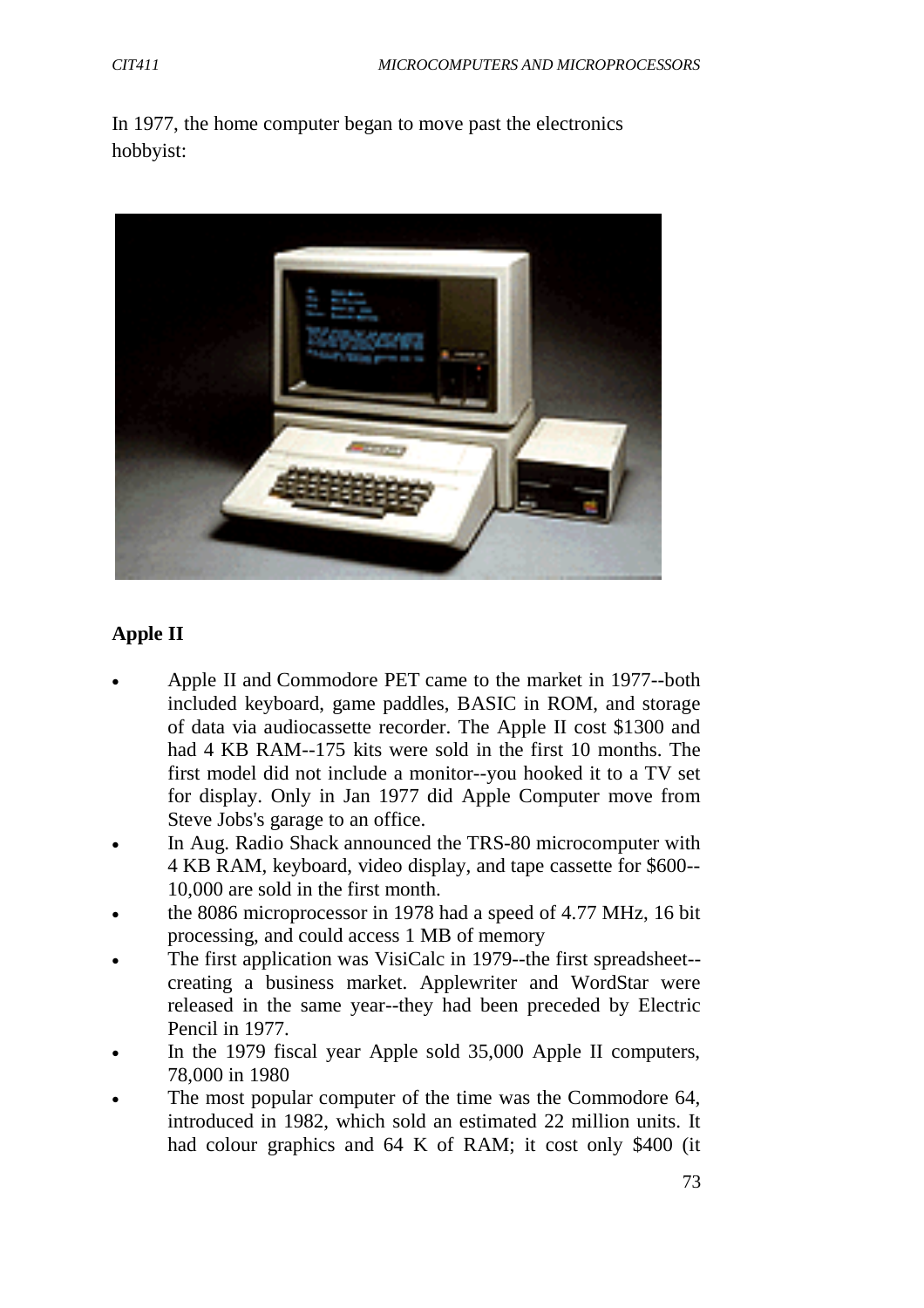In 1977, the home computer began to move past the electronics hobbyist:

**Apple II**

- Apple II and Commodore PET came to the market in 1977--both included keyboard, game paddles, BASIC in ROM, and storage of data via audiocassette recorder. The Apple II cost $1300 and had 4 KB RAM--175 kits were sold in the first 10 months. The first model did not include a monitor--you hooked it to a TV set for display. Only in Jan 1977 did Apple Computer move from Steve Jobs's garage to an office.
- In Aug. Radio Shack announced the TRS-80 microcomputer with 4 KB RAM, keyboard, video display, and tape cassette for $600--10,000 are sold in the first month.
- the 8086 microprocessor in 1978 had a speed of 4.77 MHz, 16 bit processing, and could access 1 MB of memory
- The first application was VisiCalc in 1979--the first spreadsheet--creating a business market. Applewriter and WordStar were released in the same year--they had been preceded by Electric Pencil in 1977.
- In the 1979 fiscal year Apple sold 35,000 Apple II computers, 78,000 in 1980
- The most popular computer of the time was the Commodore 64, introduced in 1982, which sold an estimated 22 million units. It had colour graphics and 64 K of RAM; it cost only $400 (it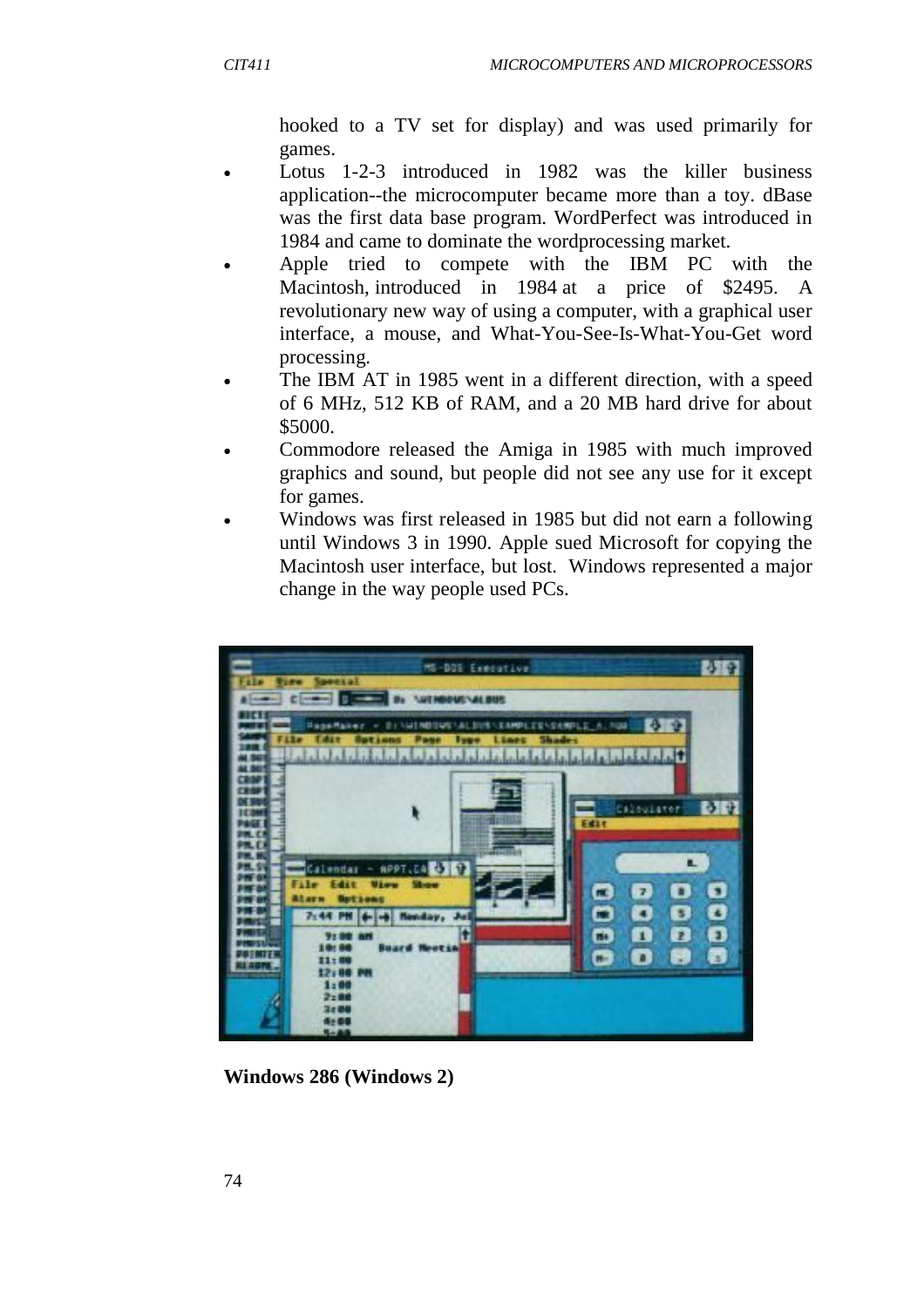hooked to a TV set for display) and was used primarily for games.

- Lotus 1-2-3 introduced in 1982 was the killer business application--the microcomputer became more than a toy. dBase was the first data base program. WordPerfect was introduced in 1984 and came to dominate the wordprocessing market.
- Apple tried to compete with the IBM PC with the Macintosh, introduced in 1984 at a price of $2495. A revolutionary new way of using a computer, with a graphical user interface, a mouse, and What-You-See-Is-What-You-Get word processing.
- The IBM AT in 1985 went in a different direction, with a speed of 6 MHz, 512 KB of RAM, and a 20 MB hard drive for about $5000.
- Commodore released the Amiga in 1985 with much improved graphics and sound, but people did not see any use for it except for games.
- Windows was first released in 1985 but did not earn a following until Windows 3 in 1990. Apple sued Microsoft for copying the Macintosh user interface, but lost. Windows represented a major change in the way people used PCs.

**Windows 286 (Windows 2)**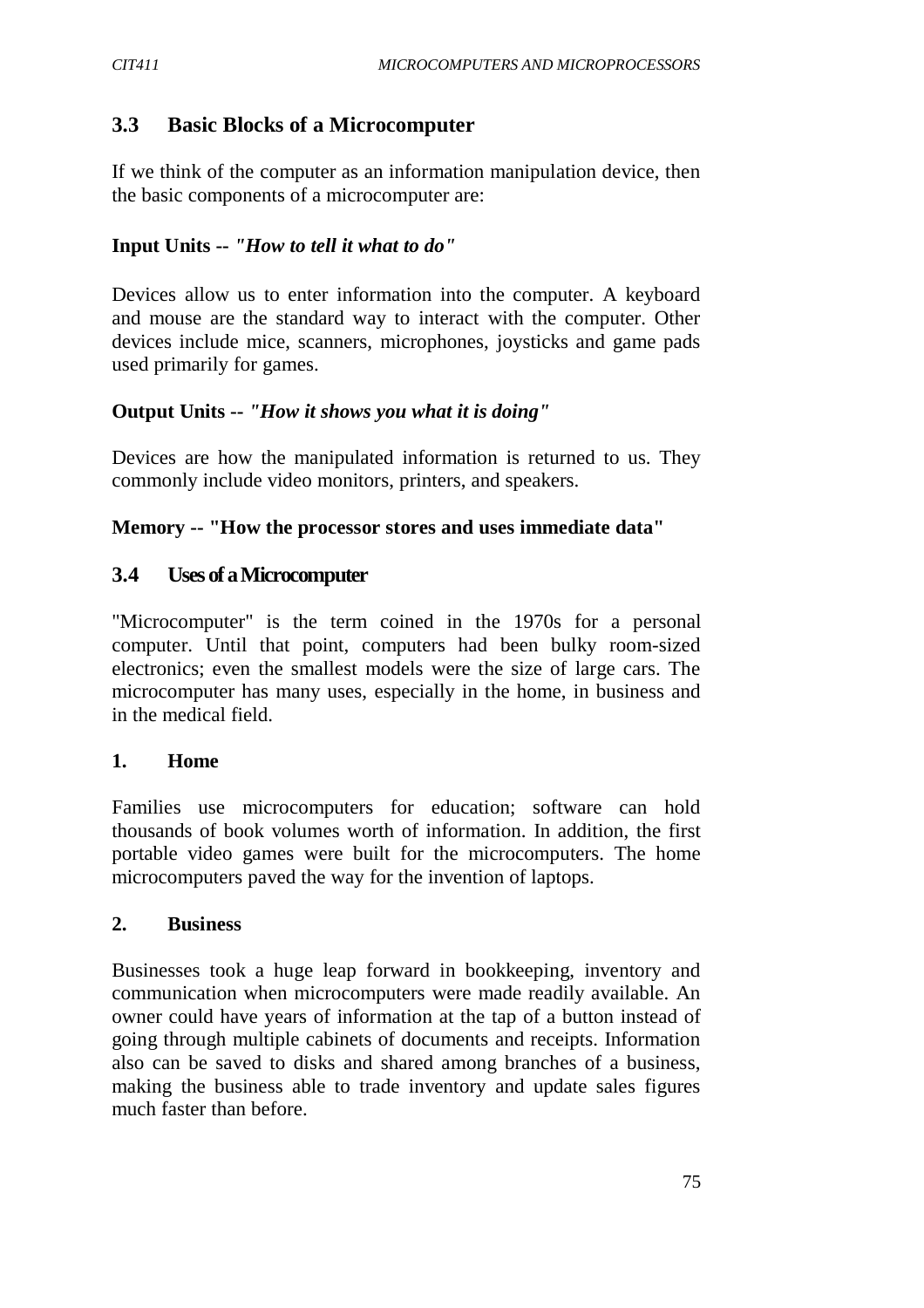## 3.3 Basic Blocks of a Microcomputer

If we think of the computer as an information manipulation device, then the basic components of a microcomputer are:

**Input Units --** ***"How to tell it what to do"***

Devices allow us to enter information into the computer. A keyboard and mouse are the standard way to interact with the computer. Other devices include mice, scanners, microphones, joysticks and game pads used primarily for games.

**Output Units --** ***"How it shows you what it is doing"***

Devices are how the manipulated information is returned to us. They commonly include video monitors, printers, and speakers.

**Memory -- "How the processor stores and uses immediate data"**

## 3.4 Uses of a Microcomputer

"Microcomputer" is the term coined in the 1970s for a personal computer. Until that point, computers had been bulky room-sized electronics; even the smallest models were the size of large cars. The microcomputer has many uses, especially in the home, in business and in the medical field.

**1. Home**

Families use microcomputers for education; software can hold thousands of book volumes worth of information. In addition, the first portable video games were built for the microcomputers. The home microcomputers paved the way for the invention of laptops.

**2. Business**

Businesses took a huge leap forward in bookkeeping, inventory and communication when microcomputers were made readily available. An owner could have years of information at the tap of a button instead of going through multiple cabinets of documents and receipts. Information also can be saved to disks and shared among branches of a business, making the business able to trade inventory and update sales figures much faster than before.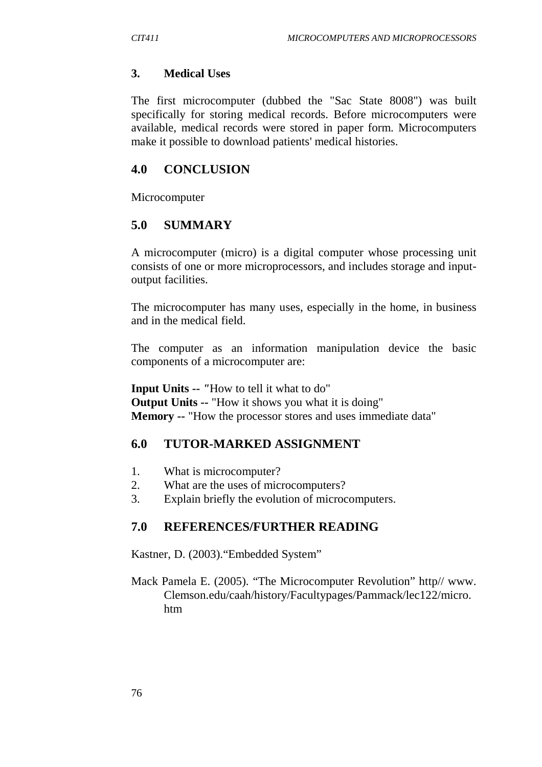### 3. Medical Uses

The first microcomputer (dubbed the "Sac State 8008") was built specifically for storing medical records. Before microcomputers were available, medical records were stored in paper form. Microcomputers make it possible to download patients' medical histories.

## 4.0 CONCLUSION

Microcomputer

## 5.0 SUMMARY

A microcomputer (micro) is a digital computer whose processing unit consists of one or more microprocessors, and includes storage and input-output facilities.

The microcomputer has many uses, especially in the home, in business and in the medical field.

The computer as an information manipulation device the basic components of a microcomputer are:

**Input Units --** "How to tell it what to do"
**Output Units --** "How it shows you what it is doing"
**Memory --** "How the processor stores and uses immediate data"

## 6.0 TUTOR-MARKED ASSIGNMENT

1. What is microcomputer?
2. What are the uses of microcomputers?
3. Explain briefly the evolution of microcomputers.

## 7.0 REFERENCES/FURTHER READING

Kastner, D. (2003).“Embedded System”

Mack Pamela E. (2005). “The Microcomputer Revolution” http// www. Clemson.edu/caah/history/Facultypages/Pammack/lec122/micro. htm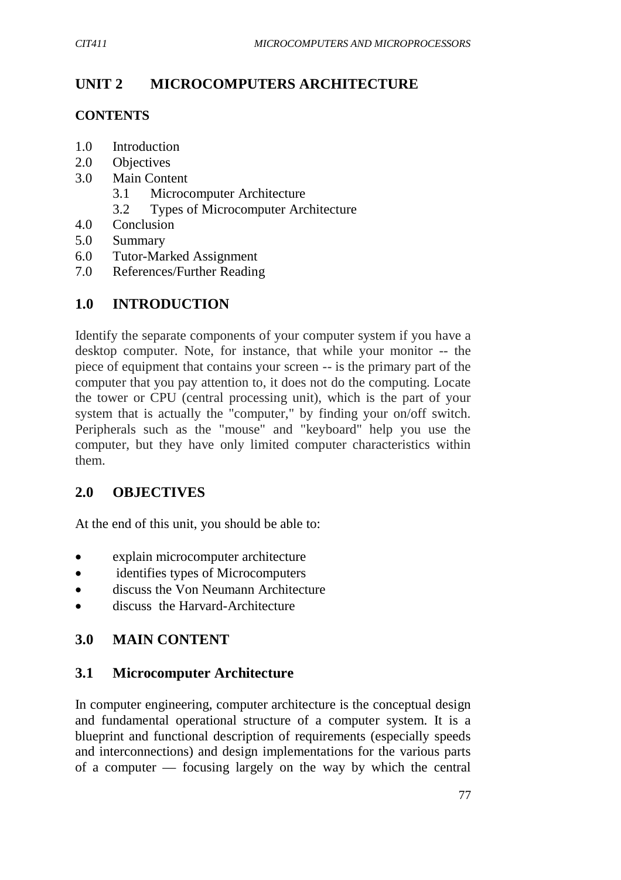# UNIT 2 MICROCOMPUTERS ARCHITECTURE

**CONTENTS**

- 1.0 Introduction
- 2.0 Objectives
- 3.0 Main Content
  - 3.1 Microcomputer Architecture
  - 3.2 Types of Microcomputer Architecture
- 4.0 Conclusion
- 5.0 Summary
- 6.0 Tutor-Marked Assignment
- 7.0 References/Further Reading

## 1.0 INTRODUCTION

Identify the separate components of your computer system if you have a desktop computer. Note, for instance, that while your monitor -- the piece of equipment that contains your screen -- is the primary part of the computer that you pay attention to, it does not do the computing. Locate the tower or CPU (central processing unit), which is the part of your system that is actually the "computer," by finding your on/off switch. Peripherals such as the "mouse" and "keyboard" help you use the computer, but they have only limited computer characteristics within them.

## 2.0 OBJECTIVES

At the end of this unit, you should be able to:

- explain microcomputer architecture
- identifies types of Microcomputers
- discuss the Von Neumann Architecture
- discuss the Harvard-Architecture

## 3.0 MAIN CONTENT

### 3.1 Microcomputer Architecture

In computer engineering, computer architecture is the conceptual design and fundamental operational structure of a computer system. It is a blueprint and functional description of requirements (especially speeds and interconnections) and design implementations for the various parts of a computer — focusing largely on the way by which the central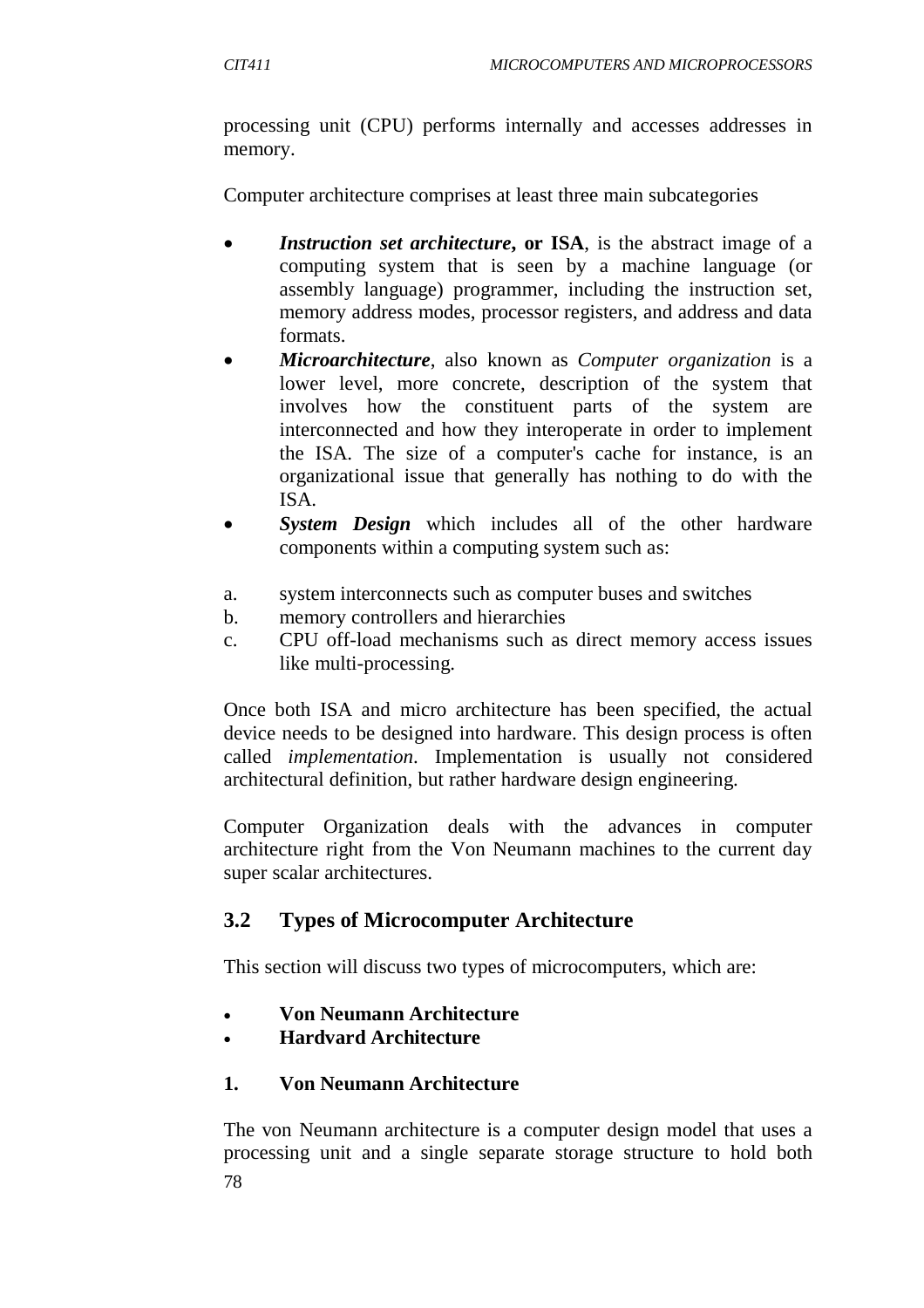processing unit (CPU) performs internally and accesses addresses in memory.

Computer architecture comprises at least three main subcategories

- ***Instruction set architecture*, or ISA**, is the abstract image of a computing system that is seen by a machine language (or assembly language) programmer, including the instruction set, memory address modes, processor registers, and address and data formats.
- ***Microarchitecture***, also known as *Computer organization* is a lower level, more concrete, description of the system that involves how the constituent parts of the system are interconnected and how they interoperate in order to implement the ISA. The size of a computer's cache for instance, is an organizational issue that generally has nothing to do with the ISA.
- ***System Design*** which includes all of the other hardware components within a computing system such as:

a. system interconnects such as computer buses and switches
b. memory controllers and hierarchies
c. CPU off-load mechanisms such as direct memory access issues like multi-processing.

Once both ISA and micro architecture has been specified, the actual device needs to be designed into hardware. This design process is often called *implementation*. Implementation is usually not considered architectural definition, but rather hardware design engineering.

Computer Organization deals with the advances in computer architecture right from the Von Neumann machines to the current day super scalar architectures.

## 3.2 Types of Microcomputer Architecture

This section will discuss two types of microcomputers, which are:

- **Von Neumann Architecture**
- **Hardvard Architecture**

### 1. Von Neumann Architecture

The von Neumann architecture is a computer design model that uses a processing unit and a single separate storage structure to hold both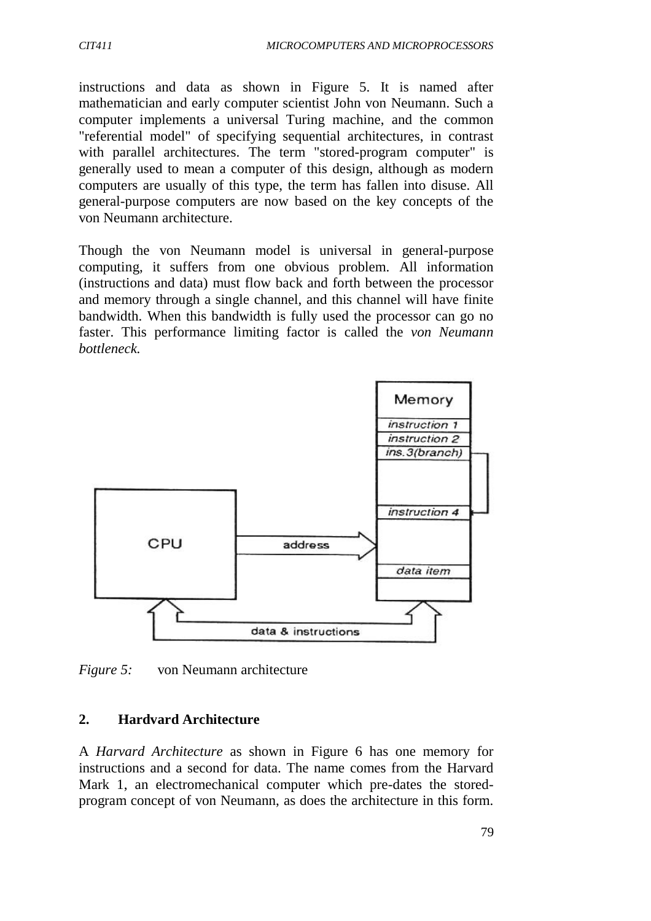instructions and data as shown in Figure 5. It is named after mathematician and early computer scientist John von Neumann. Such a computer implements a universal Turing machine, and the common "referential model" of specifying sequential architectures, in contrast with parallel architectures. The term "stored-program computer" is generally used to mean a computer of this design, although as modern computers are usually of this type, the term has fallen into disuse. All general-purpose computers are now based on the key concepts of the von Neumann architecture.

Though the von Neumann model is universal in general-purpose computing, it suffers from one obvious problem. All information (instructions and data) must flow back and forth between the processor and memory through a single channel, and this channel will have finite bandwidth. When this bandwidth is fully used the processor can go no faster. This performance limiting factor is called the *von Neumann bottleneck.*

*Figure 5:* von Neumann architecture

## 2. Hardvard Architecture

A *Harvard Architecture* as shown in Figure 6 has one memory for instructions and a second for data. The name comes from the Harvard Mark 1, an electromechanical computer which pre-dates the stored-program concept of von Neumann, as does the architecture in this form.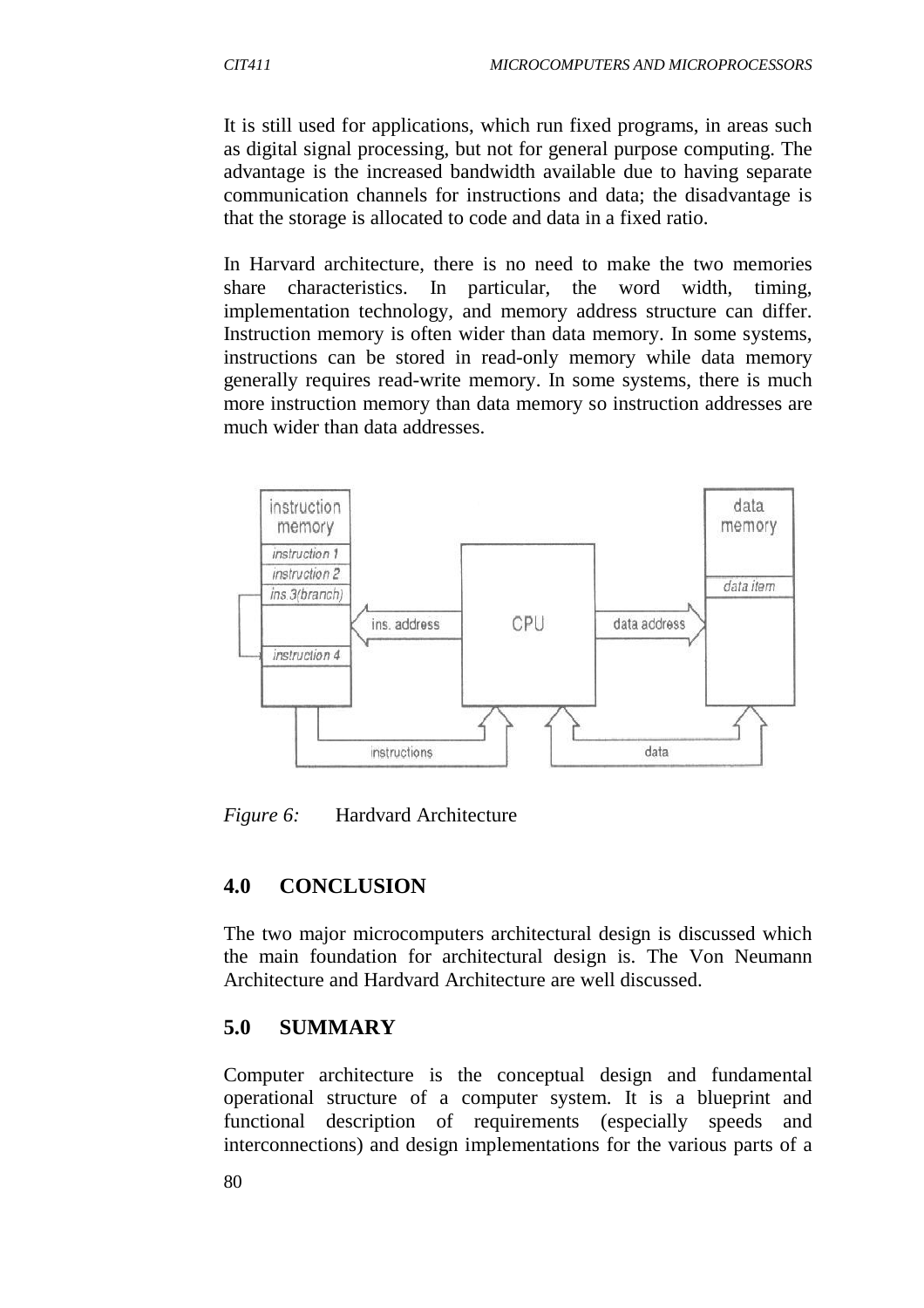It is still used for applications, which run fixed programs, in areas such as digital signal processing, but not for general purpose computing. The advantage is the increased bandwidth available due to having separate communication channels for instructions and data; the disadvantage is that the storage is allocated to code and data in a fixed ratio.

In Harvard architecture, there is no need to make the two memories share characteristics. In particular, the word width, timing, implementation technology, and memory address structure can differ. Instruction memory is often wider than data memory. In some systems, instructions can be stored in read-only memory while data memory generally requires read-write memory. In some systems, there is much more instruction memory than data memory so instruction addresses are much wider than data addresses.

*Figure 6:* Hardvard Architecture

## 4.0 CONCLUSION

The two major microcomputers architectural design is discussed which the main foundation for architectural design is. The Von Neumann Architecture and Hardvard Architecture are well discussed.

## 5.0 SUMMARY

Computer architecture is the conceptual design and fundamental operational structure of a computer system. It is a blueprint and functional description of requirements (especially speeds and interconnections) and design implementations for the various parts of a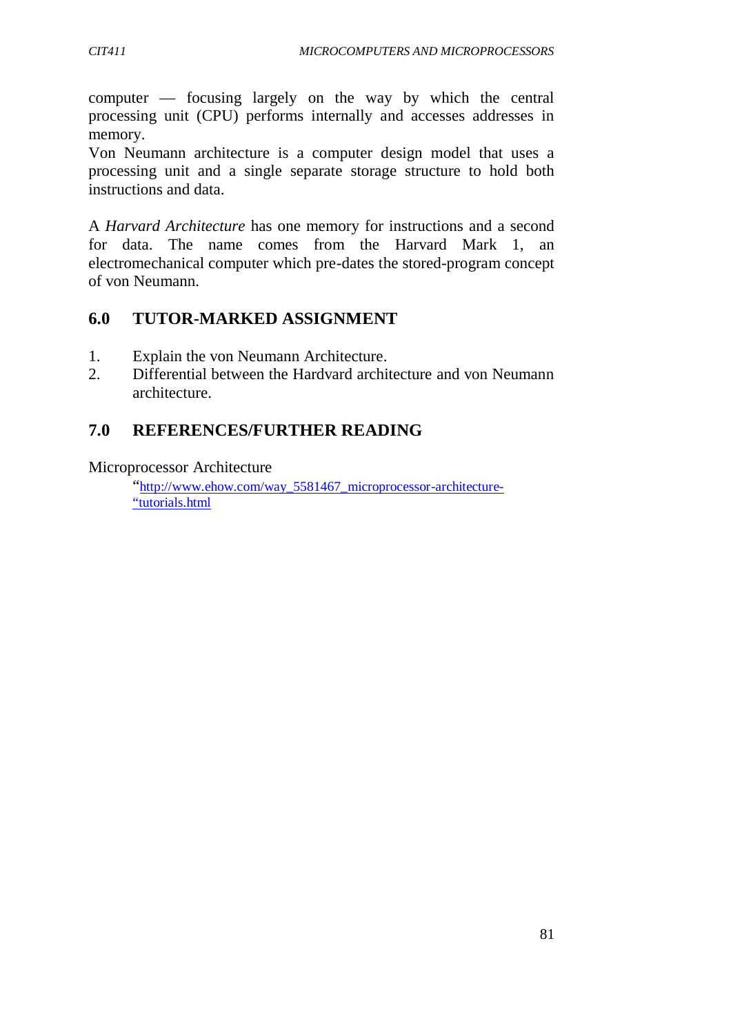computer — focusing largely on the way by which the central processing unit (CPU) performs internally and accesses addresses in memory.
Von Neumann architecture is a computer design model that uses a processing unit and a single separate storage structure to hold both instructions and data.

A *Harvard Architecture* has one memory for instructions and a second for data. The name comes from the Harvard Mark 1, an electromechanical computer which pre-dates the stored-program concept of von Neumann.

## 6.0 TUTOR-MARKED ASSIGNMENT

1. Explain the von Neumann Architecture.
2. Differential between the Hardvard architecture and von Neumann architecture.

## 7.0 REFERENCES/FURTHER READING

Microprocessor Architecture
"http://www.ehow.com/way_5581467_microprocessor-architecture-"tutorials.html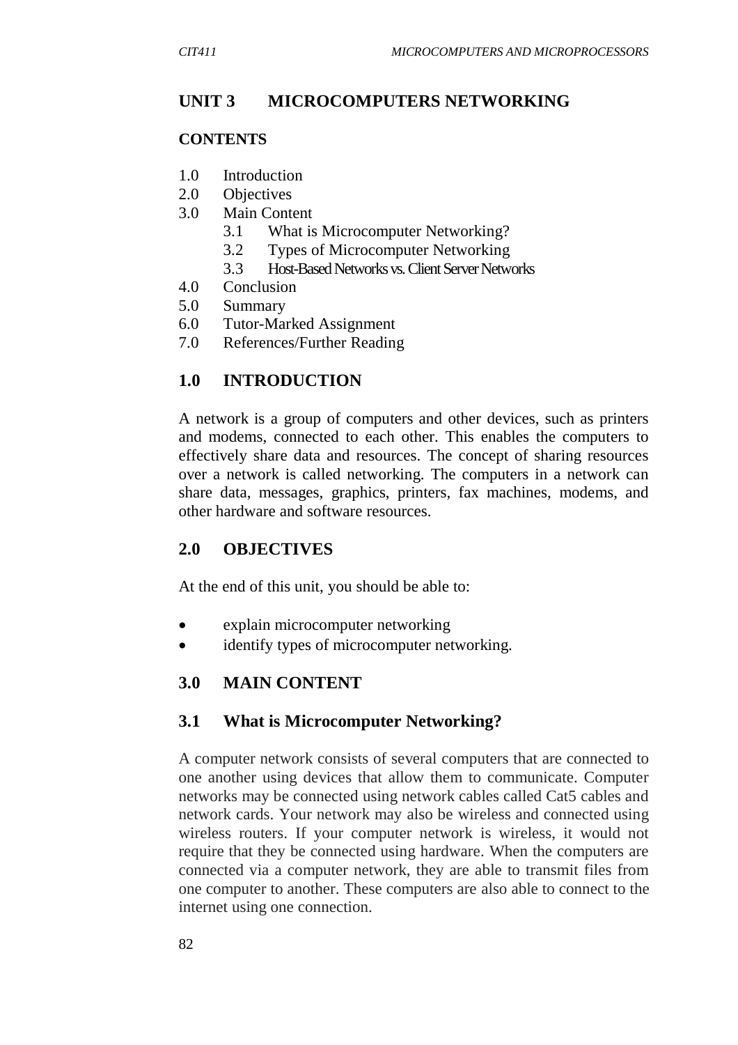# UNIT 3 MICROCOMPUTERS NETWORKING

**CONTENTS**

1.0 Introduction
2.0 Objectives
3.0 Main Content
  3.1 What is Microcomputer Networking?
  3.2 Types of Microcomputer Networking
  3.3 Host-Based Networks vs. Client Server Networks
4.0 Conclusion
5.0 Summary
6.0 Tutor-Marked Assignment
7.0 References/Further Reading

## 1.0 INTRODUCTION

A network is a group of computers and other devices, such as printers and modems, connected to each other. This enables the computers to effectively share data and resources. The concept of sharing resources over a network is called networking. The computers in a network can share data, messages, graphics, printers, fax machines, modems, and other hardware and software resources.

## 2.0 OBJECTIVES

At the end of this unit, you should be able to:

- explain microcomputer networking
- identify types of microcomputer networking.

## 3.0 MAIN CONTENT

### 3.1 What is Microcomputer Networking?

A computer network consists of several computers that are connected to one another using devices that allow them to communicate. Computer networks may be connected using network cables called Cat5 cables and network cards. Your network may also be wireless and connected using wireless routers. If your computer network is wireless, it would not require that they be connected using hardware. When the computers are connected via a computer network, they are able to transmit files from one computer to another. These computers are also able to connect to the internet using one connection.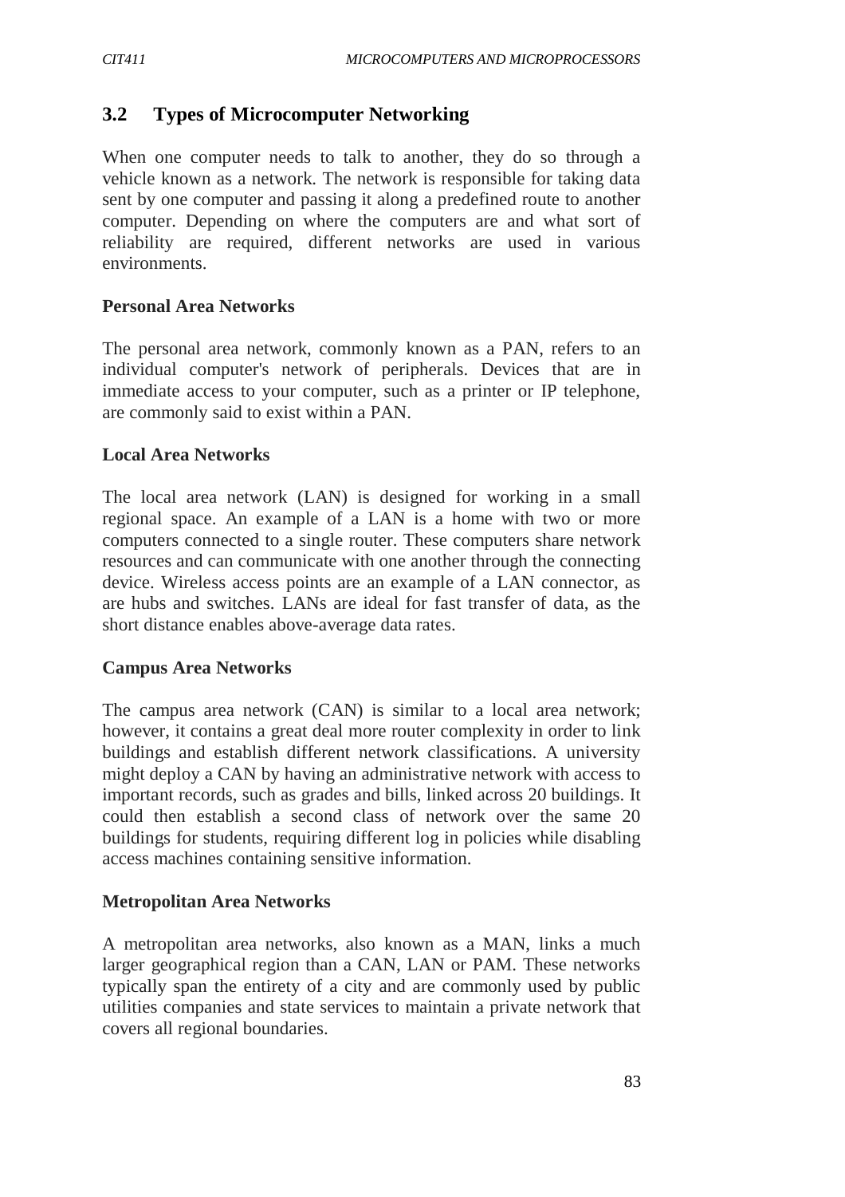## 3.2 Types of Microcomputer Networking

When one computer needs to talk to another, they do so through a vehicle known as a network. The network is responsible for taking data sent by one computer and passing it along a predefined route to another computer. Depending on where the computers are and what sort of reliability are required, different networks are used in various environments.

### Personal Area Networks

The personal area network, commonly known as a PAN, refers to an individual computer's network of peripherals. Devices that are in immediate access to your computer, such as a printer or IP telephone, are commonly said to exist within a PAN.

### Local Area Networks

The local area network (LAN) is designed for working in a small regional space. An example of a LAN is a home with two or more computers connected to a single router. These computers share network resources and can communicate with one another through the connecting device. Wireless access points are an example of a LAN connector, as are hubs and switches. LANs are ideal for fast transfer of data, as the short distance enables above-average data rates.

### Campus Area Networks

The campus area network (CAN) is similar to a local area network; however, it contains a great deal more router complexity in order to link buildings and establish different network classifications. A university might deploy a CAN by having an administrative network with access to important records, such as grades and bills, linked across 20 buildings. It could then establish a second class of network over the same 20 buildings for students, requiring different log in policies while disabling access machines containing sensitive information.

### Metropolitan Area Networks

A metropolitan area networks, also known as a MAN, links a much larger geographical region than a CAN, LAN or PAM. These networks typically span the entirety of a city and are commonly used by public utilities companies and state services to maintain a private network that covers all regional boundaries.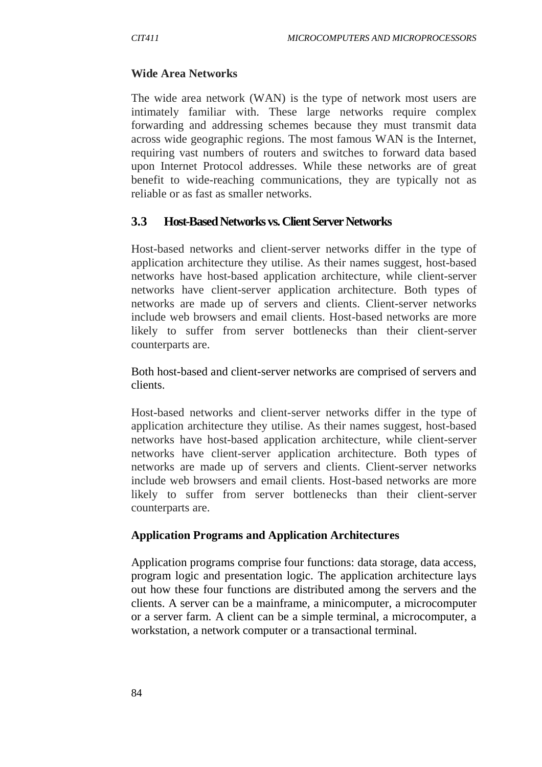**Wide Area Networks**

The wide area network (WAN) is the type of network most users are intimately familiar with. These large networks require complex forwarding and addressing schemes because they must transmit data across wide geographic regions. The most famous WAN is the Internet, requiring vast numbers of routers and switches to forward data based upon Internet Protocol addresses. While these networks are of great benefit to wide-reaching communications, they are typically not as reliable or as fast as smaller networks.

## 3.3 Host-Based Networks vs. Client Server Networks

Host-based networks and client-server networks differ in the type of application architecture they utilise. As their names suggest, host-based networks have host-based application architecture, while client-server networks have client-server application architecture. Both types of networks are made up of servers and clients. Client-server networks include web browsers and email clients. Host-based networks are more likely to suffer from server bottlenecks than their client-server counterparts are.

Both host-based and client-server networks are comprised of servers and clients.

Host-based networks and client-server networks differ in the type of application architecture they utilise. As their names suggest, host-based networks have host-based application architecture, while client-server networks have client-server application architecture. Both types of networks are made up of servers and clients. Client-server networks include web browsers and email clients. Host-based networks are more likely to suffer from server bottlenecks than their client-server counterparts are.

**Application Programs and Application Architectures**

Application programs comprise four functions: data storage, data access, program logic and presentation logic. The application architecture lays out how these four functions are distributed among the servers and the clients. A server can be a mainframe, a minicomputer, a microcomputer or a server farm. A client can be a simple terminal, a microcomputer, a workstation, a network computer or a transactional terminal.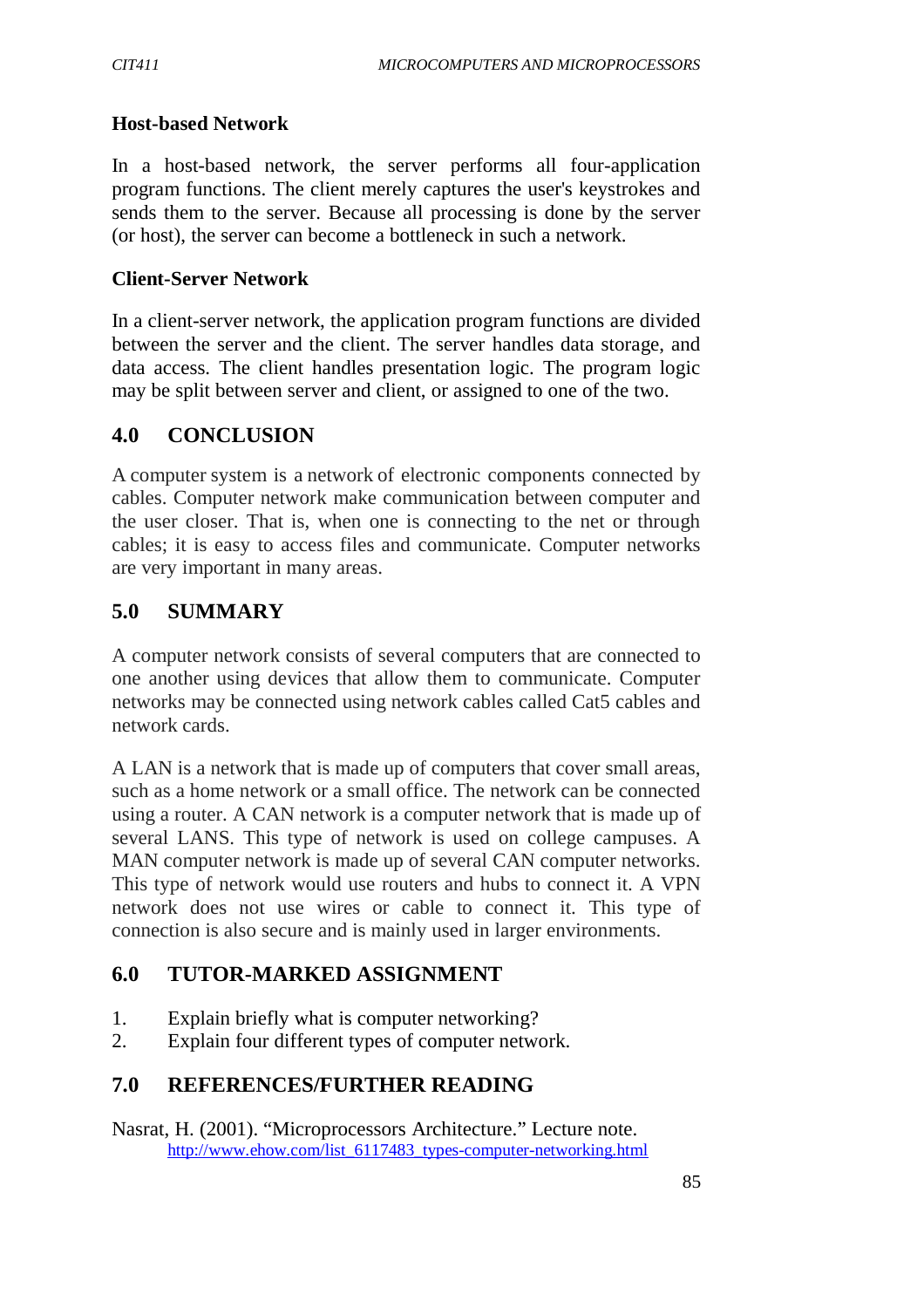### Host-based Network

In a host-based network, the server performs all four-application program functions. The client merely captures the user's keystrokes and sends them to the server. Because all processing is done by the server (or host), the server can become a bottleneck in such a network.

### Client-Server Network

In a client-server network, the application program functions are divided between the server and the client. The server handles data storage, and data access. The client handles presentation logic. The program logic may be split between server and client, or assigned to one of the two.

## 4.0 CONCLUSION

A computer system is a network of electronic components connected by cables. Computer network make communication between computer and the user closer. That is, when one is connecting to the net or through cables; it is easy to access files and communicate. Computer networks are very important in many areas.

## 5.0 SUMMARY

A computer network consists of several computers that are connected to one another using devices that allow them to communicate. Computer networks may be connected using network cables called Cat5 cables and network cards.

A LAN is a network that is made up of computers that cover small areas, such as a home network or a small office. The network can be connected using a router. A CAN network is a computer network that is made up of several LANS. This type of network is used on college campuses. A MAN computer network is made up of several CAN computer networks. This type of network would use routers and hubs to connect it. A VPN network does not use wires or cable to connect it. This type of connection is also secure and is mainly used in larger environments.

## 6.0 TUTOR-MARKED ASSIGNMENT

1. Explain briefly what is computer networking?
2. Explain four different types of computer network.

## 7.0 REFERENCES/FURTHER READING

Nasrat, H. (2001). "Microprocessors Architecture." Lecture note.
http://www.ehow.com/list_6117483_types-computer-networking.html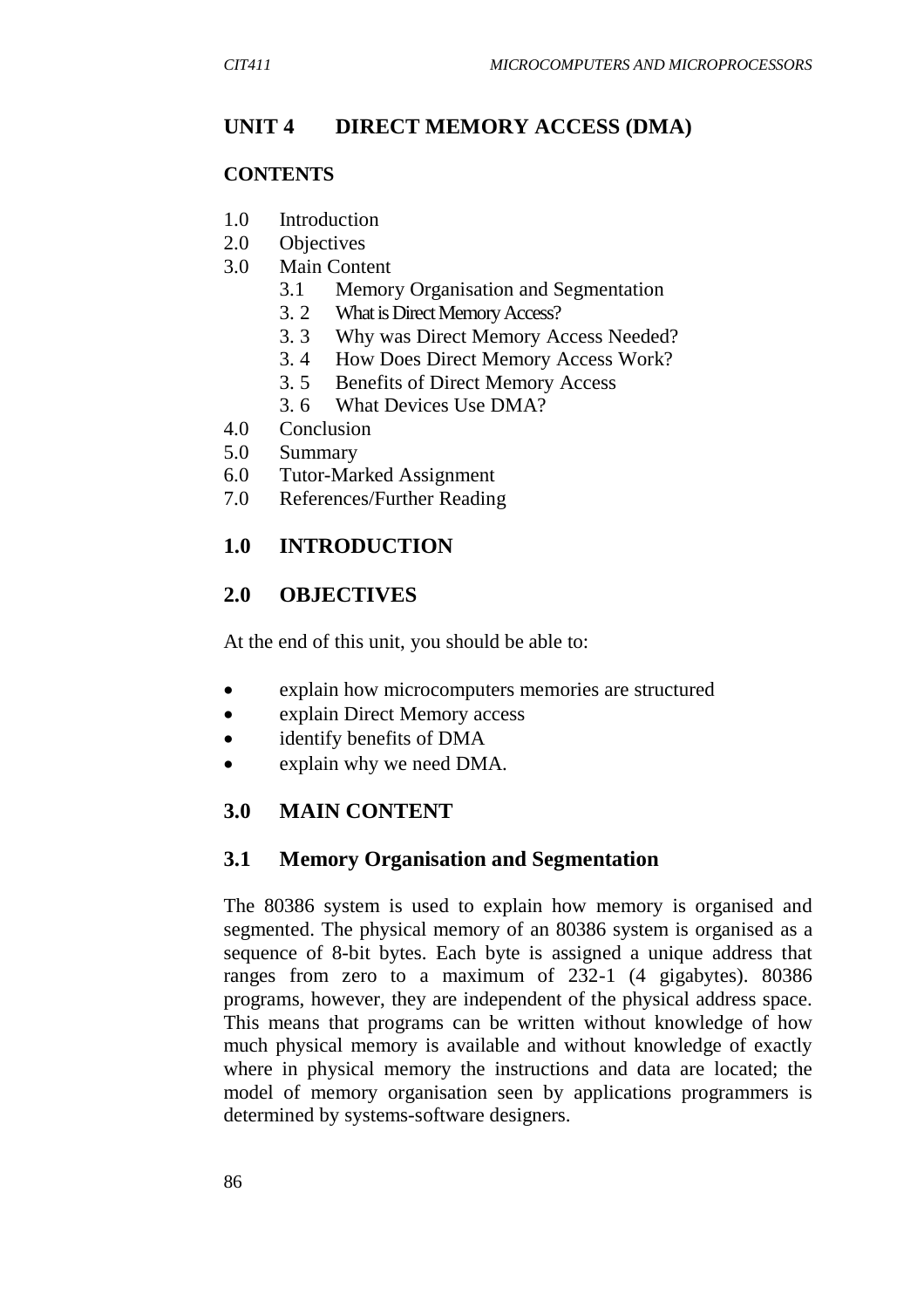## UNIT 4 DIRECT MEMORY ACCESS (DMA)

### CONTENTS

1.0 Introduction
2.0 Objectives
3.0 Main Content
   3.1 Memory Organisation and Segmentation
   3. 2 What is Direct Memory Access?
   3. 3 Why was Direct Memory Access Needed?
   3. 4 How Does Direct Memory Access Work?
   3. 5 Benefits of Direct Memory Access
   3. 6 What Devices Use DMA?
4.0 Conclusion
5.0 Summary
6.0 Tutor-Marked Assignment
7.0 References/Further Reading

### 1.0 INTRODUCTION

### 2.0 OBJECTIVES

At the end of this unit, you should be able to:

- explain how microcomputers memories are structured
- explain Direct Memory access
- identify benefits of DMA
- explain why we need DMA.

### 3.0 MAIN CONTENT

### 3.1 Memory Organisation and Segmentation

The 80386 system is used to explain how memory is organised and segmented. The physical memory of an 80386 system is organised as a sequence of 8-bit bytes. Each byte is assigned a unique address that ranges from zero to a maximum of 232-1 (4 gigabytes). 80386 programs, however, they are independent of the physical address space. This means that programs can be written without knowledge of how much physical memory is available and without knowledge of exactly where in physical memory the instructions and data are located; the model of memory organisation seen by applications programmers is determined by systems-software designers.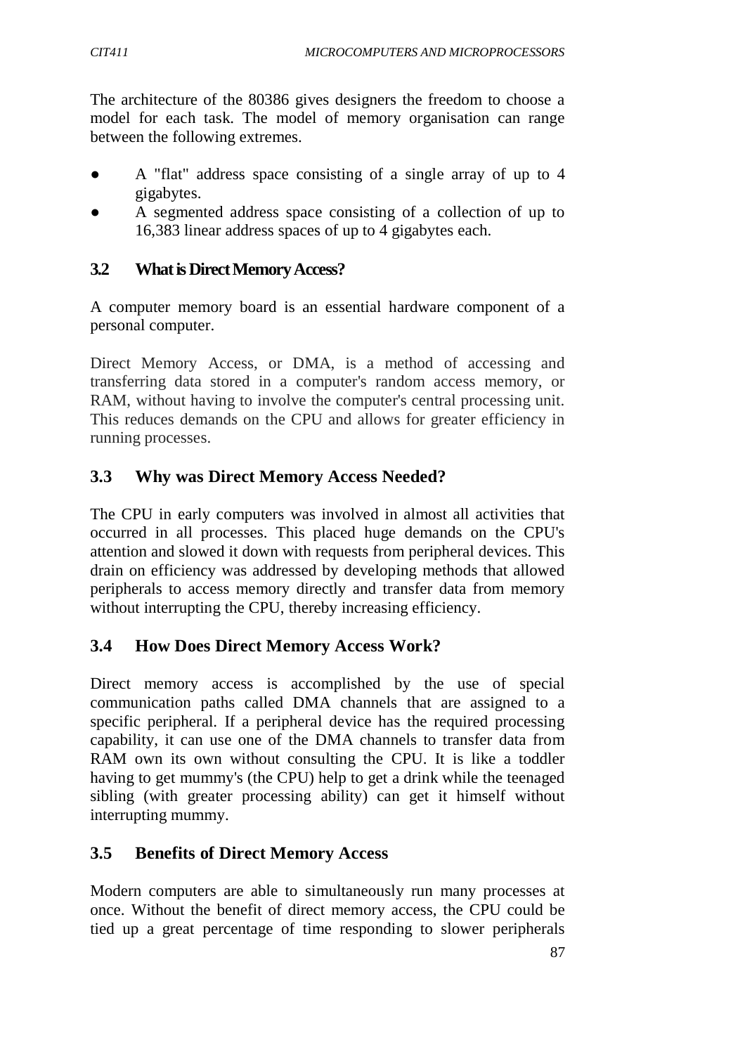The architecture of the 80386 gives designers the freedom to choose a model for each task. The model of memory organisation can range between the following extremes.

- A "flat" address space consisting of a single array of up to 4 gigabytes.
- A segmented address space consisting of a collection of up to 16,383 linear address spaces of up to 4 gigabytes each.

### 3.2 What is Direct Memory Access?

A computer memory board is an essential hardware component of a personal computer.

Direct Memory Access, or DMA, is a method of accessing and transferring data stored in a computer's random access memory, or RAM, without having to involve the computer's central processing unit. This reduces demands on the CPU and allows for greater efficiency in running processes.

### 3.3 Why was Direct Memory Access Needed?

The CPU in early computers was involved in almost all activities that occurred in all processes. This placed huge demands on the CPU's attention and slowed it down with requests from peripheral devices. This drain on efficiency was addressed by developing methods that allowed peripherals to access memory directly and transfer data from memory without interrupting the CPU, thereby increasing efficiency.

### 3.4 How Does Direct Memory Access Work?

Direct memory access is accomplished by the use of special communication paths called DMA channels that are assigned to a specific peripheral. If a peripheral device has the required processing capability, it can use one of the DMA channels to transfer data from RAM own its own without consulting the CPU. It is like a toddler having to get mummy's (the CPU) help to get a drink while the teenaged sibling (with greater processing ability) can get it himself without interrupting mummy.

### 3.5 Benefits of Direct Memory Access

Modern computers are able to simultaneously run many processes at once. Without the benefit of direct memory access, the CPU could be tied up a great percentage of time responding to slower peripherals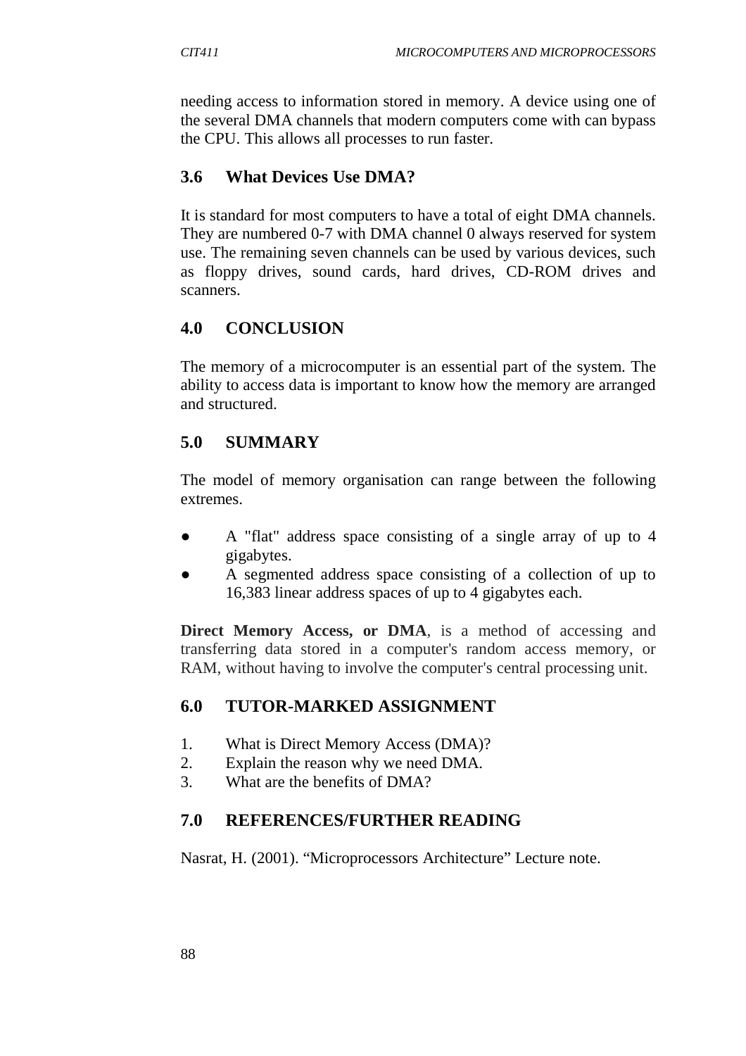needing access to information stored in memory. A device using one of the several DMA channels that modern computers come with can bypass the CPU. This allows all processes to run faster.

## 3.6 What Devices Use DMA?

It is standard for most computers to have a total of eight DMA channels. They are numbered 0-7 with DMA channel 0 always reserved for system use. The remaining seven channels can be used by various devices, such as floppy drives, sound cards, hard drives, CD-ROM drives and scanners.

## 4.0 CONCLUSION

The memory of a microcomputer is an essential part of the system. The ability to access data is important to know how the memory are arranged and structured.

## 5.0 SUMMARY

The model of memory organisation can range between the following extremes.

- A "flat" address space consisting of a single array of up to 4 gigabytes.
- A segmented address space consisting of a collection of up to 16,383 linear address spaces of up to 4 gigabytes each.

**Direct Memory Access, or DMA**, is a method of accessing and transferring data stored in a computer's random access memory, or RAM, without having to involve the computer's central processing unit.

## 6.0 TUTOR-MARKED ASSIGNMENT

1. What is Direct Memory Access (DMA)?
2. Explain the reason why we need DMA.
3. What are the benefits of DMA?

## 7.0 REFERENCES/FURTHER READING

Nasrat, H. (2001). “Microprocessors Architecture” Lecture note.